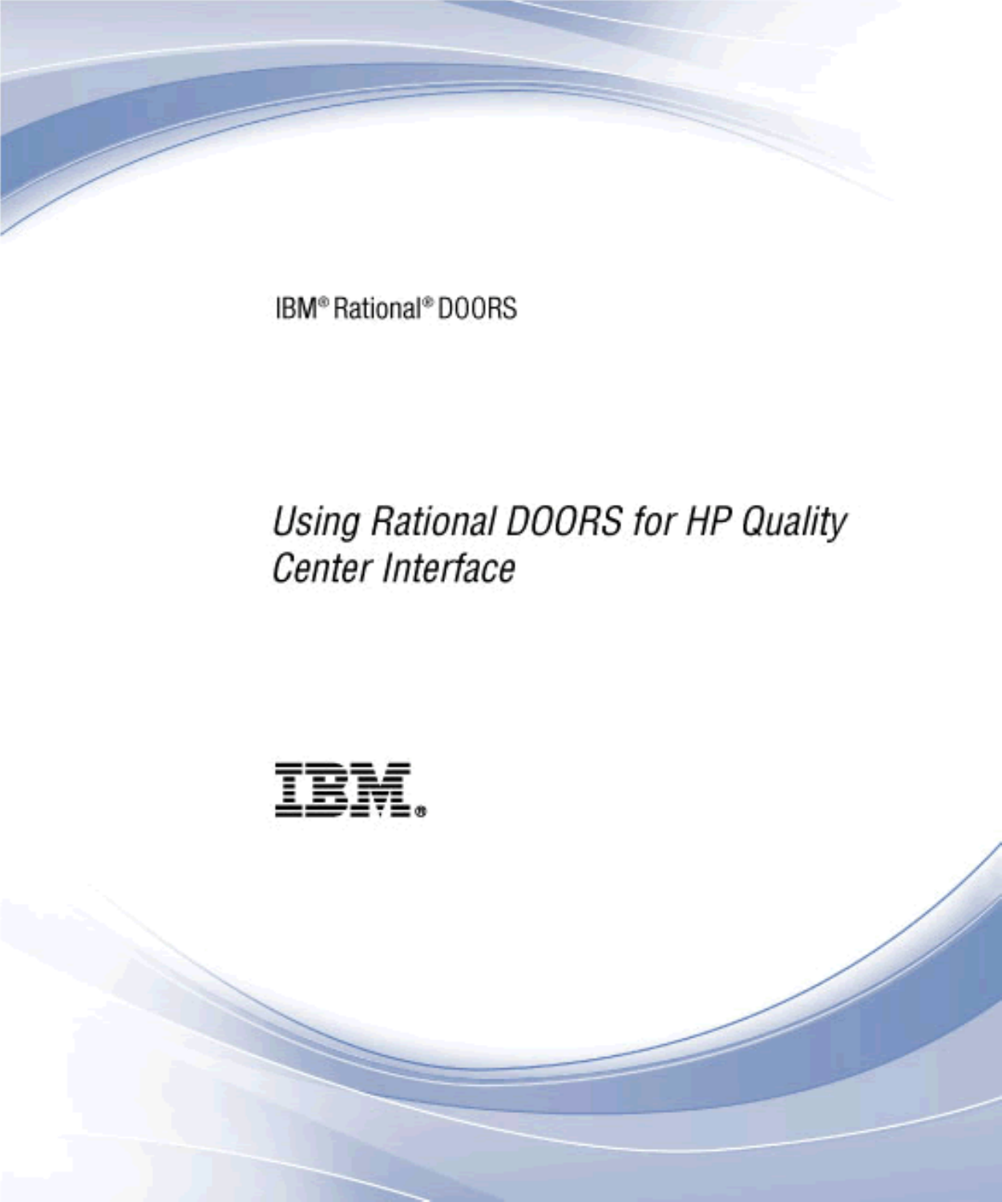IBM® Rational® DOORS

# *Using Rational DOORS for HP Quality Center Interface*

IBM®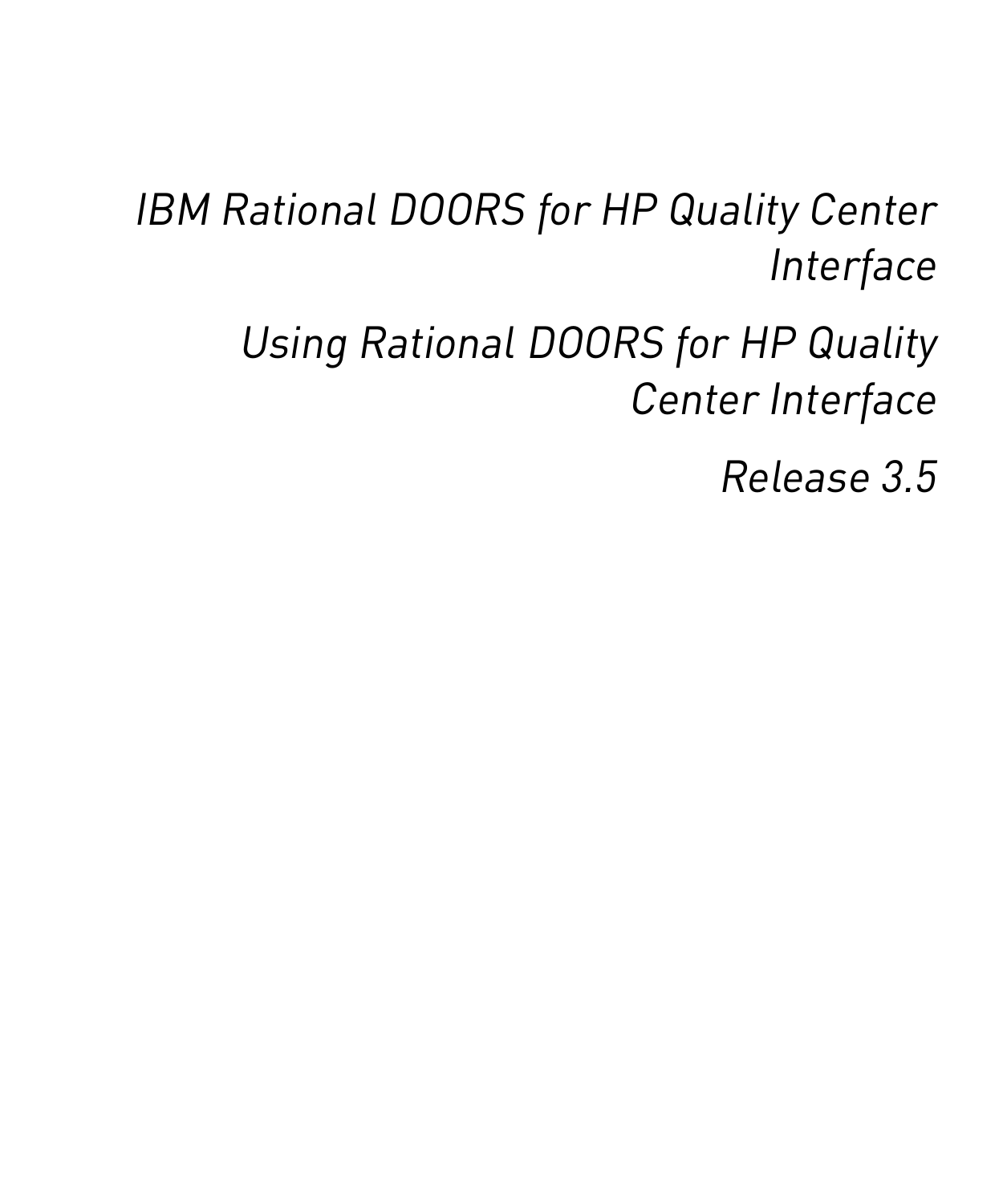# *IBM Rational DOORS for HP Quality Center Interface*

## *Using Rational DOORS for HP Quality Center Interface*

## *Release 3.5*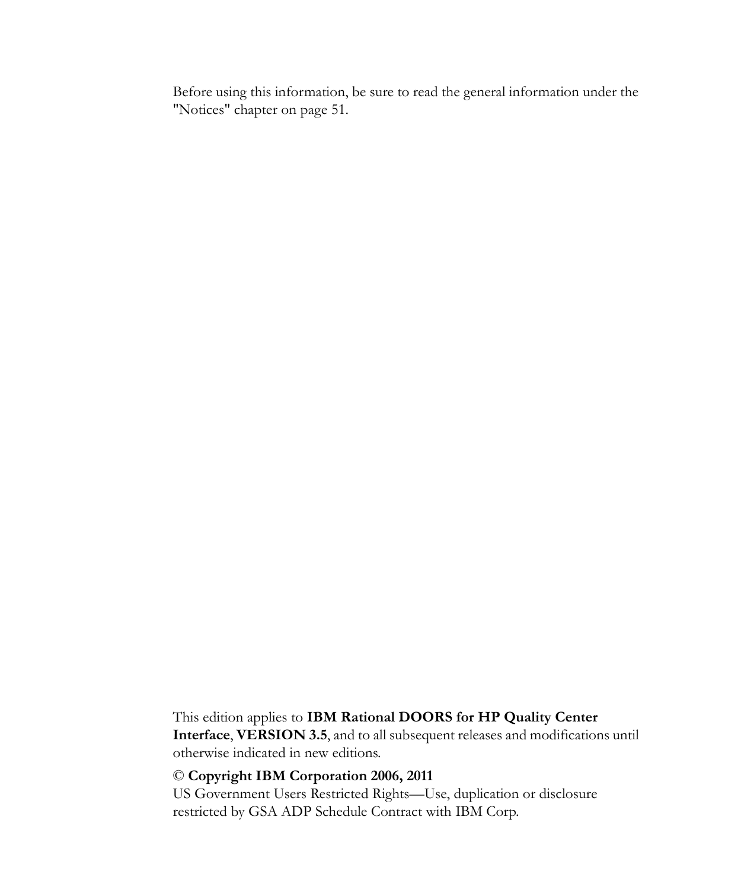Before using this information, be sure to read the general information under the "Notices" chapter on page 51.

This edition applies to **IBM Rational DOORS for HP Quality Center Interface**, **VERSION 3.5**, and to all subsequent releases and modifications until otherwise indicated in new editions.

© **Copyright IBM Corporation 2006, 2011**
US Government Users Restricted Rights—Use, duplication or disclosure restricted by GSA ADP Schedule Contract with IBM Corp.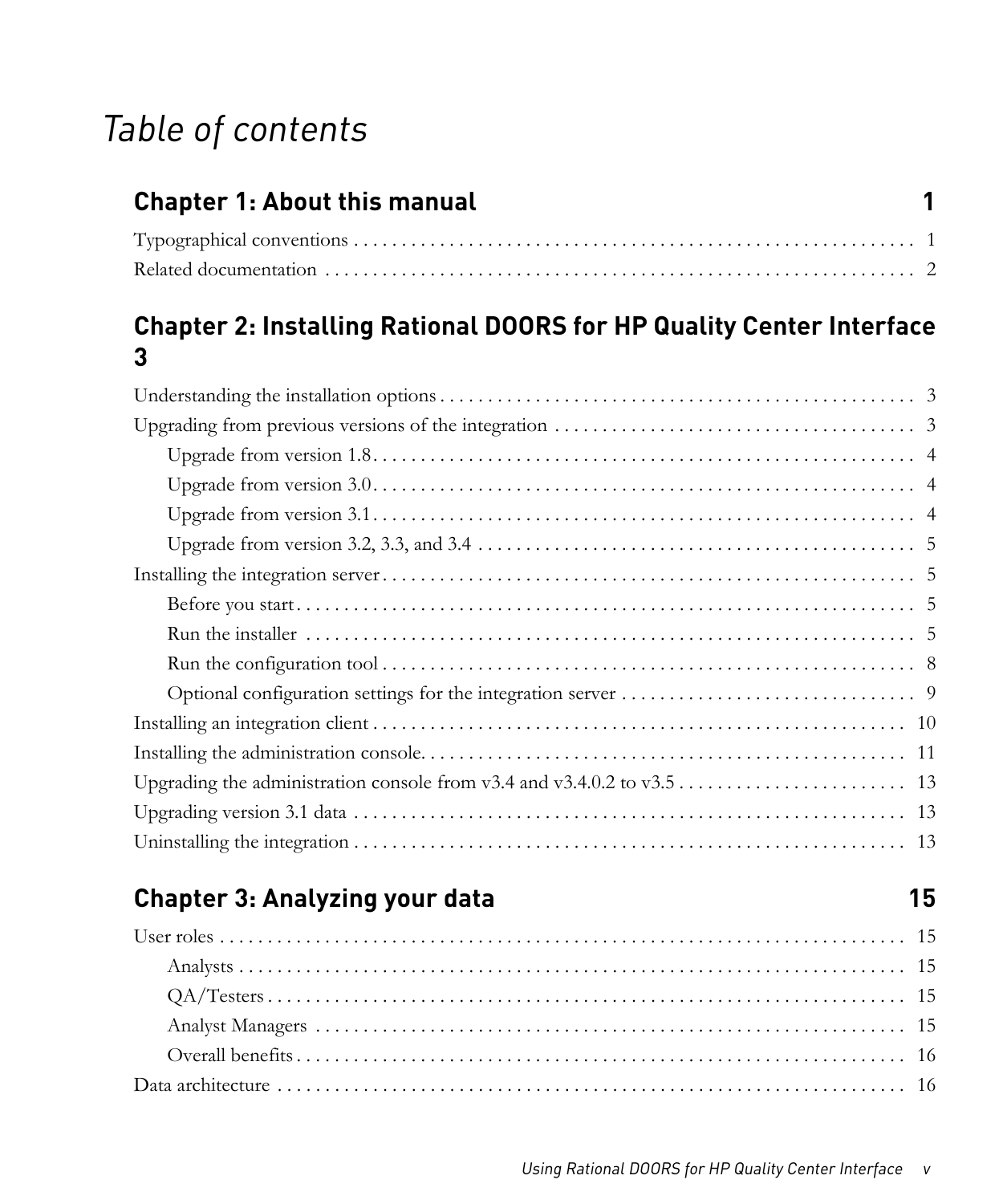# Table of contents

## Chapter 1: About this manual 1

Typographical conventions . . . . . . . . . . . . . . . . . . . . . . . . . . . . . . . . . . . . . . . . . . . . . . . . . . . . . . . . . . . . 1

Related documentation . . . . . . . . . . . . . . . . . . . . . . . . . . . . . . . . . . . . . . . . . . . . . . . . . . . . . . . . . . . . . . . 2

## Chapter 2: Installing Rational DOORS for HP Quality Center Interface 3

Understanding the installation options . . . . . . . . . . . . . . . . . . . . . . . . . . . . . . . . . . . . . . . . . . . . . . . . . . 3

Upgrading from previous versions of the integration . . . . . . . . . . . . . . . . . . . . . . . . . . . . . . . . . . . . . . . 3

- Upgrade from version 1.8 . . . . . . . . . . . . . . . . . . . . . . . . . . . . . . . . . . . . . . . . . . . . . . . . . . . . . . . . . . 4
- Upgrade from version 3.0 . . . . . . . . . . . . . . . . . . . . . . . . . . . . . . . . . . . . . . . . . . . . . . . . . . . . . . . . . . 4
- Upgrade from version 3.1 . . . . . . . . . . . . . . . . . . . . . . . . . . . . . . . . . . . . . . . . . . . . . . . . . . . . . . . . . . 4
- Upgrade from version 3.2, 3.3, and 3.4 . . . . . . . . . . . . . . . . . . . . . . . . . . . . . . . . . . . . . . . . . . . . . . . 5

Installing the integration server . . . . . . . . . . . . . . . . . . . . . . . . . . . . . . . . . . . . . . . . . . . . . . . . . . . . . . . . . 5

- Before you start . . . . . . . . . . . . . . . . . . . . . . . . . . . . . . . . . . . . . . . . . . . . . . . . . . . . . . . . . . . . . . . . . . 5
- Run the installer . . . . . . . . . . . . . . . . . . . . . . . . . . . . . . . . . . . . . . . . . . . . . . . . . . . . . . . . . . . . . . . . . . 5
- Run the configuration tool . . . . . . . . . . . . . . . . . . . . . . . . . . . . . . . . . . . . . . . . . . . . . . . . . . . . . . . . . . 8
- Optional configuration settings for the integration server . . . . . . . . . . . . . . . . . . . . . . . . . . . . . . . . 9

Installing an integration client . . . . . . . . . . . . . . . . . . . . . . . . . . . . . . . . . . . . . . . . . . . . . . . . . . . . . . . . . 10

Installing the administration console. . . . . . . . . . . . . . . . . . . . . . . . . . . . . . . . . . . . . . . . . . . . . . . . . . . . 11

Upgrading the administration console from v3.4 and v3.4.0.2 to v3.5 . . . . . . . . . . . . . . . . . . . . . . . . . 13

Upgrading version 3.1 data . . . . . . . . . . . . . . . . . . . . . . . . . . . . . . . . . . . . . . . . . . . . . . . . . . . . . . . . . . . 13

Uninstalling the integration . . . . . . . . . . . . . . . . . . . . . . . . . . . . . . . . . . . . . . . . . . . . . . . . . . . . . . . . . . . 13

## Chapter 3: Analyzing your data 15

User roles . . . . . . . . . . . . . . . . . . . . . . . . . . . . . . . . . . . . . . . . . . . . . . . . . . . . . . . . . . . . . . . . . . . . . . . . . 15

- Analysts . . . . . . . . . . . . . . . . . . . . . . . . . . . . . . . . . . . . . . . . . . . . . . . . . . . . . . . . . . . . . . . . . . . . . . . . 15
- QA/Testers . . . . . . . . . . . . . . . . . . . . . . . . . . . . . . . . . . . . . . . . . . . . . . . . . . . . . . . . . . . . . . . . . . . . . 15
- Analyst Managers . . . . . . . . . . . . . . . . . . . . . . . . . . . . . . . . . . . . . . . . . . . . . . . . . . . . . . . . . . . . . . . . 15
- Overall benefits . . . . . . . . . . . . . . . . . . . . . . . . . . . . . . . . . . . . . . . . . . . . . . . . . . . . . . . . . . . . . . . . . . 16

Data architecture . . . . . . . . . . . . . . . . . . . . . . . . . . . . . . . . . . . . . . . . . . . . . . . . . . . . . . . . . . . . . . . . . . . 16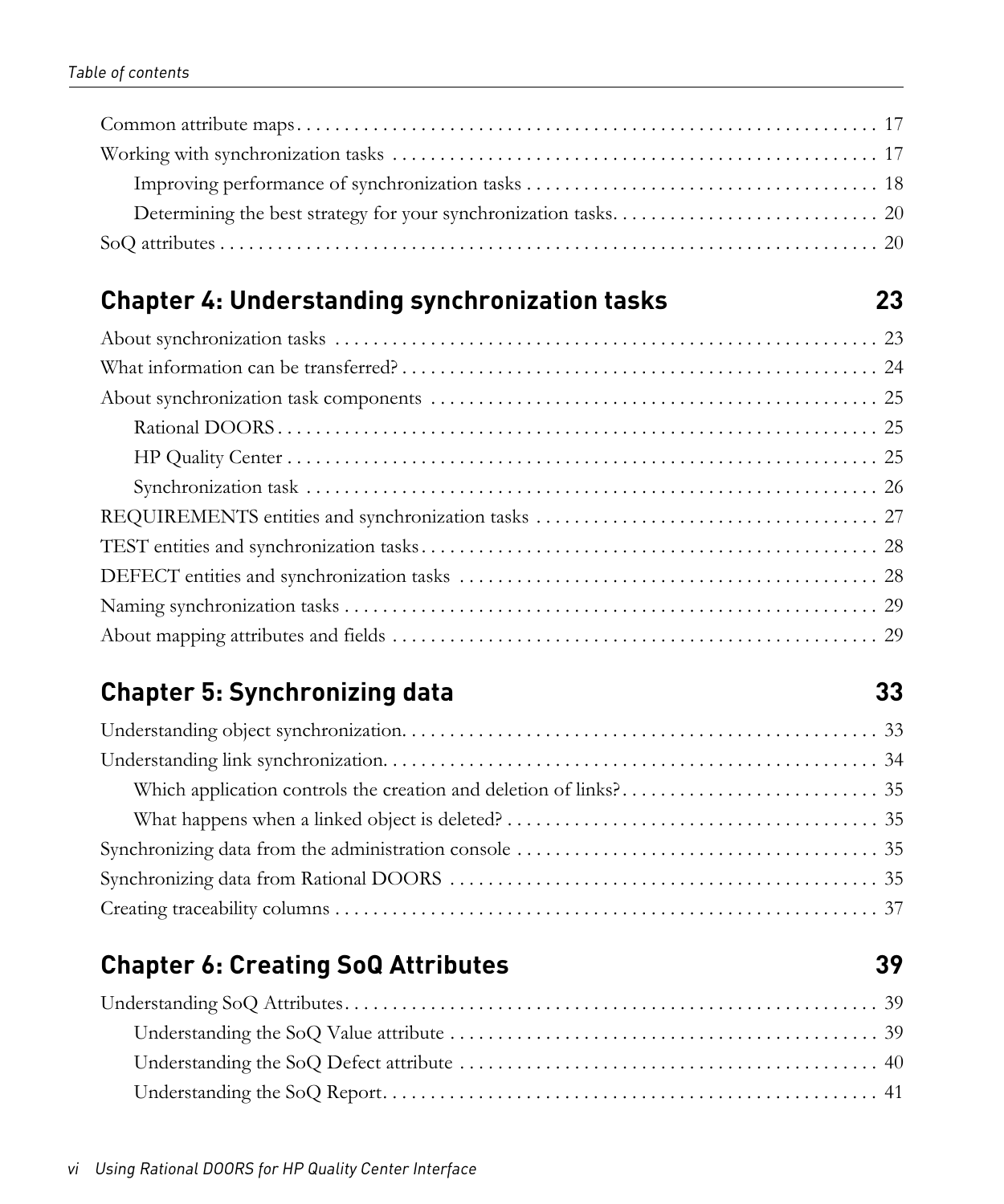Common attribute maps . . . . . . . . . . . . . . . . . . . . . . . . . . . . . . . . . . . . . . . . . . . . . . . . . . . . . . . . . . . . 17

Working with synchronization tasks . . . . . . . . . . . . . . . . . . . . . . . . . . . . . . . . . . . . . . . . . . . . . . . . . . . . 17

- Improving performance of synchronization tasks . . . . . . . . . . . . . . . . . . . . . . . . . . . . . . . . . . . . . . 18
- Determining the best strategy for your synchronization tasks. . . . . . . . . . . . . . . . . . . . . . . . . . . . 20

SoQ attributes . . . . . . . . . . . . . . . . . . . . . . . . . . . . . . . . . . . . . . . . . . . . . . . . . . . . . . . . . . . . . . . . . . . . . 20

## Chapter 4: Understanding synchronization tasks 23

About synchronization tasks . . . . . . . . . . . . . . . . . . . . . . . . . . . . . . . . . . . . . . . . . . . . . . . . . . . . . . . . . 23

What information can be transferred? . . . . . . . . . . . . . . . . . . . . . . . . . . . . . . . . . . . . . . . . . . . . . . . . . . 24

About synchronization task components . . . . . . . . . . . . . . . . . . . . . . . . . . . . . . . . . . . . . . . . . . . . . . . 25

- Rational DOORS . . . . . . . . . . . . . . . . . . . . . . . . . . . . . . . . . . . . . . . . . . . . . . . . . . . . . . . . . . . . . . . 25
- HP Quality Center . . . . . . . . . . . . . . . . . . . . . . . . . . . . . . . . . . . . . . . . . . . . . . . . . . . . . . . . . . . . . . 25
- Synchronization task . . . . . . . . . . . . . . . . . . . . . . . . . . . . . . . . . . . . . . . . . . . . . . . . . . . . . . . . . . . . 26

REQUIREMENTS entities and synchronization tasks . . . . . . . . . . . . . . . . . . . . . . . . . . . . . . . . . . . . 27

TEST entities and synchronization tasks . . . . . . . . . . . . . . . . . . . . . . . . . . . . . . . . . . . . . . . . . . . . . . . . 28

DEFECT entities and synchronization tasks . . . . . . . . . . . . . . . . . . . . . . . . . . . . . . . . . . . . . . . . . . . . 28

Naming synchronization tasks . . . . . . . . . . . . . . . . . . . . . . . . . . . . . . . . . . . . . . . . . . . . . . . . . . . . . . . . . 29

About mapping attributes and fields . . . . . . . . . . . . . . . . . . . . . . . . . . . . . . . . . . . . . . . . . . . . . . . . . . . . 29

## Chapter 5: Synchronizing data 33

Understanding object synchronization. . . . . . . . . . . . . . . . . . . . . . . . . . . . . . . . . . . . . . . . . . . . . . . . . . 33

Understanding link synchronization. . . . . . . . . . . . . . . . . . . . . . . . . . . . . . . . . . . . . . . . . . . . . . . . . . . . 34

- Which application controls the creation and deletion of links? . . . . . . . . . . . . . . . . . . . . . . . . . . . 35
- What happens when a linked object is deleted? . . . . . . . . . . . . . . . . . . . . . . . . . . . . . . . . . . . . . . . . 35

Synchronizing data from the administration console . . . . . . . . . . . . . . . . . . . . . . . . . . . . . . . . . . . . . . 35

Synchronizing data from Rational DOORS . . . . . . . . . . . . . . . . . . . . . . . . . . . . . . . . . . . . . . . . . . . . . 35

Creating traceability columns . . . . . . . . . . . . . . . . . . . . . . . . . . . . . . . . . . . . . . . . . . . . . . . . . . . . . . . . . 37

## Chapter 6: Creating SoQ Attributes 39

Understanding SoQ Attributes . . . . . . . . . . . . . . . . . . . . . . . . . . . . . . . . . . . . . . . . . . . . . . . . . . . . . . . . 39

- Understanding the SoQ Value attribute . . . . . . . . . . . . . . . . . . . . . . . . . . . . . . . . . . . . . . . . . . . . . . 39
- Understanding the SoQ Defect attribute . . . . . . . . . . . . . . . . . . . . . . . . . . . . . . . . . . . . . . . . . . . . . 40
- Understanding the SoQ Report. . . . . . . . . . . . . . . . . . . . . . . . . . . . . . . . . . . . . . . . . . . . . . . . . . . . . 41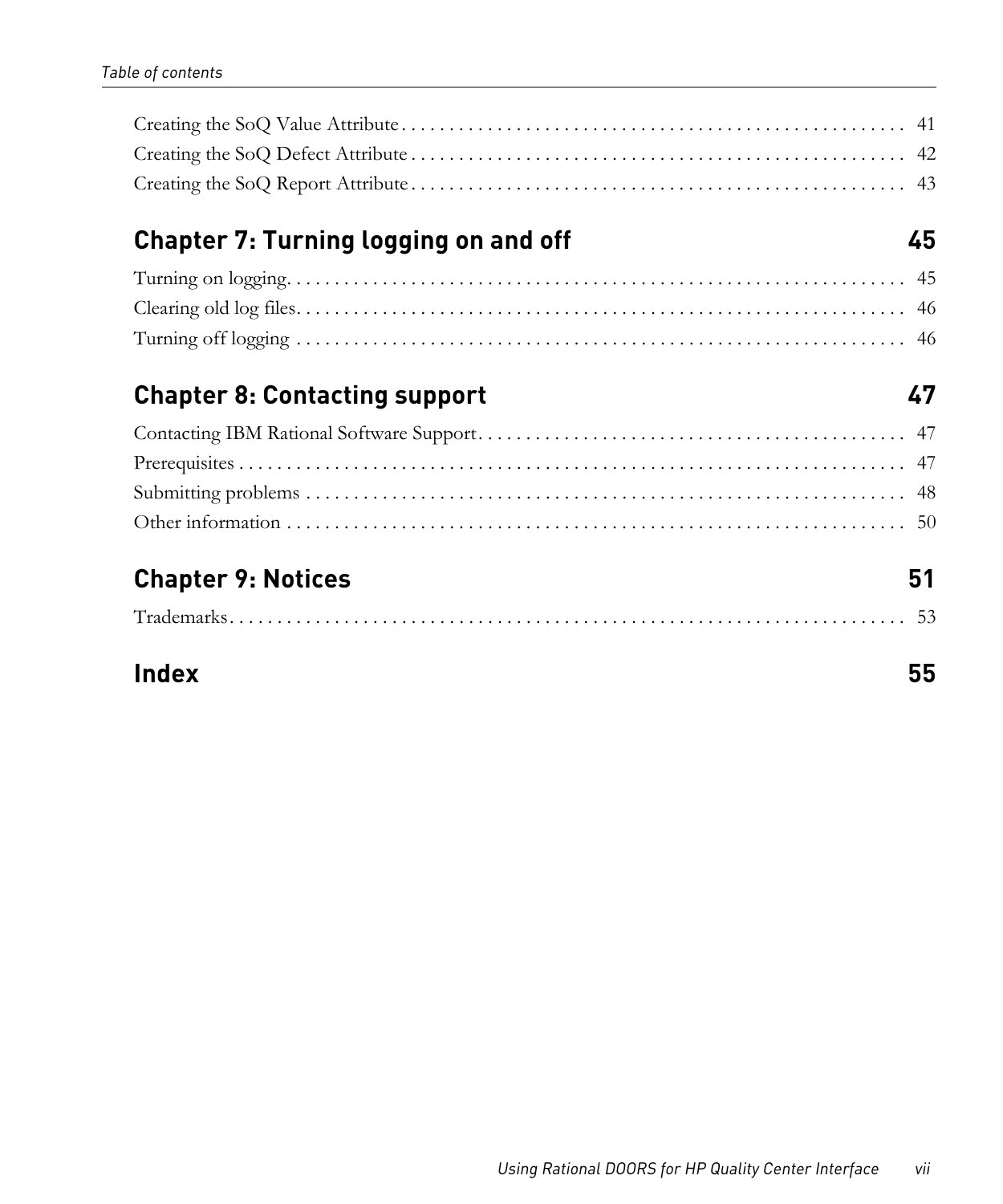Creating the SoQ Value Attribute . . . . . . . . . . . . . . . . . . . . . . . . . . . . . . . . . . . . . . . . . . . . . . . . . . . . 41
Creating the SoQ Defect Attribute . . . . . . . . . . . . . . . . . . . . . . . . . . . . . . . . . . . . . . . . . . . . . . . . . . . . 42
Creating the SoQ Report Attribute . . . . . . . . . . . . . . . . . . . . . . . . . . . . . . . . . . . . . . . . . . . . . . . . . . . . 43

## Chapter 7: Turning logging on and off 45

Turning on logging. . . . . . . . . . . . . . . . . . . . . . . . . . . . . . . . . . . . . . . . . . . . . . . . . . . . . . . . . . . . . . . 45
Clearing old log files. . . . . . . . . . . . . . . . . . . . . . . . . . . . . . . . . . . . . . . . . . . . . . . . . . . . . . . . . . . . . . 46
Turning off logging . . . . . . . . . . . . . . . . . . . . . . . . . . . . . . . . . . . . . . . . . . . . . . . . . . . . . . . . . . . . . . . 46

## Chapter 8: Contacting support 47

Contacting IBM Rational Software Support. . . . . . . . . . . . . . . . . . . . . . . . . . . . . . . . . . . . . . . . . . . . . 47
Prerequisites . . . . . . . . . . . . . . . . . . . . . . . . . . . . . . . . . . . . . . . . . . . . . . . . . . . . . . . . . . . . . . . . . . . . 47
Submitting problems . . . . . . . . . . . . . . . . . . . . . . . . . . . . . . . . . . . . . . . . . . . . . . . . . . . . . . . . . . . . . . 48
Other information . . . . . . . . . . . . . . . . . . . . . . . . . . . . . . . . . . . . . . . . . . . . . . . . . . . . . . . . . . . . . . . . 50

## Chapter 9: Notices 51

Trademarks. . . . . . . . . . . . . . . . . . . . . . . . . . . . . . . . . . . . . . . . . . . . . . . . . . . . . . . . . . . . . . . . . . . . . 53

## Index 55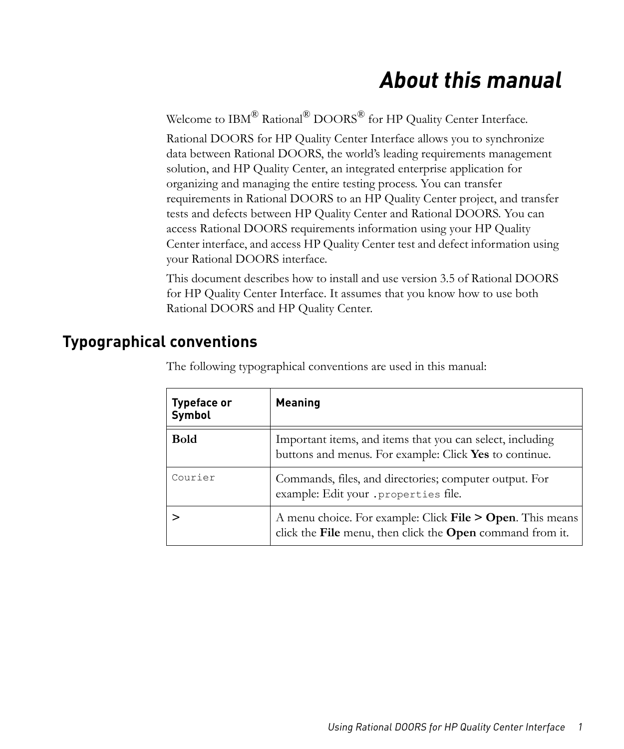# About this manual

Welcome to IBM® Rational® DOORS® for HP Quality Center Interface.

Rational DOORS for HP Quality Center Interface allows you to synchronize data between Rational DOORS, the world's leading requirements management solution, and HP Quality Center, an integrated enterprise application for organizing and managing the entire testing process. You can transfer requirements in Rational DOORS to an HP Quality Center project, and transfer tests and defects between HP Quality Center and Rational DOORS. You can access Rational DOORS requirements information using your HP Quality Center interface, and access HP Quality Center test and defect information using your Rational DOORS interface.

This document describes how to install and use version 3.5 of Rational DOORS for HP Quality Center Interface. It assumes that you know how to use both Rational DOORS and HP Quality Center.

## Typographical conventions

The following typographical conventions are used in this manual:

| Typeface or Symbol | Meaning |
|---|---|
| **Bold** | Important items, and items that you can select, including buttons and menus. For example: Click **Yes** to continue. |
| `Courier` | Commands, files, and directories; computer output. For example: Edit your `.properties` file. |
| **>** | A menu choice. For example: Click **File > Open**. This means click the **File** menu, then click the **Open** command from it. |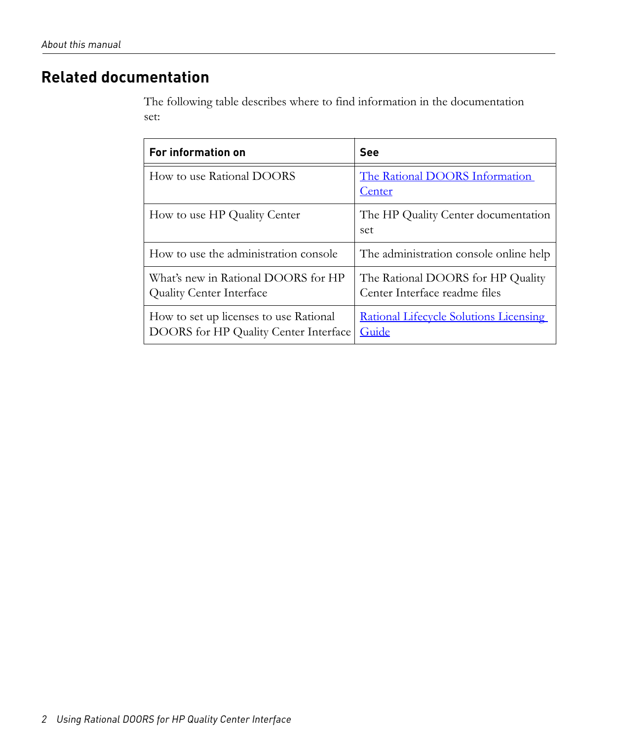## Related documentation

The following table describes where to find information in the documentation set:

| For information on | See |
|---|---|
| How to use Rational DOORS | The Rational DOORS Information Center |
| How to use HP Quality Center | The HP Quality Center documentation set |
| How to use the administration console | The administration console online help |
| What's new in Rational DOORS for HP Quality Center Interface | The Rational DOORS for HP Quality Center Interface readme files |
| How to set up licenses to use Rational DOORS for HP Quality Center Interface | Rational Lifecycle Solutions Licensing Guide |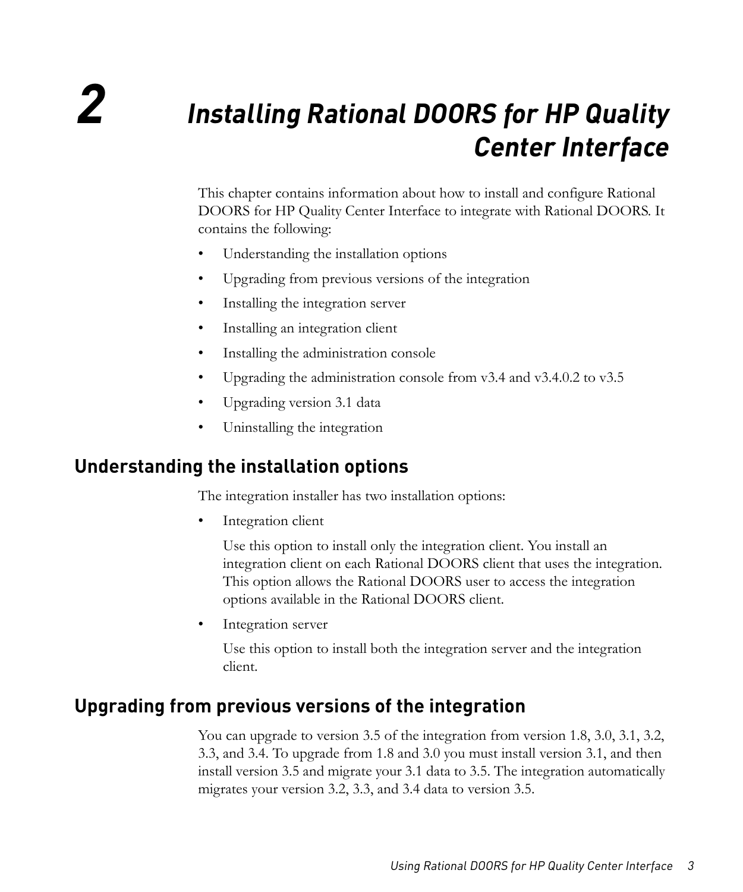# 2 Installing Rational DOORS for HP Quality Center Interface

This chapter contains information about how to install and configure Rational DOORS for HP Quality Center Interface to integrate with Rational DOORS. It contains the following:

- Understanding the installation options
- Upgrading from previous versions of the integration
- Installing the integration server
- Installing an integration client
- Installing the administration console
- Upgrading the administration console from v3.4 and v3.4.0.2 to v3.5
- Upgrading version 3.1 data
- Uninstalling the integration

## Understanding the installation options

The integration installer has two installation options:

- Integration client

  Use this option to install only the integration client. You install an integration client on each Rational DOORS client that uses the integration. This option allows the Rational DOORS user to access the integration options available in the Rational DOORS client.

- Integration server

  Use this option to install both the integration server and the integration client.

## Upgrading from previous versions of the integration

You can upgrade to version 3.5 of the integration from version 1.8, 3.0, 3.1, 3.2, 3.3, and 3.4. To upgrade from 1.8 and 3.0 you must install version 3.1, and then install version 3.5 and migrate your 3.1 data to 3.5. The integration automatically migrates your version 3.2, 3.3, and 3.4 data to version 3.5.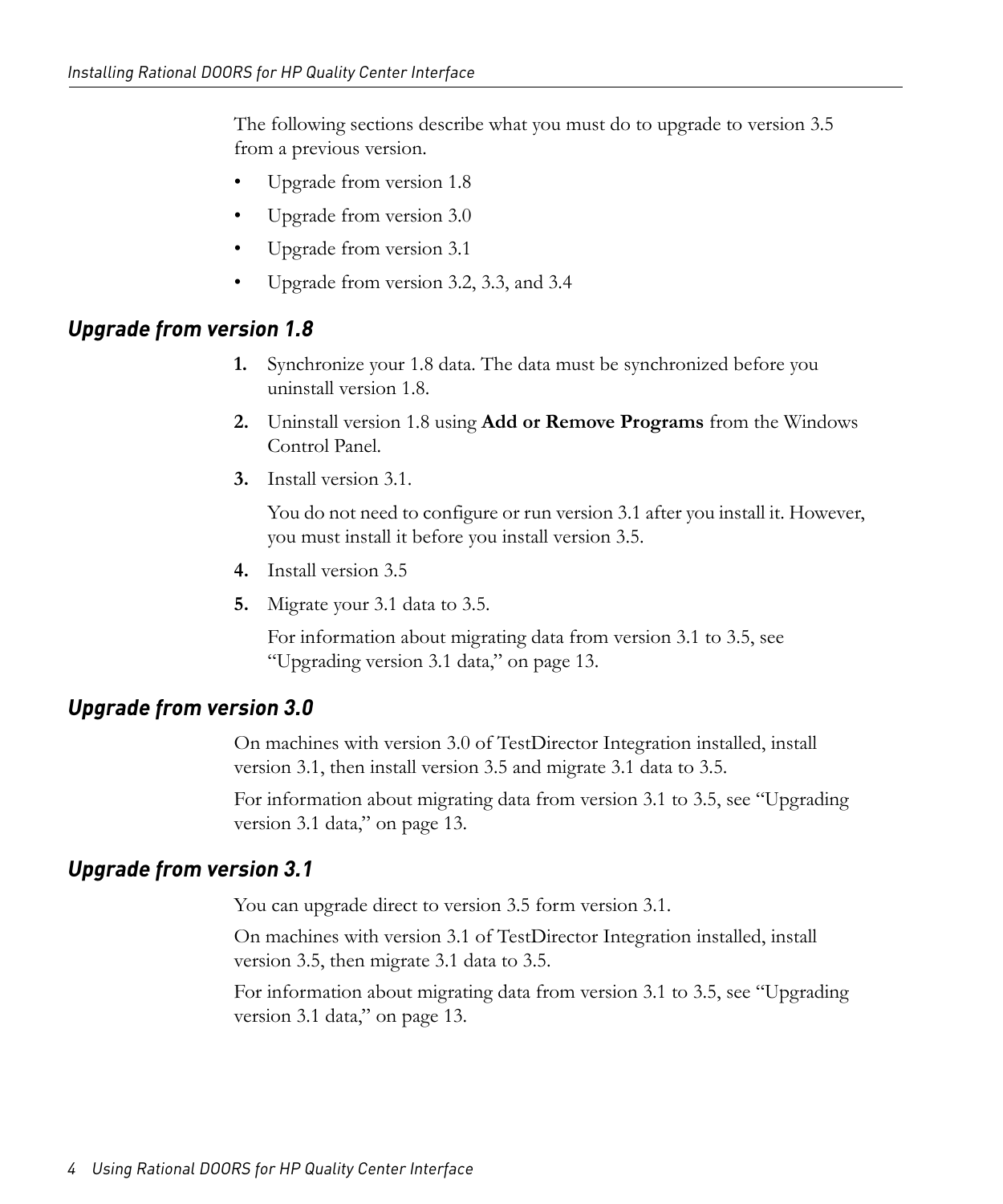The following sections describe what you must do to upgrade to version 3.5 from a previous version.

- Upgrade from version 1.8
- Upgrade from version 3.0
- Upgrade from version 3.1
- Upgrade from version 3.2, 3.3, and 3.4

### *Upgrade from version 1.8*

1. Synchronize your 1.8 data. The data must be synchronized before you uninstall version 1.8.
2. Uninstall version 1.8 using **Add or Remove Programs** from the Windows Control Panel.
3. Install version 3.1.

   You do not need to configure or run version 3.1 after you install it. However, you must install it before you install version 3.5.
4. Install version 3.5
5. Migrate your 3.1 data to 3.5.

   For information about migrating data from version 3.1 to 3.5, see "Upgrading version 3.1 data," on page 13.

### *Upgrade from version 3.0*

On machines with version 3.0 of TestDirector Integration installed, install version 3.1, then install version 3.5 and migrate 3.1 data to 3.5.

For information about migrating data from version 3.1 to 3.5, see "Upgrading version 3.1 data," on page 13.

### *Upgrade from version 3.1*

You can upgrade direct to version 3.5 form version 3.1.

On machines with version 3.1 of TestDirector Integration installed, install version 3.5, then migrate 3.1 data to 3.5.

For information about migrating data from version 3.1 to 3.5, see "Upgrading version 3.1 data," on page 13.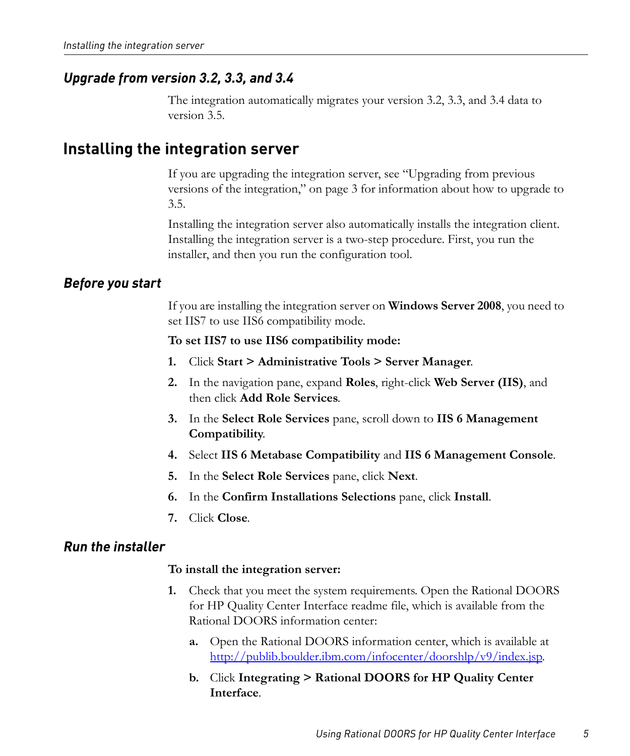### Upgrade from version 3.2, 3.3, and 3.4

The integration automatically migrates your version 3.2, 3.3, and 3.4 data to version 3.5.

## Installing the integration server

If you are upgrading the integration server, see “Upgrading from previous versions of the integration,” on page 3 for information about how to upgrade to 3.5.

Installing the integration server also automatically installs the integration client. Installing the integration server is a two-step procedure. First, you run the installer, and then you run the configuration tool.

### Before you start

If you are installing the integration server on **Windows Server 2008**, you need to set IIS7 to use IIS6 compatibility mode.

**To set IIS7 to use IIS6 compatibility mode:**

1. Click **Start > Administrative Tools > Server Manager**.
2. In the navigation pane, expand **Roles**, right-click **Web Server (IIS)**, and then click **Add Role Services**.
3. In the **Select Role Services** pane, scroll down to **IIS 6 Management Compatibility**.
4. Select **IIS 6 Metabase Compatibility** and **IIS 6 Management Console**.
5. In the **Select Role Services** pane, click **Next**.
6. In the **Confirm Installations Selections** pane, click **Install**.
7. Click **Close**.

### Run the installer

**To install the integration server:**

1. Check that you meet the system requirements. Open the Rational DOORS for HP Quality Center Interface readme file, which is available from the Rational DOORS information center:
   a. Open the Rational DOORS information center, which is available at http://publib.boulder.ibm.com/infocenter/doorshlp/v9/index.jsp.
   b. Click **Integrating > Rational DOORS for HP Quality Center Interface**.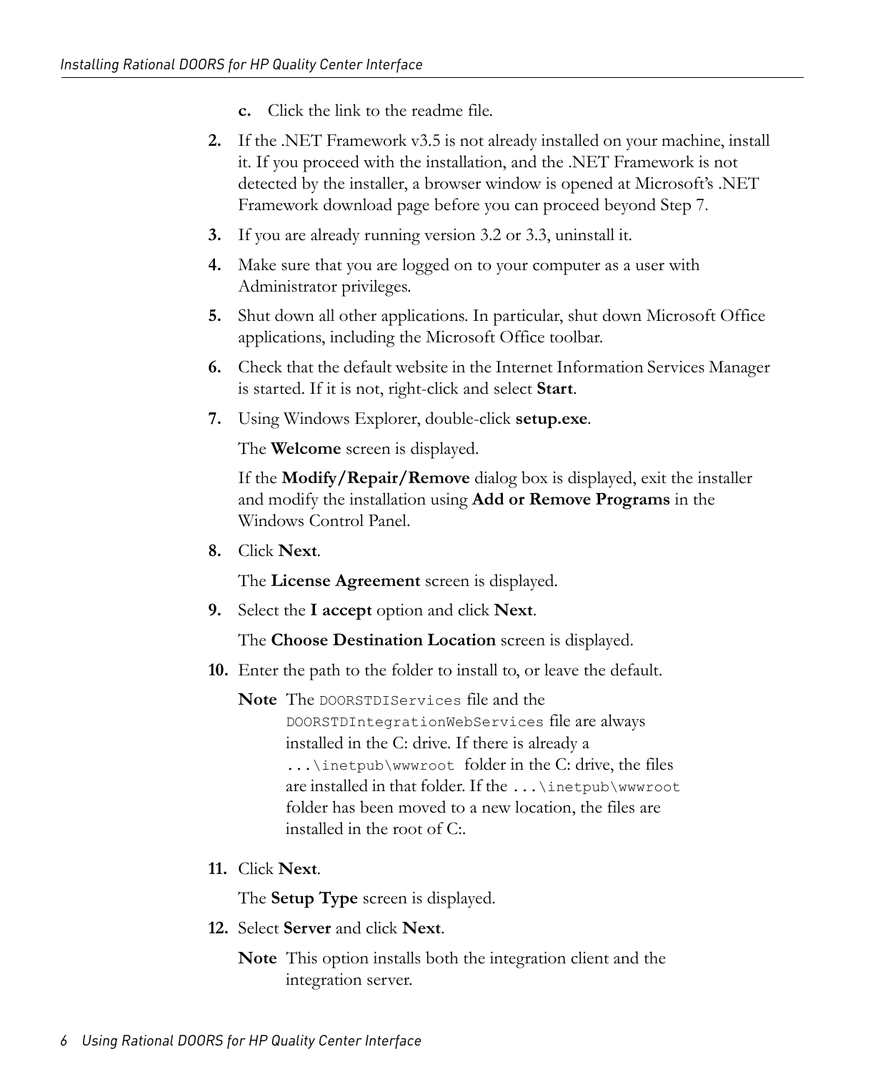c. Click the link to the readme file.

2. If the .NET Framework v3.5 is not already installed on your machine, install it. If you proceed with the installation, and the .NET Framework is not detected by the installer, a browser window is opened at Microsoft's .NET Framework download page before you can proceed beyond Step 7.
3. If you are already running version 3.2 or 3.3, uninstall it.
4. Make sure that you are logged on to your computer as a user with Administrator privileges.
5. Shut down all other applications. In particular, shut down Microsoft Office applications, including the Microsoft Office toolbar.
6. Check that the default website in the Internet Information Services Manager is started. If it is not, right-click and select **Start**.
7. Using Windows Explorer, double-click **setup.exe**.

   The **Welcome** screen is displayed.

   If the **Modify/Repair/Remove** dialog box is displayed, exit the installer and modify the installation using **Add or Remove Programs** in the Windows Control Panel.

8. Click **Next**.

   The **License Agreement** screen is displayed.

9. Select the **I accept** option and click **Next**.

   The **Choose Destination Location** screen is displayed.

10. Enter the path to the folder to install to, or leave the default.

    **Note** The `DOORSTDIServices` file and the `DOORSTDIntegrationWebServices` file are always installed in the C: drive. If there is already a `...\inetpub\wwwroot` folder in the C: drive, the files are installed in that folder. If the `...\inetpub\wwwroot` folder has been moved to a new location, the files are installed in the root of C:.

11. Click **Next**.

    The **Setup Type** screen is displayed.

12. Select **Server** and click **Next**.

    **Note** This option installs both the integration client and the integration server.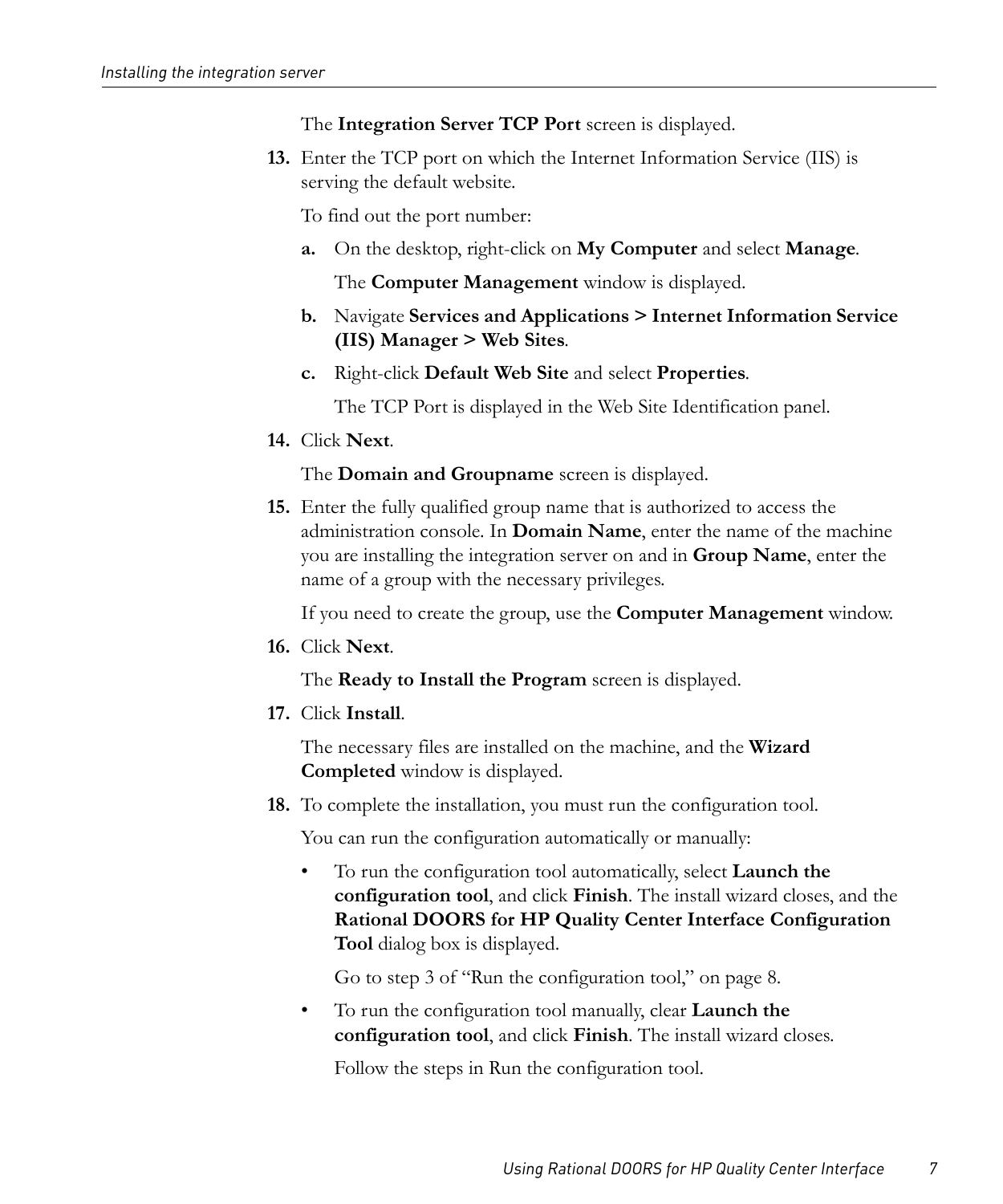The **Integration Server TCP Port** screen is displayed.

13. Enter the TCP port on which the Internet Information Service (IIS) is serving the default website.

    To find out the port number:

    a. On the desktop, right-click on **My Computer** and select **Manage**.

       The **Computer Management** window is displayed.

    b. Navigate **Services and Applications > Internet Information Service (IIS) Manager > Web Sites**.

    c. Right-click **Default Web Site** and select **Properties**.

       The TCP Port is displayed in the Web Site Identification panel.

14. Click **Next**.

    The **Domain and Groupname** screen is displayed.

15. Enter the fully qualified group name that is authorized to access the administration console. In **Domain Name**, enter the name of the machine you are installing the integration server on and in **Group Name**, enter the name of a group with the necessary privileges.

    If you need to create the group, use the **Computer Management** window.

16. Click **Next**.

    The **Ready to Install the Program** screen is displayed.

17. Click **Install**.

    The necessary files are installed on the machine, and the **Wizard Completed** window is displayed.

18. To complete the installation, you must run the configuration tool.

    You can run the configuration automatically or manually:

    - To run the configuration tool automatically, select **Launch the configuration tool**, and click **Finish**. The install wizard closes, and the **Rational DOORS for HP Quality Center Interface Configuration Tool** dialog box is displayed.

      Go to step 3 of "Run the configuration tool," on page 8.

    - To run the configuration tool manually, clear **Launch the configuration tool**, and click **Finish**. The install wizard closes.

      Follow the steps in Run the configuration tool.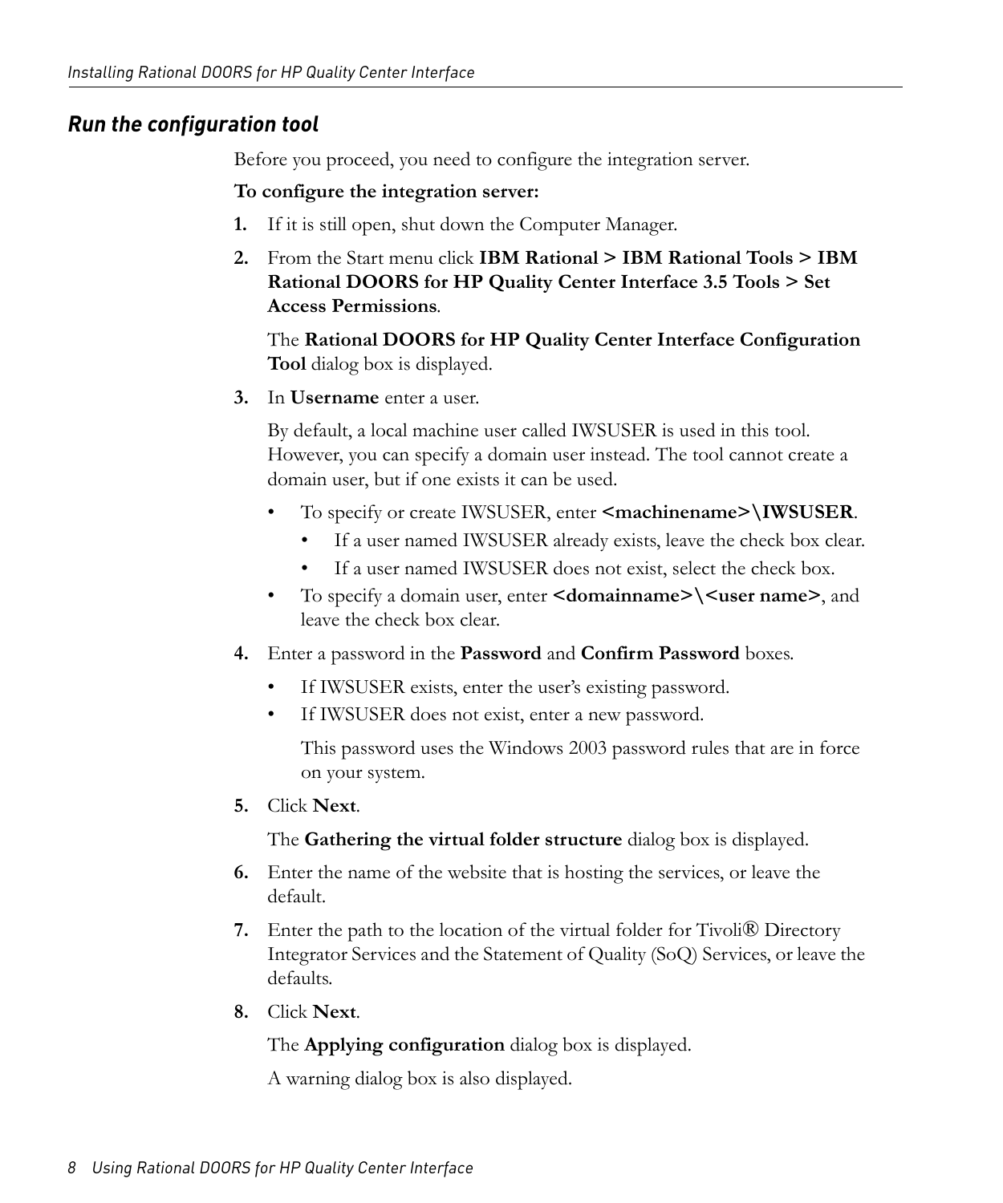## *Run the configuration tool*

Before you proceed, you need to configure the integration server.

**To configure the integration server:**

1. If it is still open, shut down the Computer Manager.
2. From the Start menu click **IBM Rational > IBM Rational Tools > IBM Rational DOORS for HP Quality Center Interface 3.5 Tools > Set Access Permissions**.

   The **Rational DOORS for HP Quality Center Interface Configuration Tool** dialog box is displayed.
3. In **Username** enter a user.

   By default, a local machine user called IWSUSER is used in this tool. However, you can specify a domain user instead. The tool cannot create a domain user, but if one exists it can be used.
   - To specify or create IWSUSER, enter **<machinename>\IWSUSER**.
     - If a user named IWSUSER already exists, leave the check box clear.
     - If a user named IWSUSER does not exist, select the check box.
   - To specify a domain user, enter **<domainname>\<user name>**, and leave the check box clear.
4. Enter a password in the **Password** and **Confirm Password** boxes.
   - If IWSUSER exists, enter the user's existing password.
   - If IWSUSER does not exist, enter a new password.

     This password uses the Windows 2003 password rules that are in force on your system.
5. Click **Next**.

   The **Gathering the virtual folder structure** dialog box is displayed.
6. Enter the name of the website that is hosting the services, or leave the default.
7. Enter the path to the location of the virtual folder for Tivoli® Directory Integrator Services and the Statement of Quality (SoQ) Services, or leave the defaults.
8. Click **Next**.

   The **Applying configuration** dialog box is displayed.

   A warning dialog box is also displayed.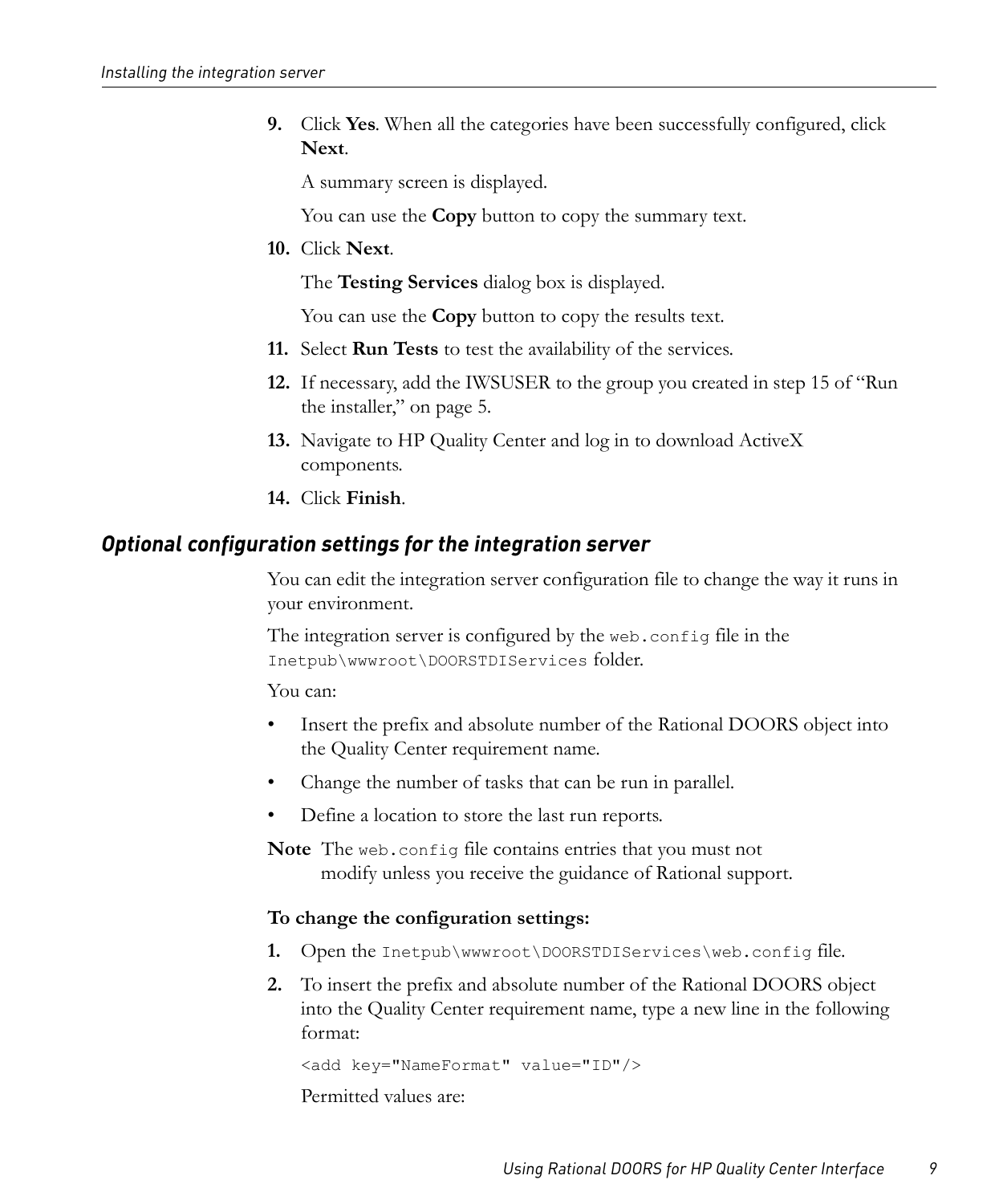9. Click **Yes**. When all the categories have been successfully configured, click **Next**.

   A summary screen is displayed.

   You can use the **Copy** button to copy the summary text.

10. Click **Next**.

    The **Testing Services** dialog box is displayed.

    You can use the **Copy** button to copy the results text.

11. Select **Run Tests** to test the availability of the services.
12. If necessary, add the IWSUSER to the group you created in step 15 of "Run the installer," on page 5.
13. Navigate to HP Quality Center and log in to download ActiveX components.
14. Click **Finish**.

## *Optional configuration settings for the integration server*

You can edit the integration server configuration file to change the way it runs in your environment.

The integration server is configured by the `web.config` file in the `Inetpub\wwwroot\DOORSTDIServices` folder.

You can:

- Insert the prefix and absolute number of the Rational DOORS object into the Quality Center requirement name.
- Change the number of tasks that can be run in parallel.
- Define a location to store the last run reports.

**Note** The `web.config` file contains entries that you must not modify unless you receive the guidance of Rational support.

**To change the configuration settings:**

1. Open the `Inetpub\wwwroot\DOORSTDIServices\web.config` file.
2. To insert the prefix and absolute number of the Rational DOORS object into the Quality Center requirement name, type a new line in the following format:

   ```
   <add key="NameFormat" value="ID"/>
   ```

   Permitted values are: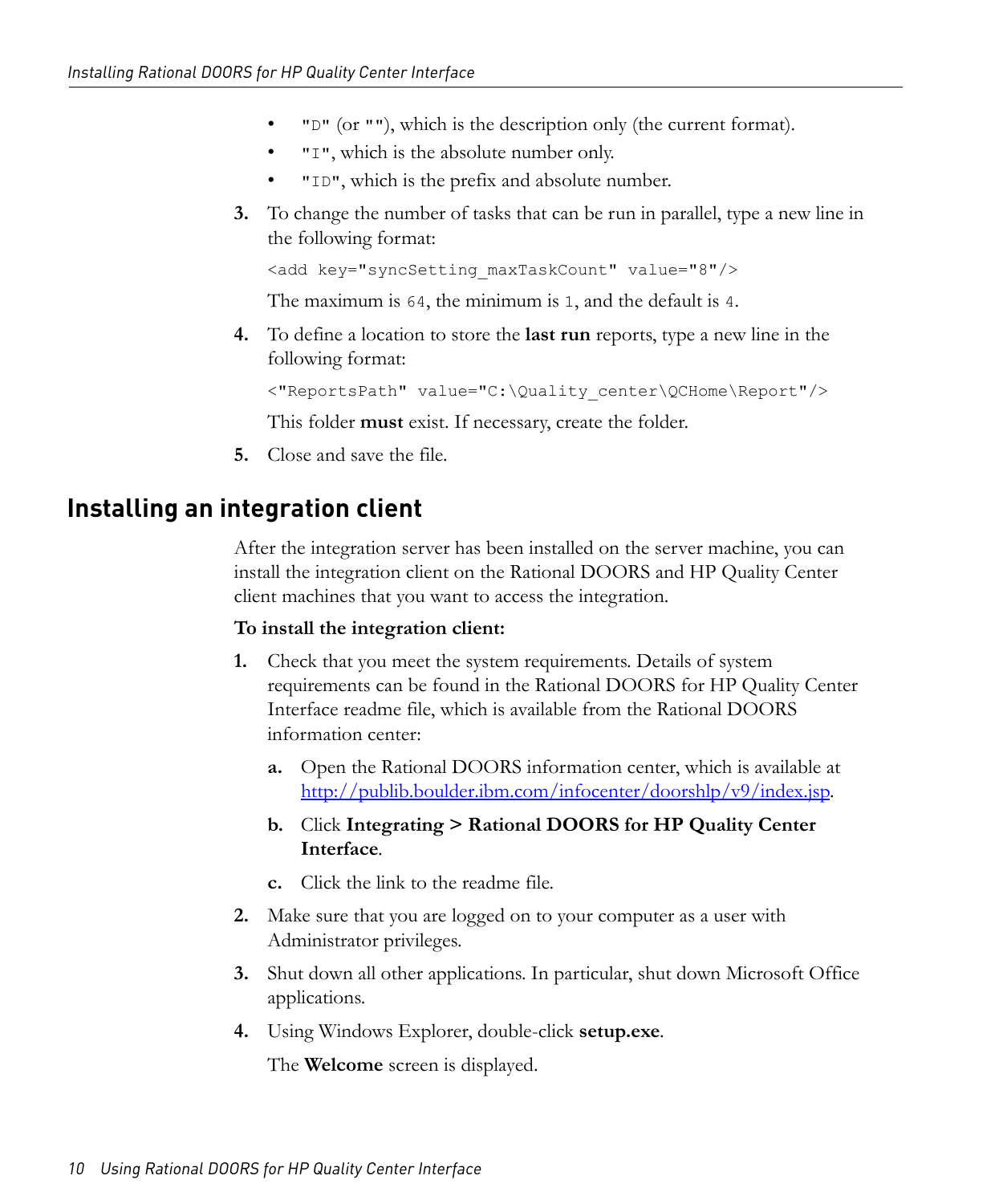- "D" (or ""), which is the description only (the current format).
- "I", which is the absolute number only.
- "ID", which is the prefix and absolute number.

3. To change the number of tasks that can be run in parallel, type a new line in the following format:

   ```
   <add key="syncSetting_maxTaskCount" value="8"/>
   ```

   The maximum is `64`, the minimum is `1`, and the default is `4`.

4. To define a location to store the **last run** reports, type a new line in the following format:

   ```
   <"ReportsPath" value="C:\Quality_center\QCHome\Report"/>
   ```

   This folder **must** exist. If necessary, create the folder.

5. Close and save the file.

## Installing an integration client

After the integration server has been installed on the server machine, you can install the integration client on the Rational DOORS and HP Quality Center client machines that you want to access the integration.

**To install the integration client:**

1. Check that you meet the system requirements. Details of system requirements can be found in the Rational DOORS for HP Quality Center Interface readme file, which is available from the Rational DOORS information center:

   a. Open the Rational DOORS information center, which is available at http://publib.boulder.ibm.com/infocenter/doorshlp/v9/index.jsp.

   b. Click **Integrating > Rational DOORS for HP Quality Center Interface**.

   c. Click the link to the readme file.

2. Make sure that you are logged on to your computer as a user with Administrator privileges.

3. Shut down all other applications. In particular, shut down Microsoft Office applications.

4. Using Windows Explorer, double-click **setup.exe**.

   The **Welcome** screen is displayed.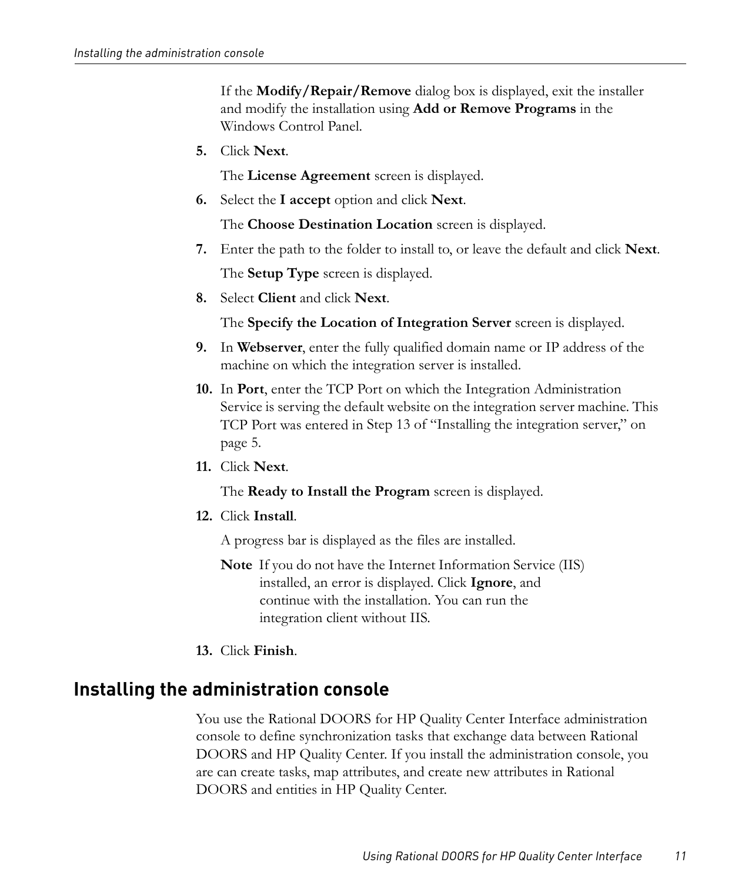If the **Modify/Repair/Remove** dialog box is displayed, exit the installer and modify the installation using **Add or Remove Programs** in the Windows Control Panel.

5. Click **Next**.

   The **License Agreement** screen is displayed.

6. Select the **I accept** option and click **Next**.

   The **Choose Destination Location** screen is displayed.

7. Enter the path to the folder to install to, or leave the default and click **Next**.

   The **Setup Type** screen is displayed.

8. Select **Client** and click **Next**.

   The **Specify the Location of Integration Server** screen is displayed.

9. In **Webserver**, enter the fully qualified domain name or IP address of the machine on which the integration server is installed.

10. In **Port**, enter the TCP Port on which the Integration Administration Service is serving the default website on the integration server machine. This TCP Port was entered in Step 13 of "Installing the integration server," on page 5.

11. Click **Next**.

    The **Ready to Install the Program** screen is displayed.

12. Click **Install**.

    A progress bar is displayed as the files are installed.

    **Note** If you do not have the Internet Information Service (IIS) installed, an error is displayed. Click **Ignore**, and continue with the installation. You can run the integration client without IIS.

13. Click **Finish**.

## Installing the administration console

You use the Rational DOORS for HP Quality Center Interface administration console to define synchronization tasks that exchange data between Rational DOORS and HP Quality Center. If you install the administration console, you are can create tasks, map attributes, and create new attributes in Rational DOORS and entities in HP Quality Center.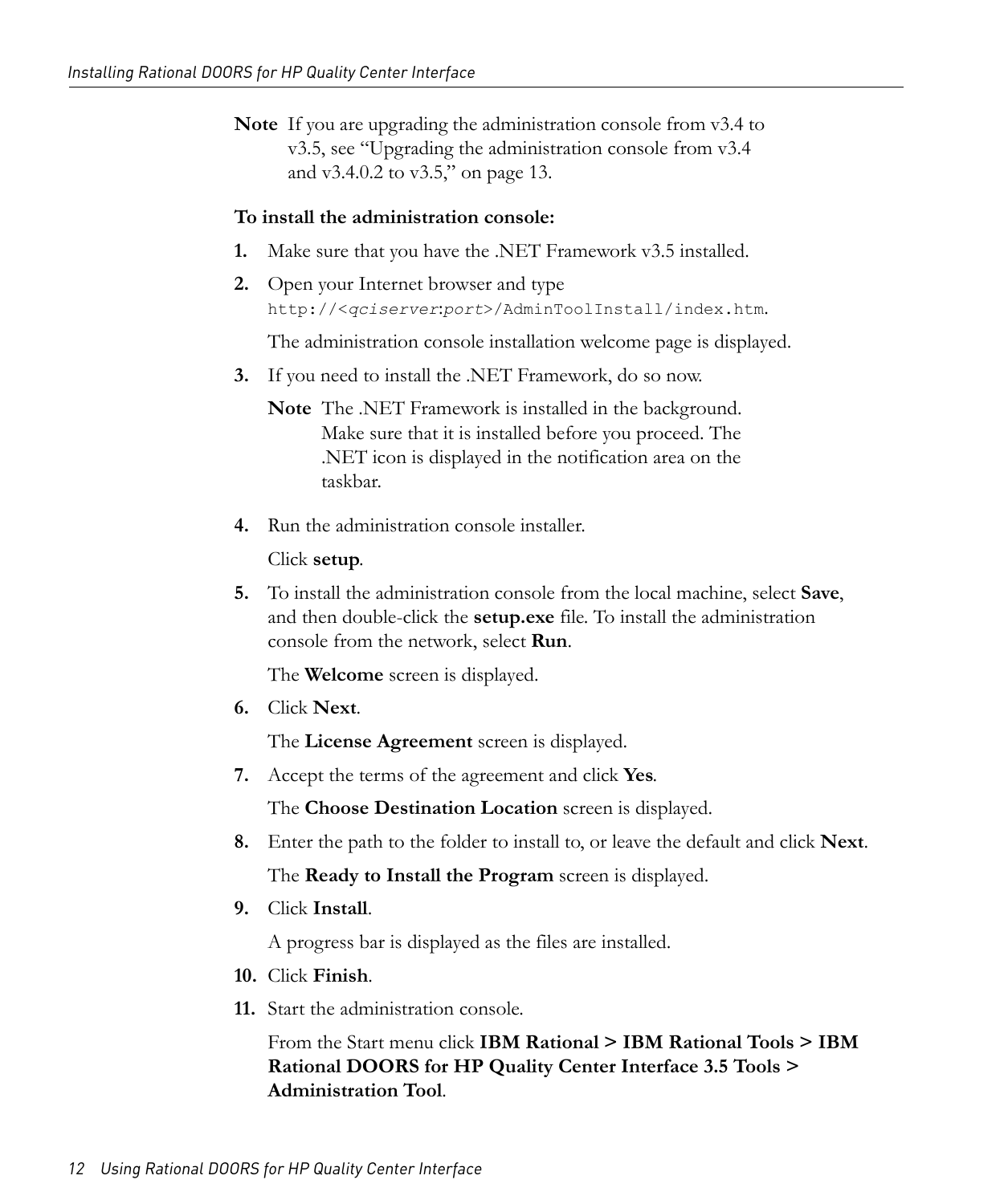**Note** If you are upgrading the administration console from v3.4 to v3.5, see "Upgrading the administration console from v3.4 and v3.4.0.2 to v3.5," on page 13.

**To install the administration console:**

1. Make sure that you have the .NET Framework v3.5 installed.
2. Open your Internet browser and type `http://<qciserver:port>/AdminToolInstall/index.htm`.

   The administration console installation welcome page is displayed.
3. If you need to install the .NET Framework, do so now.

   **Note** The .NET Framework is installed in the background. Make sure that it is installed before you proceed. The .NET icon is displayed in the notification area on the taskbar.
4. Run the administration console installer.

   Click **setup**.
5. To install the administration console from the local machine, select **Save**, and then double-click the **setup.exe** file. To install the administration console from the network, select **Run**.

   The **Welcome** screen is displayed.
6. Click **Next**.

   The **License Agreement** screen is displayed.
7. Accept the terms of the agreement and click **Yes**.

   The **Choose Destination Location** screen is displayed.
8. Enter the path to the folder to install to, or leave the default and click **Next**.

   The **Ready to Install the Program** screen is displayed.
9. Click **Install**.

   A progress bar is displayed as the files are installed.
10. Click **Finish**.
11. Start the administration console.

    From the Start menu click **IBM Rational > IBM Rational Tools > IBM Rational DOORS for HP Quality Center Interface 3.5 Tools > Administration Tool**.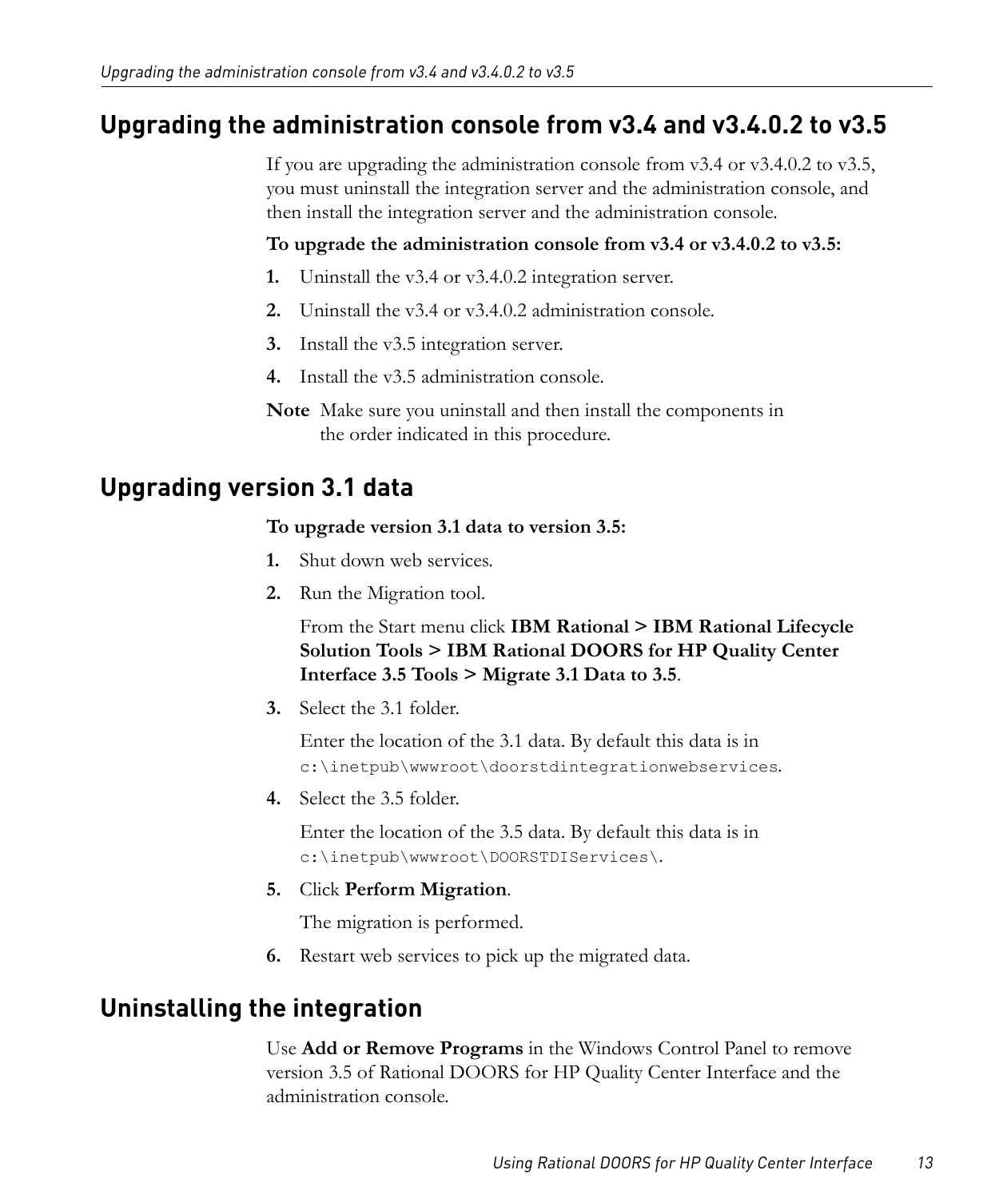## Upgrading the administration console from v3.4 and v3.4.0.2 to v3.5

If you are upgrading the administration console from v3.4 or v3.4.0.2 to v3.5, you must uninstall the integration server and the administration console, and then install the integration server and the administration console.

**To upgrade the administration console from v3.4 or v3.4.0.2 to v3.5:**

1. Uninstall the v3.4 or v3.4.0.2 integration server.
2. Uninstall the v3.4 or v3.4.0.2 administration console.
3. Install the v3.5 integration server.
4. Install the v3.5 administration console.

**Note** Make sure you uninstall and then install the components in the order indicated in this procedure.

## Upgrading version 3.1 data

**To upgrade version 3.1 data to version 3.5:**

1. Shut down web services.
2. Run the Migration tool.

   From the Start menu click **IBM Rational > IBM Rational Lifecycle Solution Tools > IBM Rational DOORS for HP Quality Center Interface 3.5 Tools > Migrate 3.1 Data to 3.5**.
3. Select the 3.1 folder.

   Enter the location of the 3.1 data. By default this data is in `c:\inetpub\wwwroot\doorstdintegrationwebservices`.
4. Select the 3.5 folder.

   Enter the location of the 3.5 data. By default this data is in `c:\inetpub\wwwroot\DOORSTDIServices\`.
5. Click **Perform Migration**.

   The migration is performed.
6. Restart web services to pick up the migrated data.

## Uninstalling the integration

Use **Add or Remove Programs** in the Windows Control Panel to remove version 3.5 of Rational DOORS for HP Quality Center Interface and the administration console.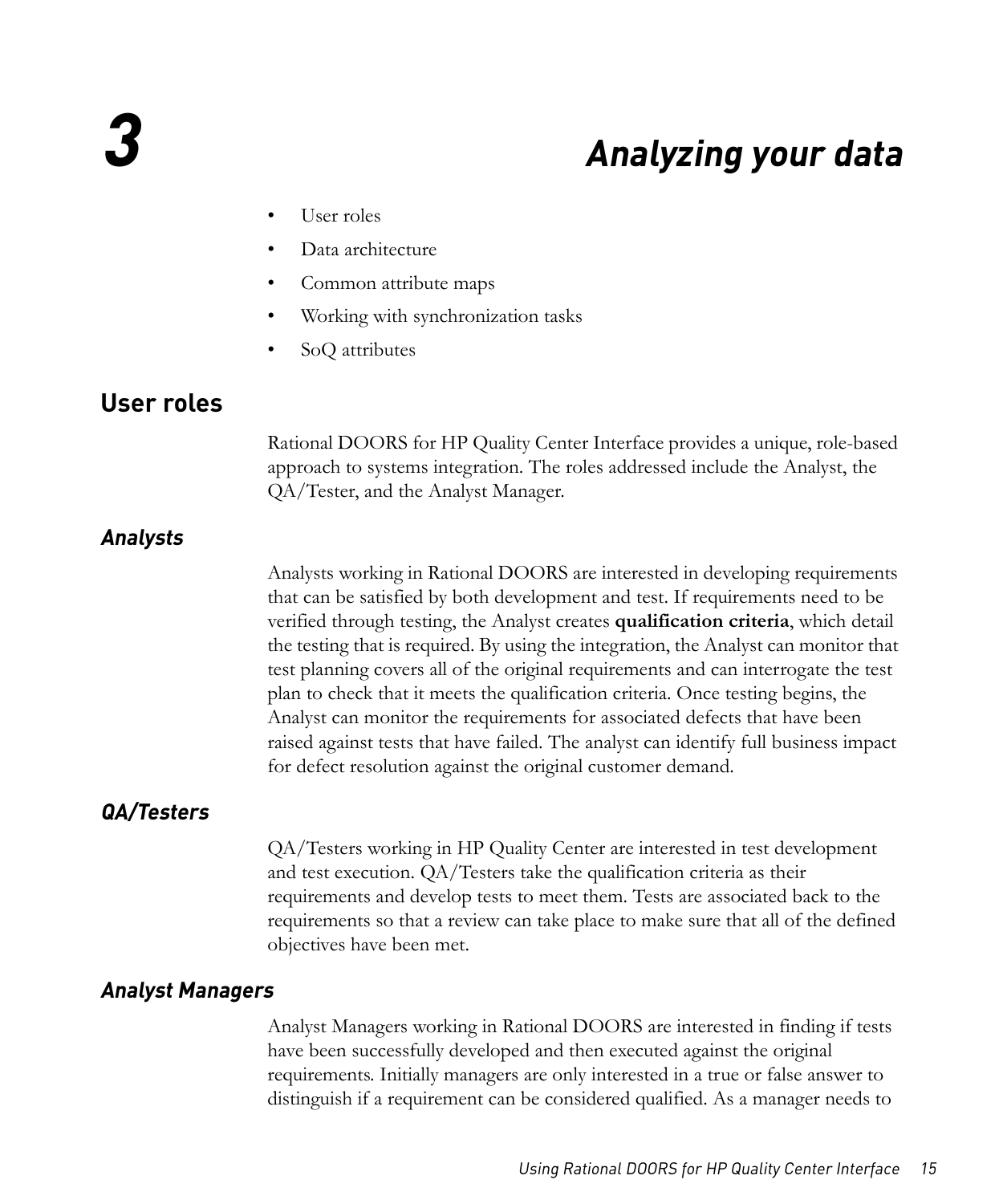# 3 Analyzing your data

- User roles
- Data architecture
- Common attribute maps
- Working with synchronization tasks
- SoQ attributes

## User roles

Rational DOORS for HP Quality Center Interface provides a unique, role-based approach to systems integration. The roles addressed include the Analyst, the QA/Tester, and the Analyst Manager.

### *Analysts*

Analysts working in Rational DOORS are interested in developing requirements that can be satisfied by both development and test. If requirements need to be verified through testing, the Analyst creates **qualification criteria**, which detail the testing that is required. By using the integration, the Analyst can monitor that test planning covers all of the original requirements and can interrogate the test plan to check that it meets the qualification criteria. Once testing begins, the Analyst can monitor the requirements for associated defects that have been raised against tests that have failed. The analyst can identify full business impact for defect resolution against the original customer demand.

### *QA/Testers*

QA/Testers working in HP Quality Center are interested in test development and test execution. QA/Testers take the qualification criteria as their requirements and develop tests to meet them. Tests are associated back to the requirements so that a review can take place to make sure that all of the defined objectives have been met.

### *Analyst Managers*

Analyst Managers working in Rational DOORS are interested in finding if tests have been successfully developed and then executed against the original requirements. Initially managers are only interested in a true or false answer to distinguish if a requirement can be considered qualified. As a manager needs to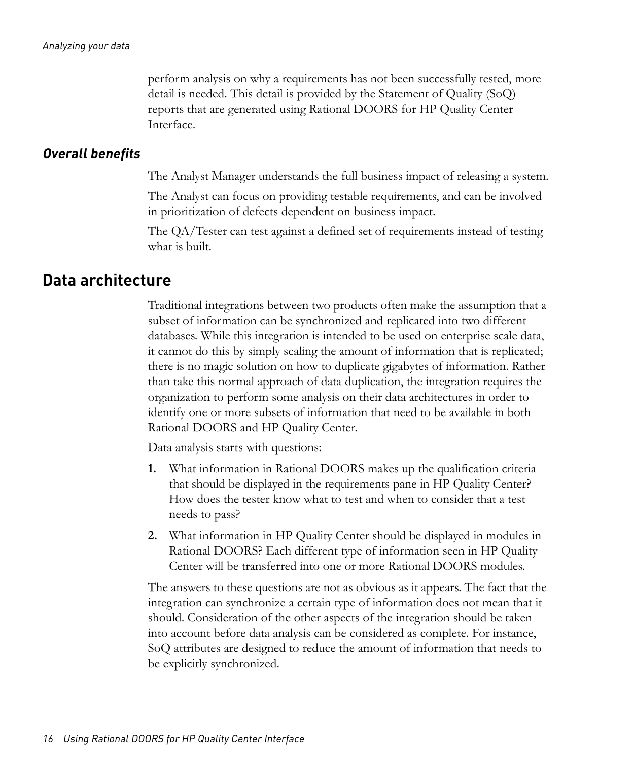perform analysis on why a requirements has not been successfully tested, more detail is needed. This detail is provided by the Statement of Quality (SoQ) reports that are generated using Rational DOORS for HP Quality Center Interface.

### *Overall benefits*

The Analyst Manager understands the full business impact of releasing a system.

The Analyst can focus on providing testable requirements, and can be involved in prioritization of defects dependent on business impact.

The QA/Tester can test against a defined set of requirements instead of testing what is built.

## Data architecture

Traditional integrations between two products often make the assumption that a subset of information can be synchronized and replicated into two different databases. While this integration is intended to be used on enterprise scale data, it cannot do this by simply scaling the amount of information that is replicated; there is no magic solution on how to duplicate gigabytes of information. Rather than take this normal approach of data duplication, the integration requires the organization to perform some analysis on their data architectures in order to identify one or more subsets of information that need to be available in both Rational DOORS and HP Quality Center.

Data analysis starts with questions:

1. What information in Rational DOORS makes up the qualification criteria that should be displayed in the requirements pane in HP Quality Center? How does the tester know what to test and when to consider that a test needs to pass?
2. What information in HP Quality Center should be displayed in modules in Rational DOORS? Each different type of information seen in HP Quality Center will be transferred into one or more Rational DOORS modules.

The answers to these questions are not as obvious as it appears. The fact that the integration can synchronize a certain type of information does not mean that it should. Consideration of the other aspects of the integration should be taken into account before data analysis can be considered as complete. For instance, SoQ attributes are designed to reduce the amount of information that needs to be explicitly synchronized.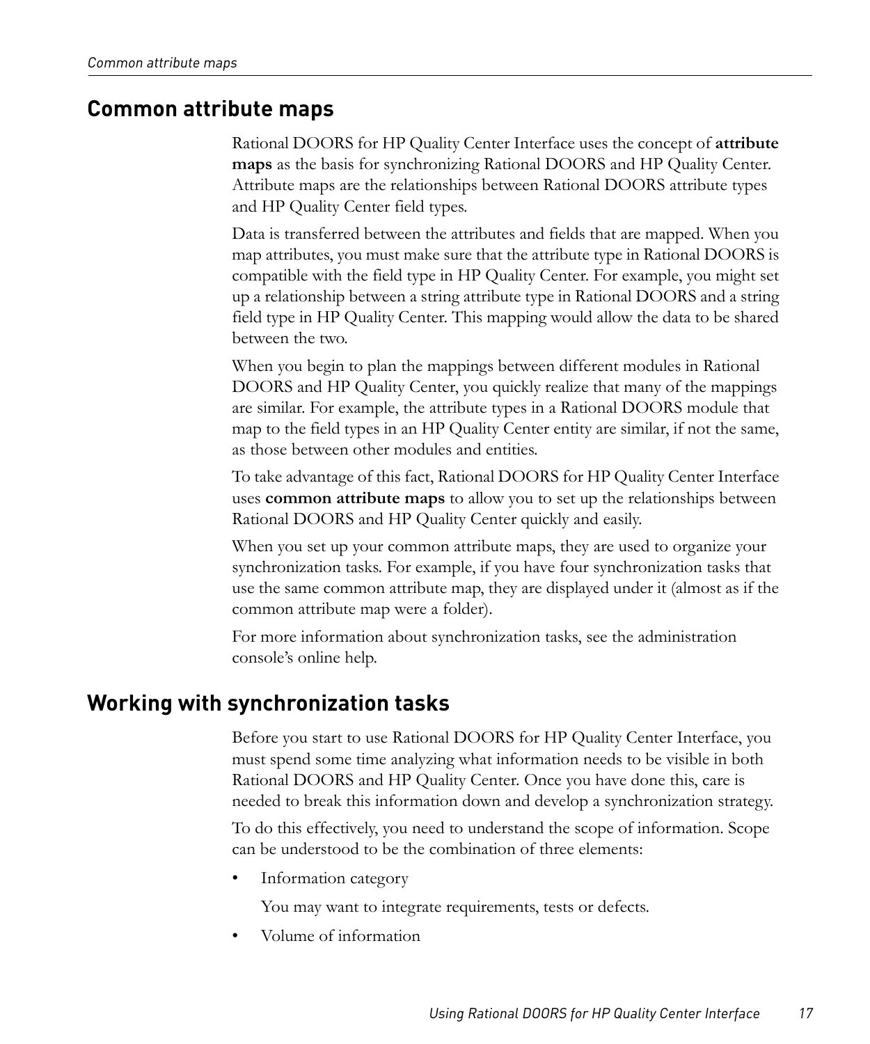## Common attribute maps

Rational DOORS for HP Quality Center Interface uses the concept of **attribute maps** as the basis for synchronizing Rational DOORS and HP Quality Center. Attribute maps are the relationships between Rational DOORS attribute types and HP Quality Center field types.

Data is transferred between the attributes and fields that are mapped. When you map attributes, you must make sure that the attribute type in Rational DOORS is compatible with the field type in HP Quality Center. For example, you might set up a relationship between a string attribute type in Rational DOORS and a string field type in HP Quality Center. This mapping would allow the data to be shared between the two.

When you begin to plan the mappings between different modules in Rational DOORS and HP Quality Center, you quickly realize that many of the mappings are similar. For example, the attribute types in a Rational DOORS module that map to the field types in an HP Quality Center entity are similar, if not the same, as those between other modules and entities.

To take advantage of this fact, Rational DOORS for HP Quality Center Interface uses **common attribute maps** to allow you to set up the relationships between Rational DOORS and HP Quality Center quickly and easily.

When you set up your common attribute maps, they are used to organize your synchronization tasks. For example, if you have four synchronization tasks that use the same common attribute map, they are displayed under it (almost as if the common attribute map were a folder).

For more information about synchronization tasks, see the administration console's online help.

## Working with synchronization tasks

Before you start to use Rational DOORS for HP Quality Center Interface, you must spend some time analyzing what information needs to be visible in both Rational DOORS and HP Quality Center. Once you have done this, care is needed to break this information down and develop a synchronization strategy.

To do this effectively, you need to understand the scope of information. Scope can be understood to be the combination of three elements:

- Information category

  You may want to integrate requirements, tests or defects.

- Volume of information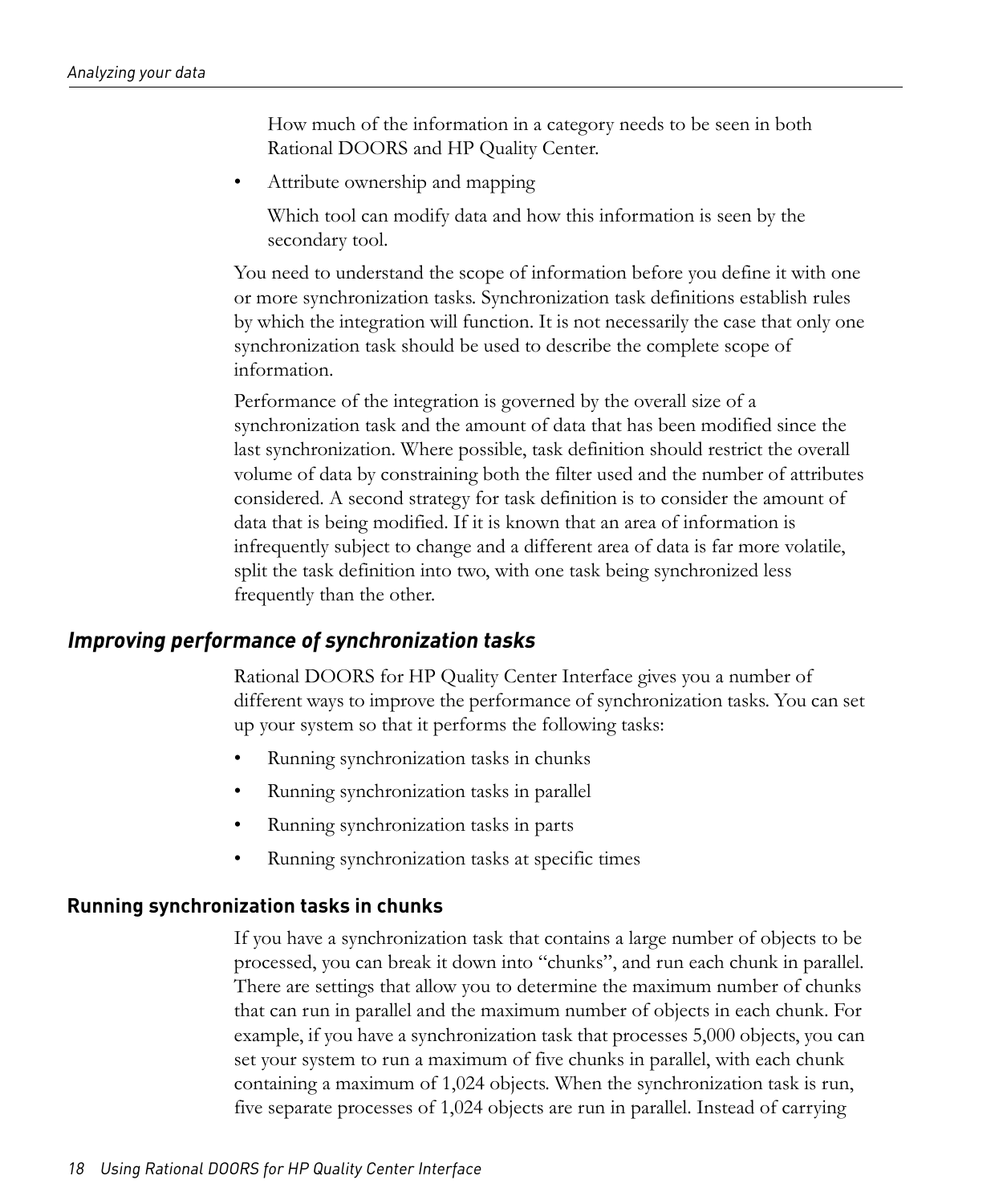How much of the information in a category needs to be seen in both Rational DOORS and HP Quality Center.

- Attribute ownership and mapping

  Which tool can modify data and how this information is seen by the secondary tool.

You need to understand the scope of information before you define it with one or more synchronization tasks. Synchronization task definitions establish rules by which the integration will function. It is not necessarily the case that only one synchronization task should be used to describe the complete scope of information.

Performance of the integration is governed by the overall size of a synchronization task and the amount of data that has been modified since the last synchronization. Where possible, task definition should restrict the overall volume of data by constraining both the filter used and the number of attributes considered. A second strategy for task definition is to consider the amount of data that is being modified. If it is known that an area of information is infrequently subject to change and a different area of data is far more volatile, split the task definition into two, with one task being synchronized less frequently than the other.

## *Improving performance of synchronization tasks*

Rational DOORS for HP Quality Center Interface gives you a number of different ways to improve the performance of synchronization tasks. You can set up your system so that it performs the following tasks:

- Running synchronization tasks in chunks
- Running synchronization tasks in parallel
- Running synchronization tasks in parts
- Running synchronization tasks at specific times

### Running synchronization tasks in chunks

If you have a synchronization task that contains a large number of objects to be processed, you can break it down into "chunks", and run each chunk in parallel. There are settings that allow you to determine the maximum number of chunks that can run in parallel and the maximum number of objects in each chunk. For example, if you have a synchronization task that processes 5,000 objects, you can set your system to run a maximum of five chunks in parallel, with each chunk containing a maximum of 1,024 objects. When the synchronization task is run, five separate processes of 1,024 objects are run in parallel. Instead of carrying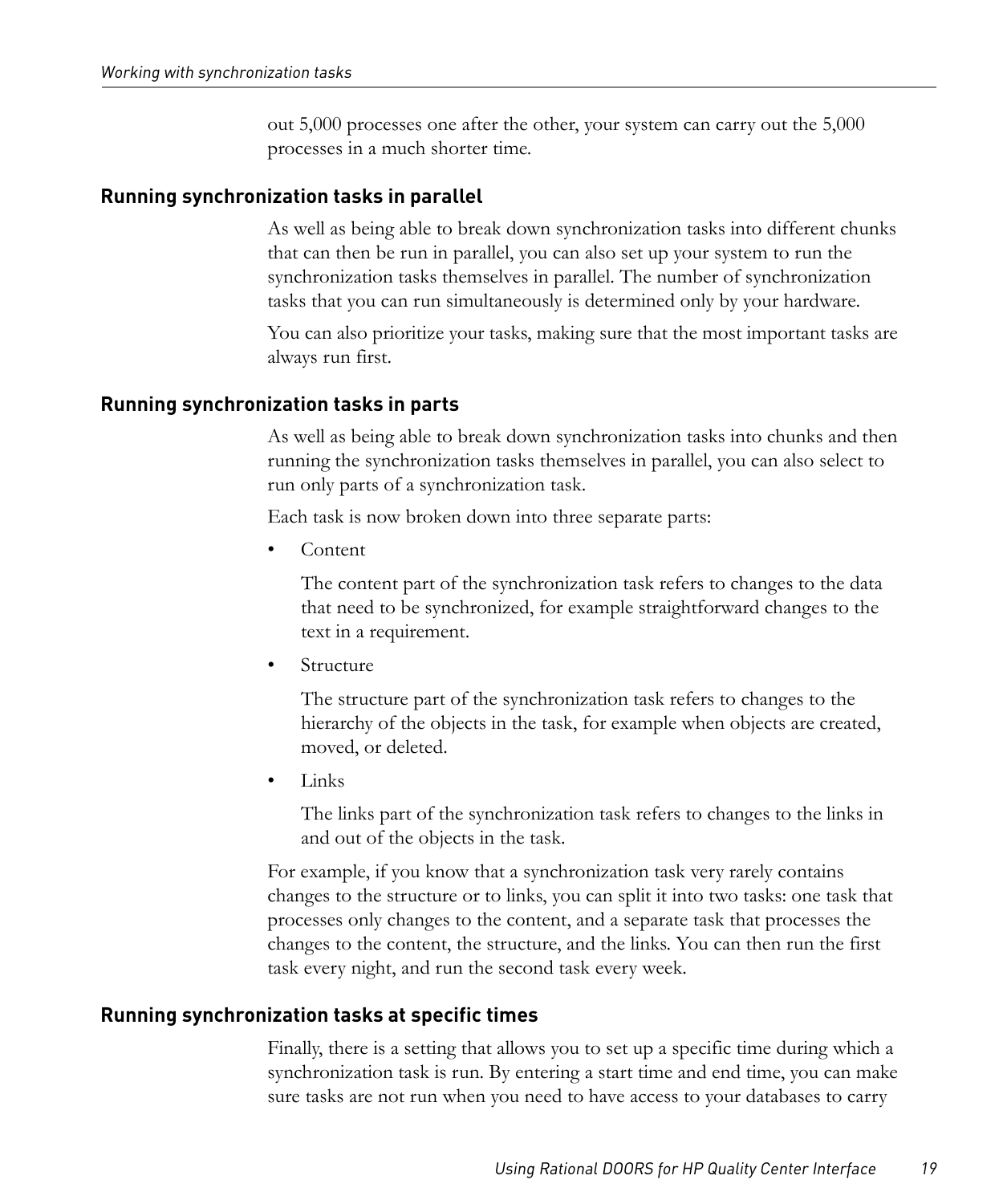out 5,000 processes one after the other, your system can carry out the 5,000 processes in a much shorter time.

### Running synchronization tasks in parallel

As well as being able to break down synchronization tasks into different chunks that can then be run in parallel, you can also set up your system to run the synchronization tasks themselves in parallel. The number of synchronization tasks that you can run simultaneously is determined only by your hardware.

You can also prioritize your tasks, making sure that the most important tasks are always run first.

### Running synchronization tasks in parts

As well as being able to break down synchronization tasks into chunks and then running the synchronization tasks themselves in parallel, you can also select to run only parts of a synchronization task.

Each task is now broken down into three separate parts:

- Content

  The content part of the synchronization task refers to changes to the data that need to be synchronized, for example straightforward changes to the text in a requirement.

- Structure

  The structure part of the synchronization task refers to changes to the hierarchy of the objects in the task, for example when objects are created, moved, or deleted.

- Links

  The links part of the synchronization task refers to changes to the links in and out of the objects in the task.

For example, if you know that a synchronization task very rarely contains changes to the structure or to links, you can split it into two tasks: one task that processes only changes to the content, and a separate task that processes the changes to the content, the structure, and the links. You can then run the first task every night, and run the second task every week.

### Running synchronization tasks at specific times

Finally, there is a setting that allows you to set up a specific time during which a synchronization task is run. By entering a start time and end time, you can make sure tasks are not run when you need to have access to your databases to carry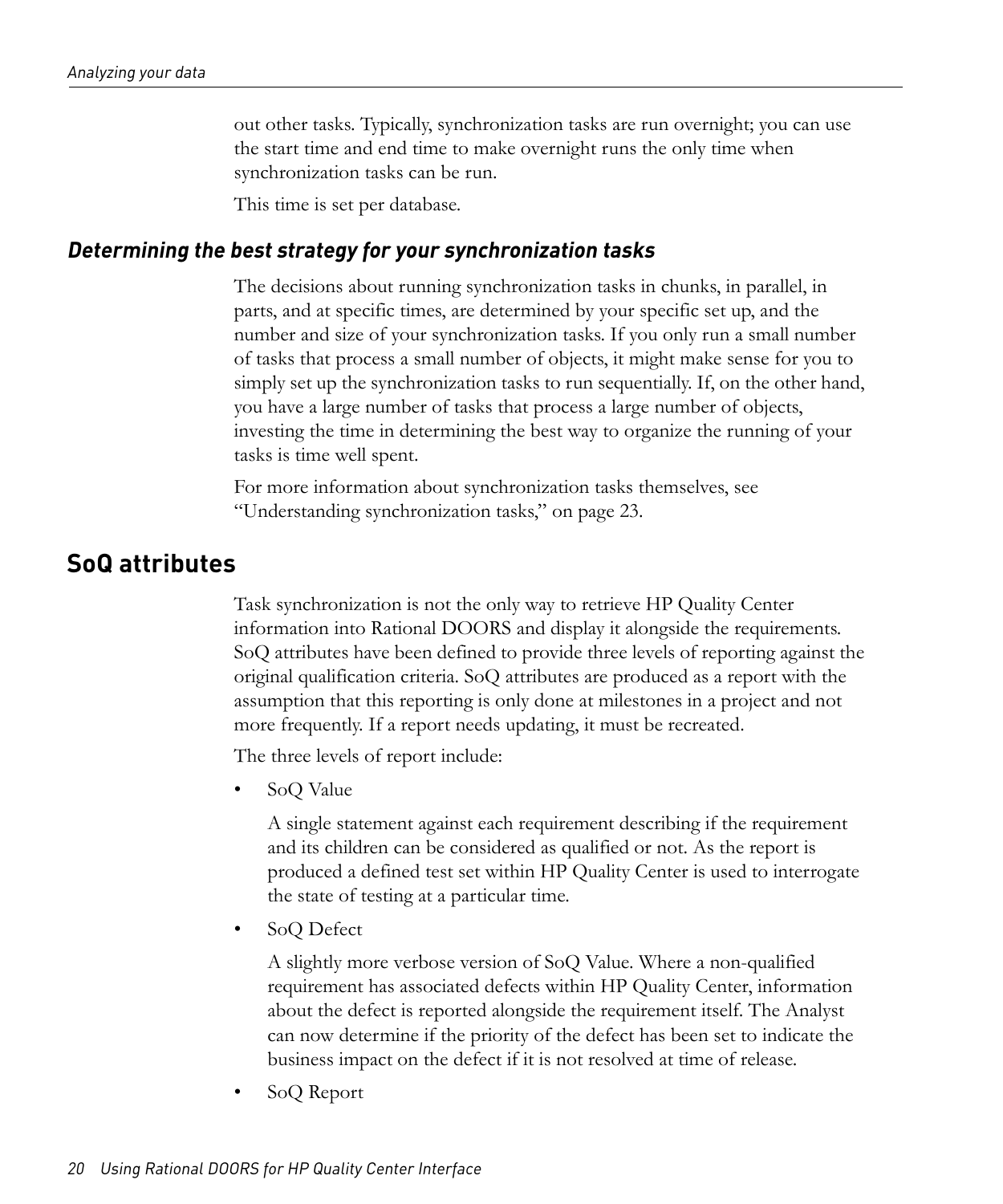out other tasks. Typically, synchronization tasks are run overnight; you can use the start time and end time to make overnight runs the only time when synchronization tasks can be run.

This time is set per database.

### *Determining the best strategy for your synchronization tasks*

The decisions about running synchronization tasks in chunks, in parallel, in parts, and at specific times, are determined by your specific set up, and the number and size of your synchronization tasks. If you only run a small number of tasks that process a small number of objects, it might make sense for you to simply set up the synchronization tasks to run sequentially. If, on the other hand, you have a large number of tasks that process a large number of objects, investing the time in determining the best way to organize the running of your tasks is time well spent.

For more information about synchronization tasks themselves, see "Understanding synchronization tasks," on page 23.

## SoQ attributes

Task synchronization is not the only way to retrieve HP Quality Center information into Rational DOORS and display it alongside the requirements. SoQ attributes have been defined to provide three levels of reporting against the original qualification criteria. SoQ attributes are produced as a report with the assumption that this reporting is only done at milestones in a project and not more frequently. If a report needs updating, it must be recreated.

The three levels of report include:

- SoQ Value

  A single statement against each requirement describing if the requirement and its children can be considered as qualified or not. As the report is produced a defined test set within HP Quality Center is used to interrogate the state of testing at a particular time.

- SoQ Defect

  A slightly more verbose version of SoQ Value. Where a non-qualified requirement has associated defects within HP Quality Center, information about the defect is reported alongside the requirement itself. The Analyst can now determine if the priority of the defect has been set to indicate the business impact on the defect if it is not resolved at time of release.

- SoQ Report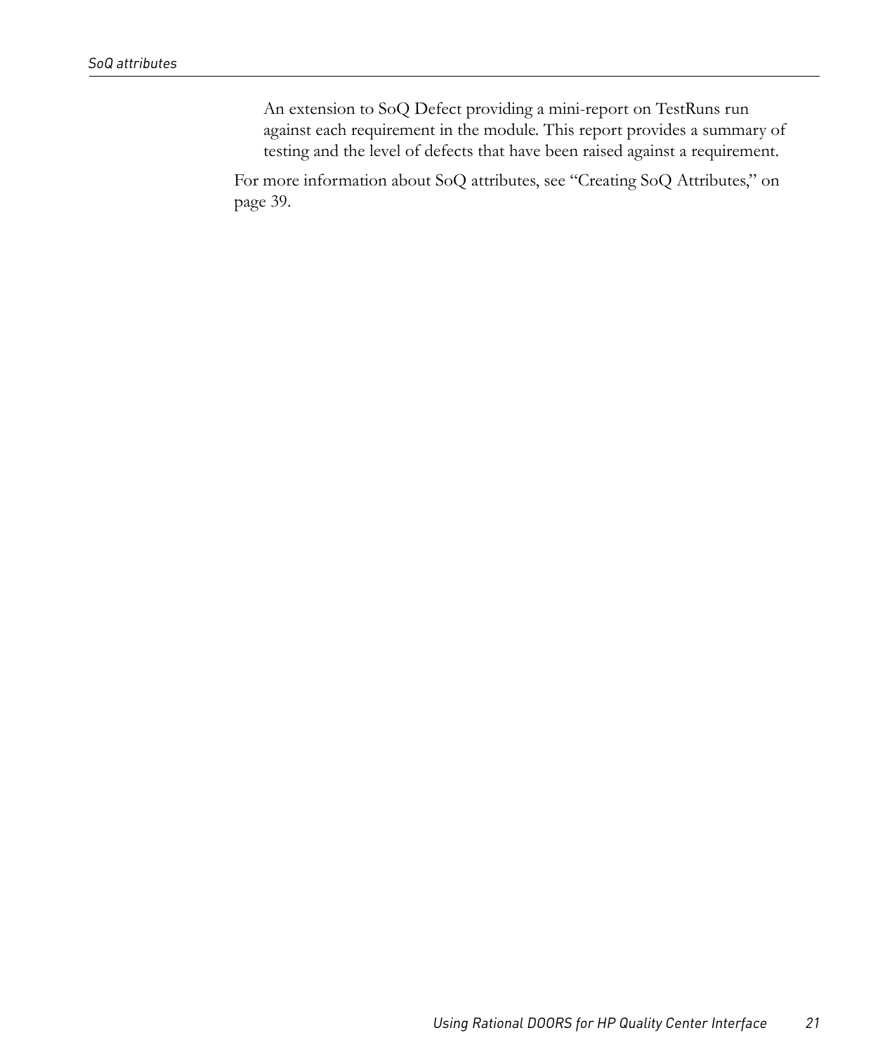An extension to SoQ Defect providing a mini-report on TestRuns run against each requirement in the module. This report provides a summary of testing and the level of defects that have been raised against a requirement.

For more information about SoQ attributes, see “Creating SoQ Attributes,” on page 39.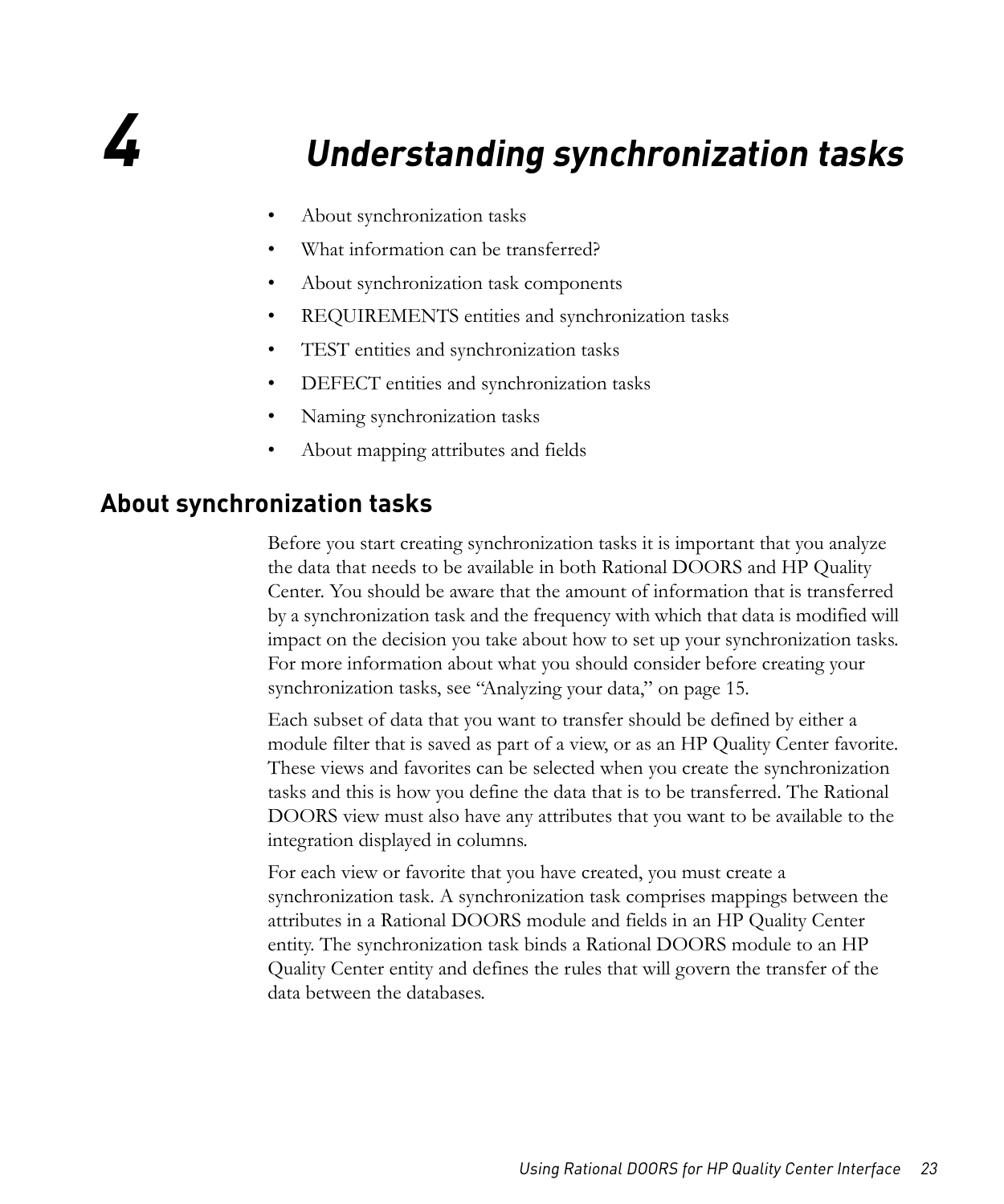# 4 Understanding synchronization tasks

- About synchronization tasks
- What information can be transferred?
- About synchronization task components
- REQUIREMENTS entities and synchronization tasks
- TEST entities and synchronization tasks
- DEFECT entities and synchronization tasks
- Naming synchronization tasks
- About mapping attributes and fields

## About synchronization tasks

Before you start creating synchronization tasks it is important that you analyze the data that needs to be available in both Rational DOORS and HP Quality Center. You should be aware that the amount of information that is transferred by a synchronization task and the frequency with which that data is modified will impact on the decision you take about how to set up your synchronization tasks. For more information about what you should consider before creating your synchronization tasks, see "Analyzing your data," on page 15.

Each subset of data that you want to transfer should be defined by either a module filter that is saved as part of a view, or as an HP Quality Center favorite. These views and favorites can be selected when you create the synchronization tasks and this is how you define the data that is to be transferred. The Rational DOORS view must also have any attributes that you want to be available to the integration displayed in columns.

For each view or favorite that you have created, you must create a synchronization task. A synchronization task comprises mappings between the attributes in a Rational DOORS module and fields in an HP Quality Center entity. The synchronization task binds a Rational DOORS module to an HP Quality Center entity and defines the rules that will govern the transfer of the data between the databases.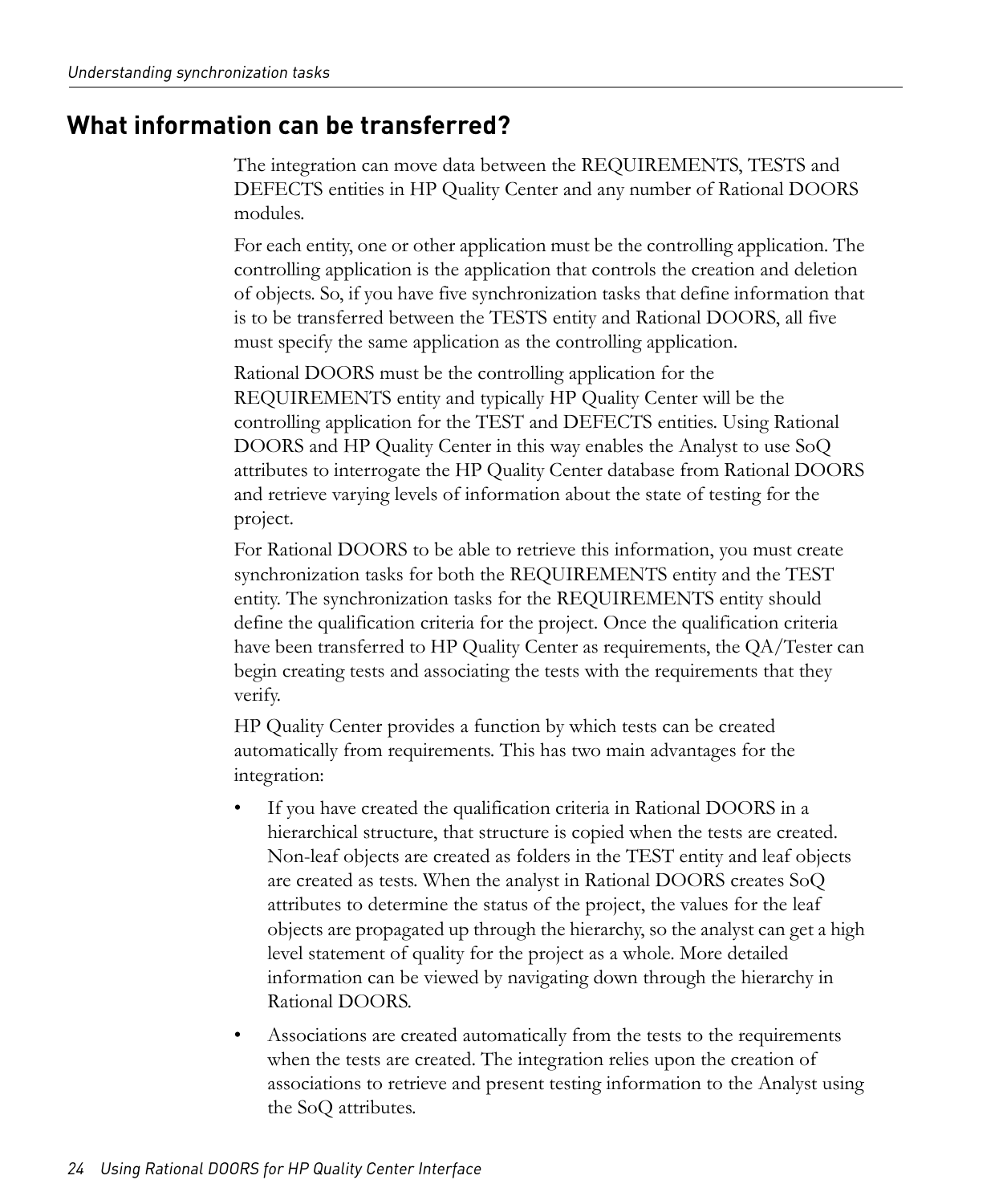## What information can be transferred?

The integration can move data between the REQUIREMENTS, TESTS and DEFECTS entities in HP Quality Center and any number of Rational DOORS modules.

For each entity, one or other application must be the controlling application. The controlling application is the application that controls the creation and deletion of objects. So, if you have five synchronization tasks that define information that is to be transferred between the TESTS entity and Rational DOORS, all five must specify the same application as the controlling application.

Rational DOORS must be the controlling application for the REQUIREMENTS entity and typically HP Quality Center will be the controlling application for the TEST and DEFECTS entities. Using Rational DOORS and HP Quality Center in this way enables the Analyst to use SoQ attributes to interrogate the HP Quality Center database from Rational DOORS and retrieve varying levels of information about the state of testing for the project.

For Rational DOORS to be able to retrieve this information, you must create synchronization tasks for both the REQUIREMENTS entity and the TEST entity. The synchronization tasks for the REQUIREMENTS entity should define the qualification criteria for the project. Once the qualification criteria have been transferred to HP Quality Center as requirements, the QA/Tester can begin creating tests and associating the tests with the requirements that they verify.

HP Quality Center provides a function by which tests can be created automatically from requirements. This has two main advantages for the integration:

- If you have created the qualification criteria in Rational DOORS in a hierarchical structure, that structure is copied when the tests are created. Non-leaf objects are created as folders in the TEST entity and leaf objects are created as tests. When the analyst in Rational DOORS creates SoQ attributes to determine the status of the project, the values for the leaf objects are propagated up through the hierarchy, so the analyst can get a high level statement of quality for the project as a whole. More detailed information can be viewed by navigating down through the hierarchy in Rational DOORS.
- Associations are created automatically from the tests to the requirements when the tests are created. The integration relies upon the creation of associations to retrieve and present testing information to the Analyst using the SoQ attributes.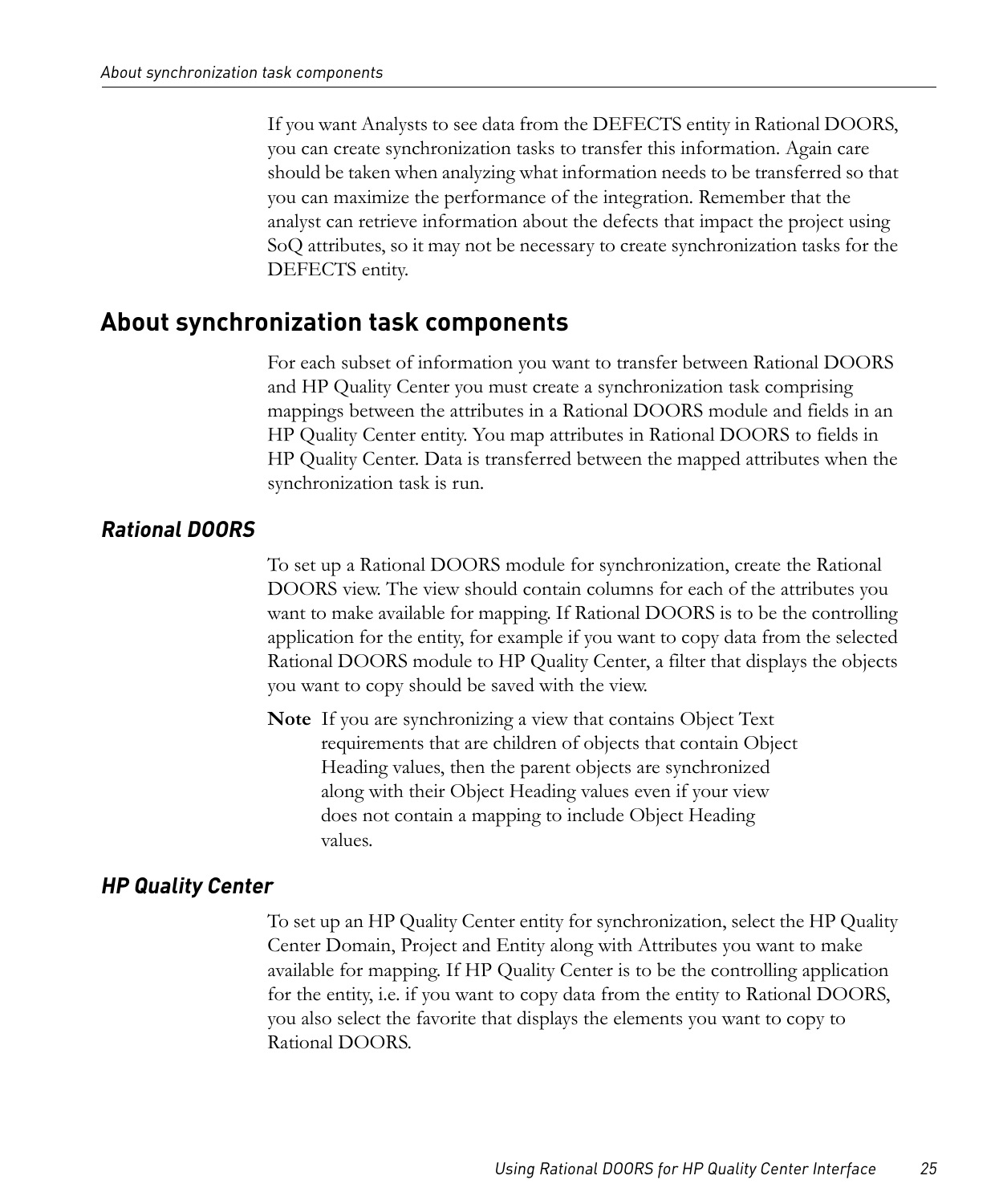If you want Analysts to see data from the DEFECTS entity in Rational DOORS, you can create synchronization tasks to transfer this information. Again care should be taken when analyzing what information needs to be transferred so that you can maximize the performance of the integration. Remember that the analyst can retrieve information about the defects that impact the project using SoQ attributes, so it may not be necessary to create synchronization tasks for the DEFECTS entity.

## About synchronization task components

For each subset of information you want to transfer between Rational DOORS and HP Quality Center you must create a synchronization task comprising mappings between the attributes in a Rational DOORS module and fields in an HP Quality Center entity. You map attributes in Rational DOORS to fields in HP Quality Center. Data is transferred between the mapped attributes when the synchronization task is run.

### *Rational DOORS*

To set up a Rational DOORS module for synchronization, create the Rational DOORS view. The view should contain columns for each of the attributes you want to make available for mapping. If Rational DOORS is to be the controlling application for the entity, for example if you want to copy data from the selected Rational DOORS module to HP Quality Center, a filter that displays the objects you want to copy should be saved with the view.

**Note** If you are synchronizing a view that contains Object Text requirements that are children of objects that contain Object Heading values, then the parent objects are synchronized along with their Object Heading values even if your view does not contain a mapping to include Object Heading values.

### *HP Quality Center*

To set up an HP Quality Center entity for synchronization, select the HP Quality Center Domain, Project and Entity along with Attributes you want to make available for mapping. If HP Quality Center is to be the controlling application for the entity, i.e. if you want to copy data from the entity to Rational DOORS, you also select the favorite that displays the elements you want to copy to Rational DOORS.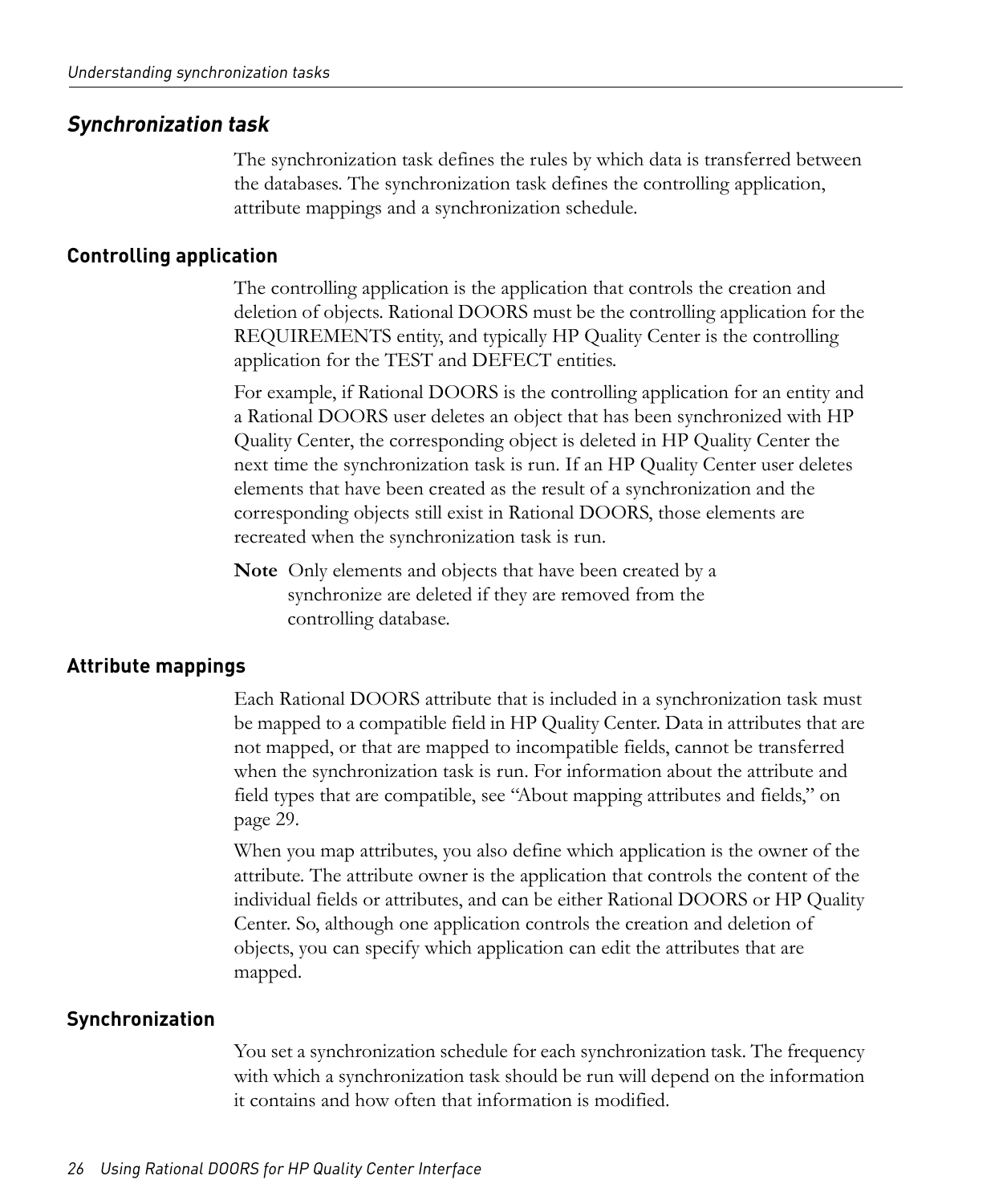## *Synchronization task*

The synchronization task defines the rules by which data is transferred between the databases. The synchronization task defines the controlling application, attribute mappings and a synchronization schedule.

### Controlling application

The controlling application is the application that controls the creation and deletion of objects. Rational DOORS must be the controlling application for the REQUIREMENTS entity, and typically HP Quality Center is the controlling application for the TEST and DEFECT entities.

For example, if Rational DOORS is the controlling application for an entity and a Rational DOORS user deletes an object that has been synchronized with HP Quality Center, the corresponding object is deleted in HP Quality Center the next time the synchronization task is run. If an HP Quality Center user deletes elements that have been created as the result of a synchronization and the corresponding objects still exist in Rational DOORS, those elements are recreated when the synchronization task is run.

**Note** Only elements and objects that have been created by a synchronize are deleted if they are removed from the controlling database.

### Attribute mappings

Each Rational DOORS attribute that is included in a synchronization task must be mapped to a compatible field in HP Quality Center. Data in attributes that are not mapped, or that are mapped to incompatible fields, cannot be transferred when the synchronization task is run. For information about the attribute and field types that are compatible, see “About mapping attributes and fields,” on page 29.

When you map attributes, you also define which application is the owner of the attribute. The attribute owner is the application that controls the content of the individual fields or attributes, and can be either Rational DOORS or HP Quality Center. So, although one application controls the creation and deletion of objects, you can specify which application can edit the attributes that are mapped.

### Synchronization

You set a synchronization schedule for each synchronization task. The frequency with which a synchronization task should be run will depend on the information it contains and how often that information is modified.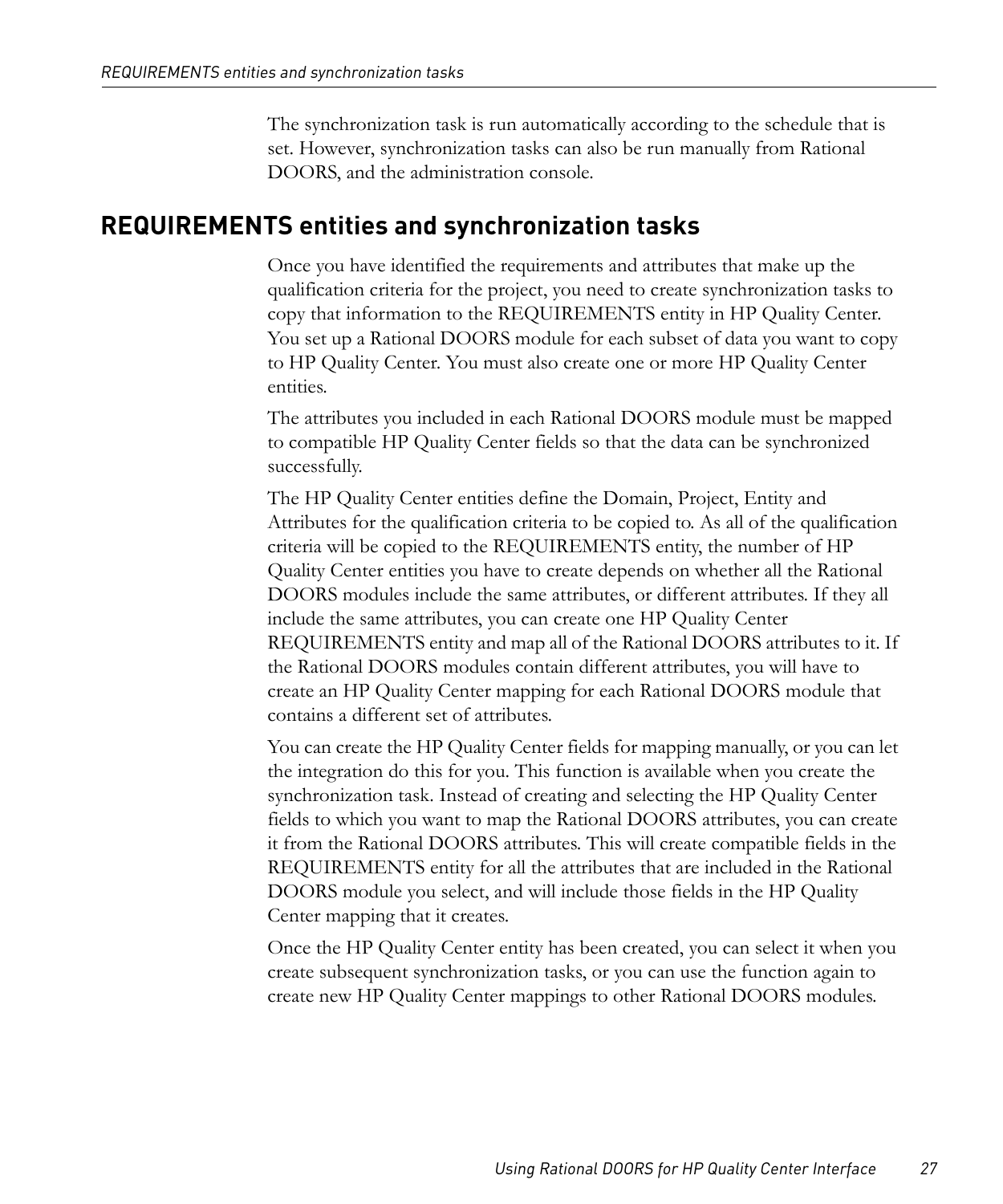The synchronization task is run automatically according to the schedule that is set. However, synchronization tasks can also be run manually from Rational DOORS, and the administration console.

## REQUIREMENTS entities and synchronization tasks

Once you have identified the requirements and attributes that make up the qualification criteria for the project, you need to create synchronization tasks to copy that information to the REQUIREMENTS entity in HP Quality Center. You set up a Rational DOORS module for each subset of data you want to copy to HP Quality Center. You must also create one or more HP Quality Center entities.

The attributes you included in each Rational DOORS module must be mapped to compatible HP Quality Center fields so that the data can be synchronized successfully.

The HP Quality Center entities define the Domain, Project, Entity and Attributes for the qualification criteria to be copied to. As all of the qualification criteria will be copied to the REQUIREMENTS entity, the number of HP Quality Center entities you have to create depends on whether all the Rational DOORS modules include the same attributes, or different attributes. If they all include the same attributes, you can create one HP Quality Center REQUIREMENTS entity and map all of the Rational DOORS attributes to it. If the Rational DOORS modules contain different attributes, you will have to create an HP Quality Center mapping for each Rational DOORS module that contains a different set of attributes.

You can create the HP Quality Center fields for mapping manually, or you can let the integration do this for you. This function is available when you create the synchronization task. Instead of creating and selecting the HP Quality Center fields to which you want to map the Rational DOORS attributes, you can create it from the Rational DOORS attributes. This will create compatible fields in the REQUIREMENTS entity for all the attributes that are included in the Rational DOORS module you select, and will include those fields in the HP Quality Center mapping that it creates.

Once the HP Quality Center entity has been created, you can select it when you create subsequent synchronization tasks, or you can use the function again to create new HP Quality Center mappings to other Rational DOORS modules.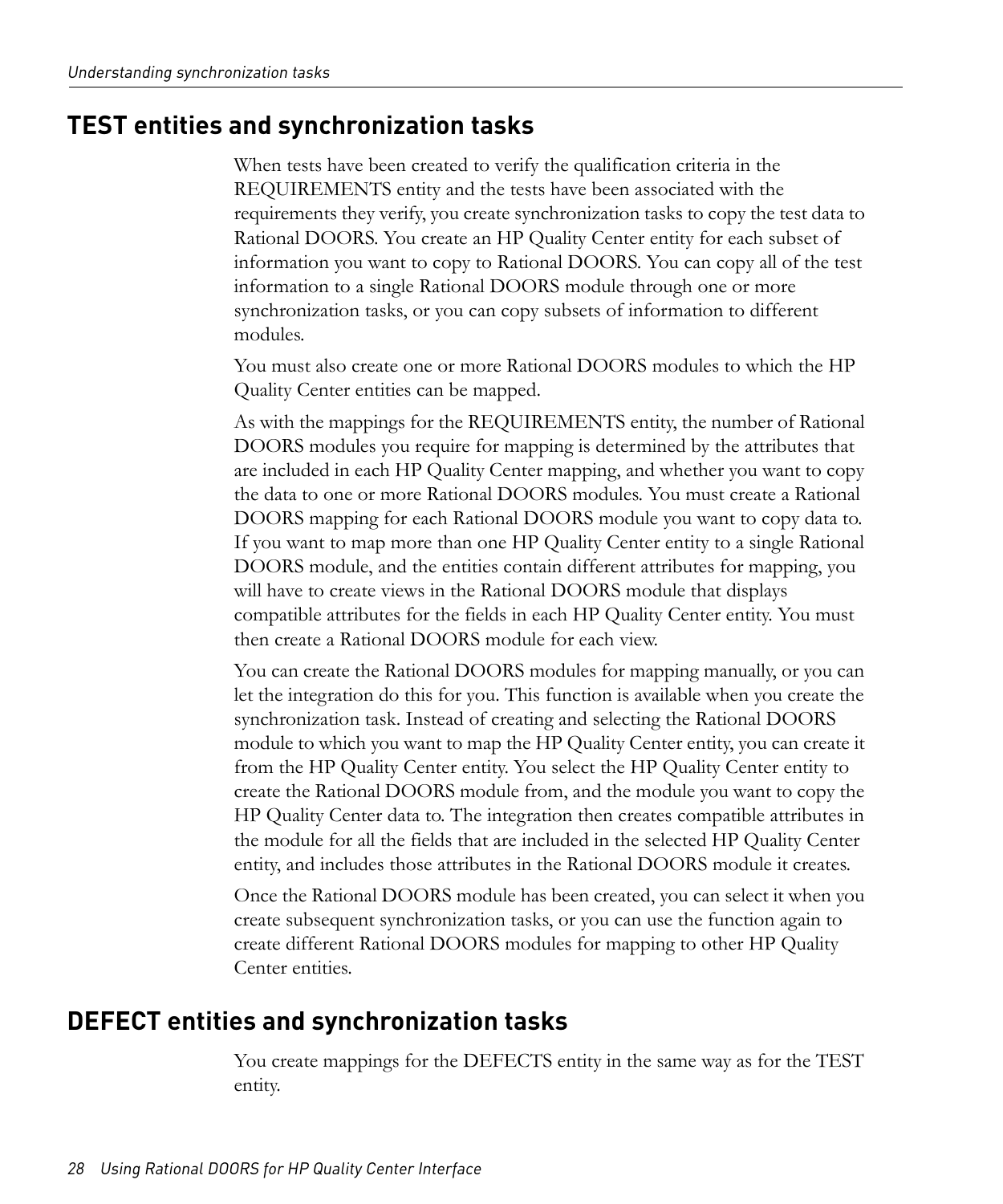## TEST entities and synchronization tasks

When tests have been created to verify the qualification criteria in the REQUIREMENTS entity and the tests have been associated with the requirements they verify, you create synchronization tasks to copy the test data to Rational DOORS. You create an HP Quality Center entity for each subset of information you want to copy to Rational DOORS. You can copy all of the test information to a single Rational DOORS module through one or more synchronization tasks, or you can copy subsets of information to different modules.

You must also create one or more Rational DOORS modules to which the HP Quality Center entities can be mapped.

As with the mappings for the REQUIREMENTS entity, the number of Rational DOORS modules you require for mapping is determined by the attributes that are included in each HP Quality Center mapping, and whether you want to copy the data to one or more Rational DOORS modules. You must create a Rational DOORS mapping for each Rational DOORS module you want to copy data to. If you want to map more than one HP Quality Center entity to a single Rational DOORS module, and the entities contain different attributes for mapping, you will have to create views in the Rational DOORS module that displays compatible attributes for the fields in each HP Quality Center entity. You must then create a Rational DOORS module for each view.

You can create the Rational DOORS modules for mapping manually, or you can let the integration do this for you. This function is available when you create the synchronization task. Instead of creating and selecting the Rational DOORS module to which you want to map the HP Quality Center entity, you can create it from the HP Quality Center entity. You select the HP Quality Center entity to create the Rational DOORS module from, and the module you want to copy the HP Quality Center data to. The integration then creates compatible attributes in the module for all the fields that are included in the selected HP Quality Center entity, and includes those attributes in the Rational DOORS module it creates.

Once the Rational DOORS module has been created, you can select it when you create subsequent synchronization tasks, or you can use the function again to create different Rational DOORS modules for mapping to other HP Quality Center entities.

## DEFECT entities and synchronization tasks

You create mappings for the DEFECTS entity in the same way as for the TEST entity.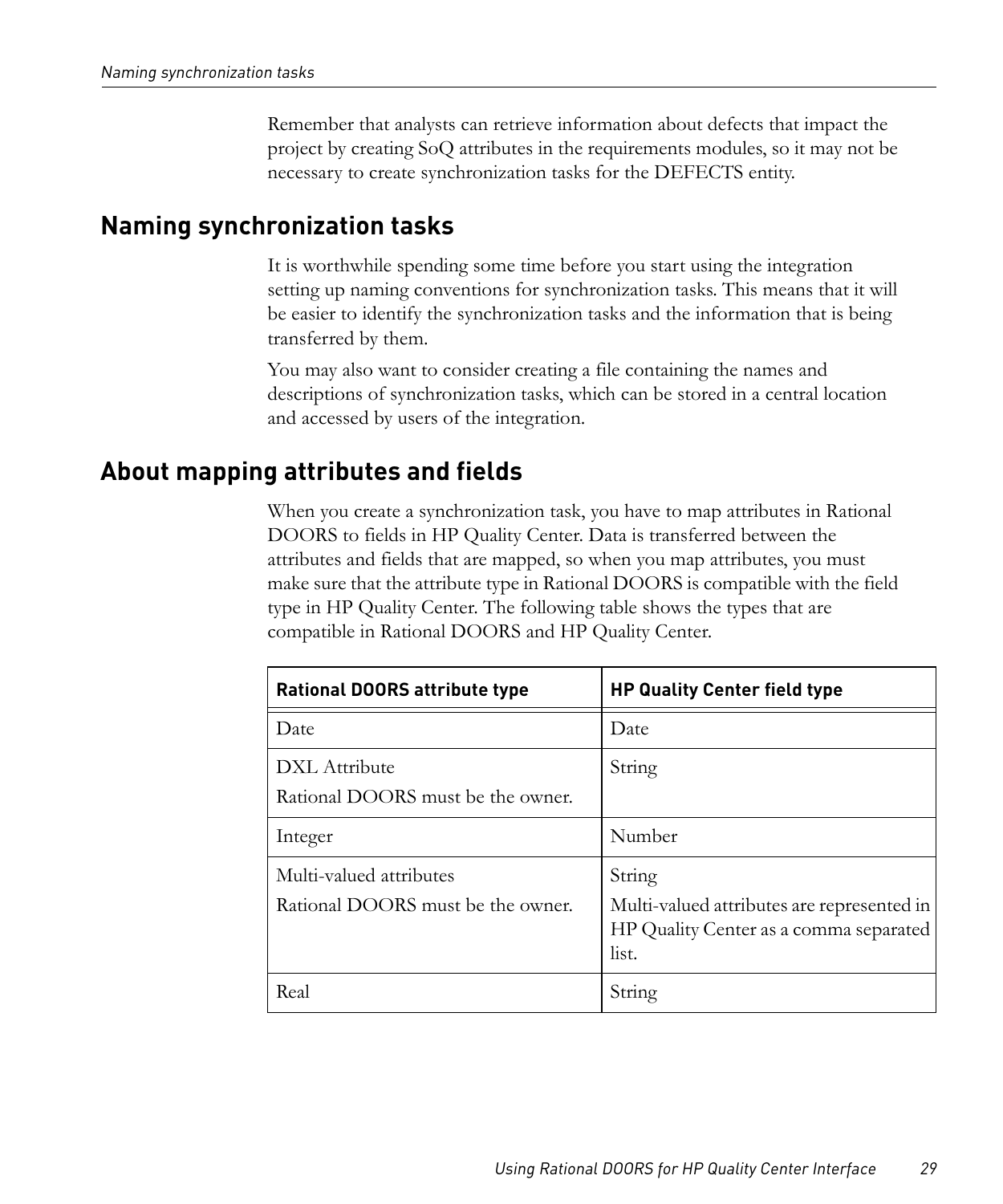Remember that analysts can retrieve information about defects that impact the project by creating SoQ attributes in the requirements modules, so it may not be necessary to create synchronization tasks for the DEFECTS entity.

## Naming synchronization tasks

It is worthwhile spending some time before you start using the integration setting up naming conventions for synchronization tasks. This means that it will be easier to identify the synchronization tasks and the information that is being transferred by them.

You may also want to consider creating a file containing the names and descriptions of synchronization tasks, which can be stored in a central location and accessed by users of the integration.

## About mapping attributes and fields

When you create a synchronization task, you have to map attributes in Rational DOORS to fields in HP Quality Center. Data is transferred between the attributes and fields that are mapped, so when you map attributes, you must make sure that the attribute type in Rational DOORS is compatible with the field type in HP Quality Center. The following table shows the types that are compatible in Rational DOORS and HP Quality Center.

| Rational DOORS attribute type | HP Quality Center field type |
| --- | --- |
| Date | Date |
| DXL Attribute<br>Rational DOORS must be the owner. | String |
| Integer | Number |
| Multi-valued attributes<br>Rational DOORS must be the owner. | String<br>Multi-valued attributes are represented in HP Quality Center as a comma separated list. |
| Real | String |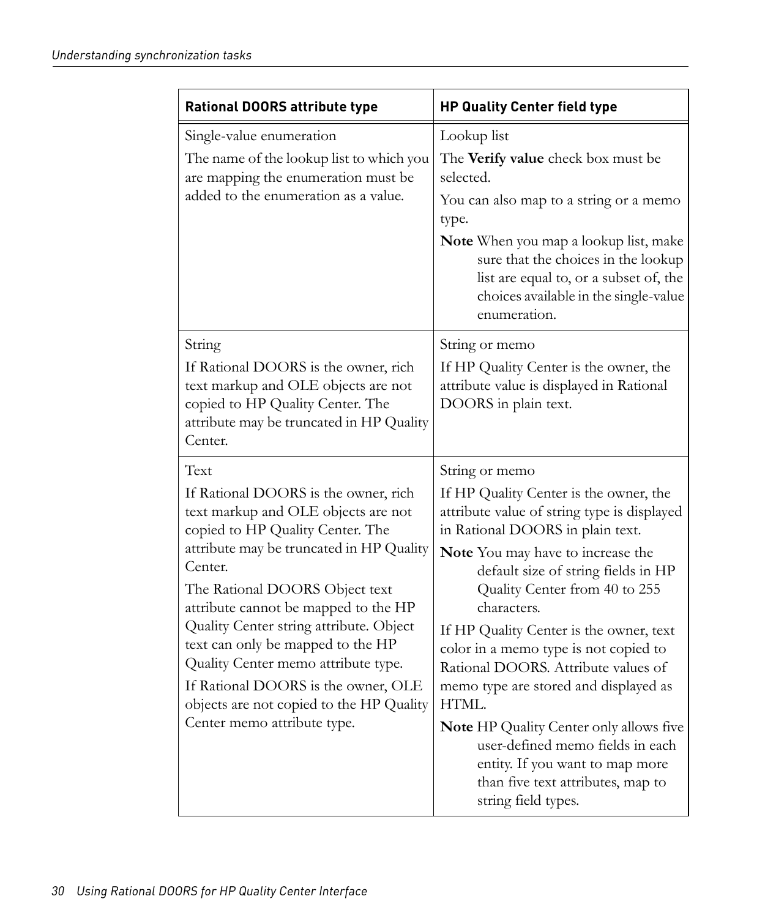| Rational DOORS attribute type | HP Quality Center field type |
| --- | --- |
| Single-value enumeration<br><br>The name of the lookup list to which you are mapping the enumeration must be added to the enumeration as a value. | Lookup list<br><br>The **Verify value** check box must be selected.<br><br>You can also map to a string or a memo type.<br><br>**Note** When you map a lookup list, make sure that the choices in the lookup list are equal to, or a subset of, the choices available in the single-value enumeration. |
| String<br><br>If Rational DOORS is the owner, rich text markup and OLE objects are not copied to HP Quality Center. The attribute may be truncated in HP Quality Center. | String or memo<br><br>If HP Quality Center is the owner, the attribute value is displayed in Rational DOORS in plain text. |
| Text<br><br>If Rational DOORS is the owner, rich text markup and OLE objects are not copied to HP Quality Center. The attribute may be truncated in HP Quality Center.<br><br>The Rational DOORS Object text attribute cannot be mapped to the HP Quality Center string attribute. Object text can only be mapped to the HP Quality Center memo attribute type.<br><br>If Rational DOORS is the owner, OLE objects are not copied to the HP Quality Center memo attribute type. | String or memo<br><br>If HP Quality Center is the owner, the attribute value of string type is displayed in Rational DOORS in plain text.<br><br>**Note** You may have to increase the default size of string fields in HP Quality Center from 40 to 255 characters.<br><br>If HP Quality Center is the owner, text color in a memo type is not copied to Rational DOORS. Attribute values of memo type are stored and displayed as HTML.<br><br>**Note** HP Quality Center only allows five user-defined memo fields in each entity. If you want to map more than five text attributes, map to string field types. |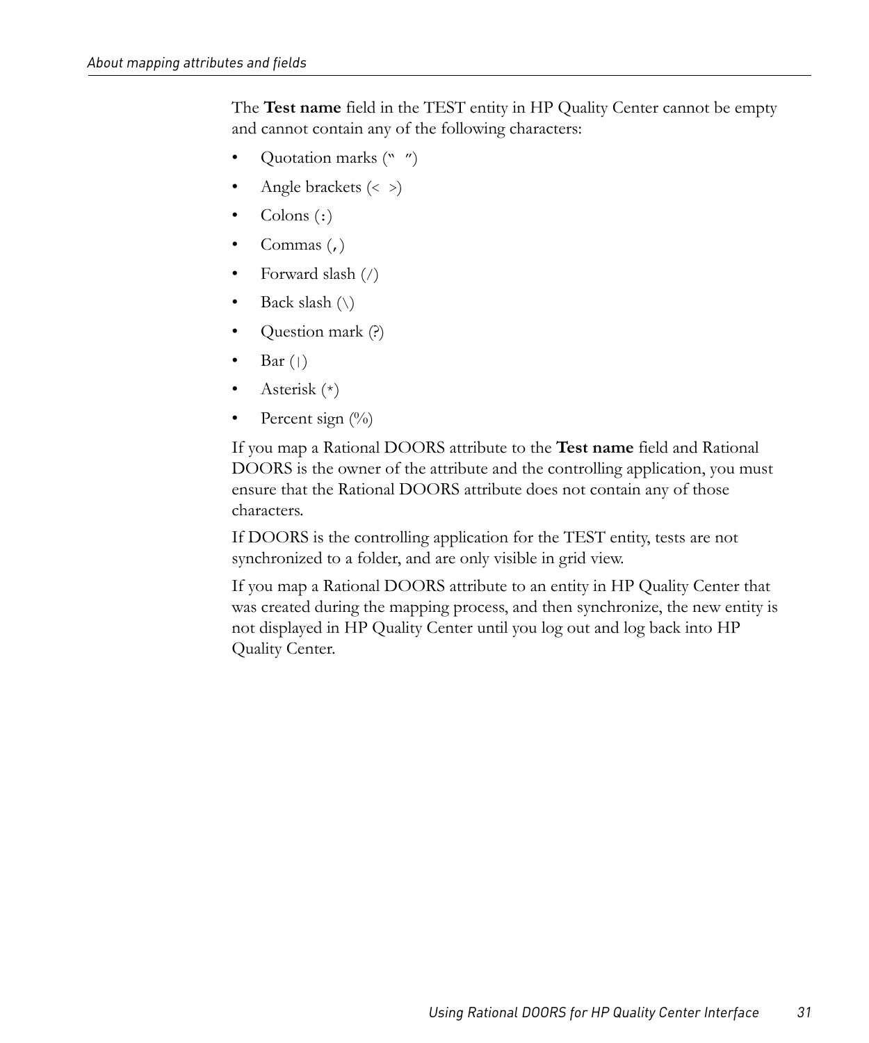The **Test name** field in the TEST entity in HP Quality Center cannot be empty and cannot contain any of the following characters:

- Quotation marks (" ")
- Angle brackets (< >)
- Colons (:)
- Commas (,)
- Forward slash (/)
- Back slash (\)
- Question mark (?)
- Bar (|)
- Asterisk (*)
- Percent sign (%)

If you map a Rational DOORS attribute to the **Test name** field and Rational DOORS is the owner of the attribute and the controlling application, you must ensure that the Rational DOORS attribute does not contain any of those characters.

If DOORS is the controlling application for the TEST entity, tests are not synchronized to a folder, and are only visible in grid view.

If you map a Rational DOORS attribute to an entity in HP Quality Center that was created during the mapping process, and then synchronize, the new entity is not displayed in HP Quality Center until you log out and log back into HP Quality Center.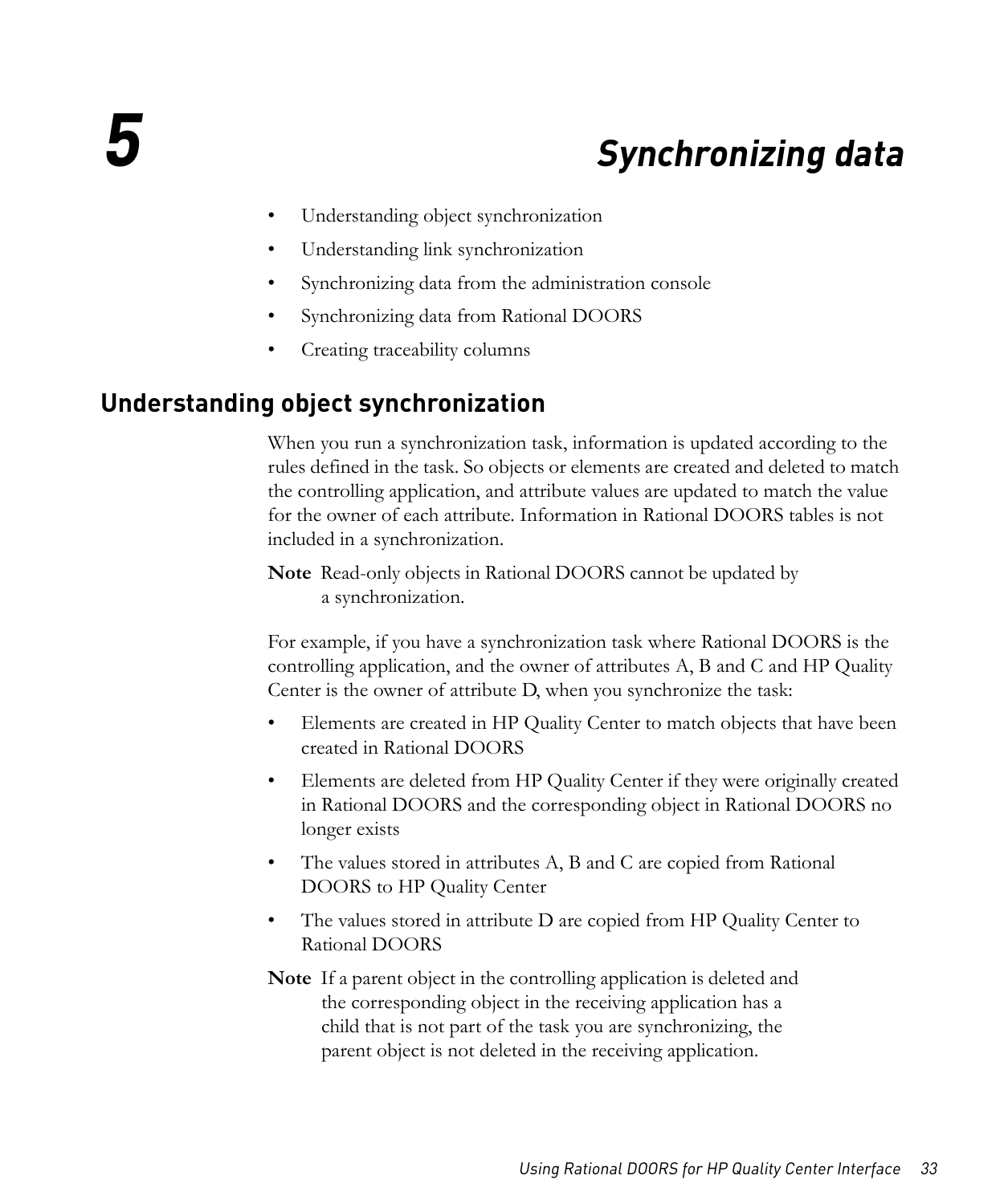# 5 Synchronizing data

- Understanding object synchronization
- Understanding link synchronization
- Synchronizing data from the administration console
- Synchronizing data from Rational DOORS
- Creating traceability columns

## Understanding object synchronization

When you run a synchronization task, information is updated according to the rules defined in the task. So objects or elements are created and deleted to match the controlling application, and attribute values are updated to match the value for the owner of each attribute. Information in Rational DOORS tables is not included in a synchronization.

**Note** Read-only objects in Rational DOORS cannot be updated by a synchronization.

For example, if you have a synchronization task where Rational DOORS is the controlling application, and the owner of attributes A, B and C and HP Quality Center is the owner of attribute D, when you synchronize the task:

- Elements are created in HP Quality Center to match objects that have been created in Rational DOORS
- Elements are deleted from HP Quality Center if they were originally created in Rational DOORS and the corresponding object in Rational DOORS no longer exists
- The values stored in attributes A, B and C are copied from Rational DOORS to HP Quality Center
- The values stored in attribute D are copied from HP Quality Center to Rational DOORS

**Note** If a parent object in the controlling application is deleted and the corresponding object in the receiving application has a child that is not part of the task you are synchronizing, the parent object is not deleted in the receiving application.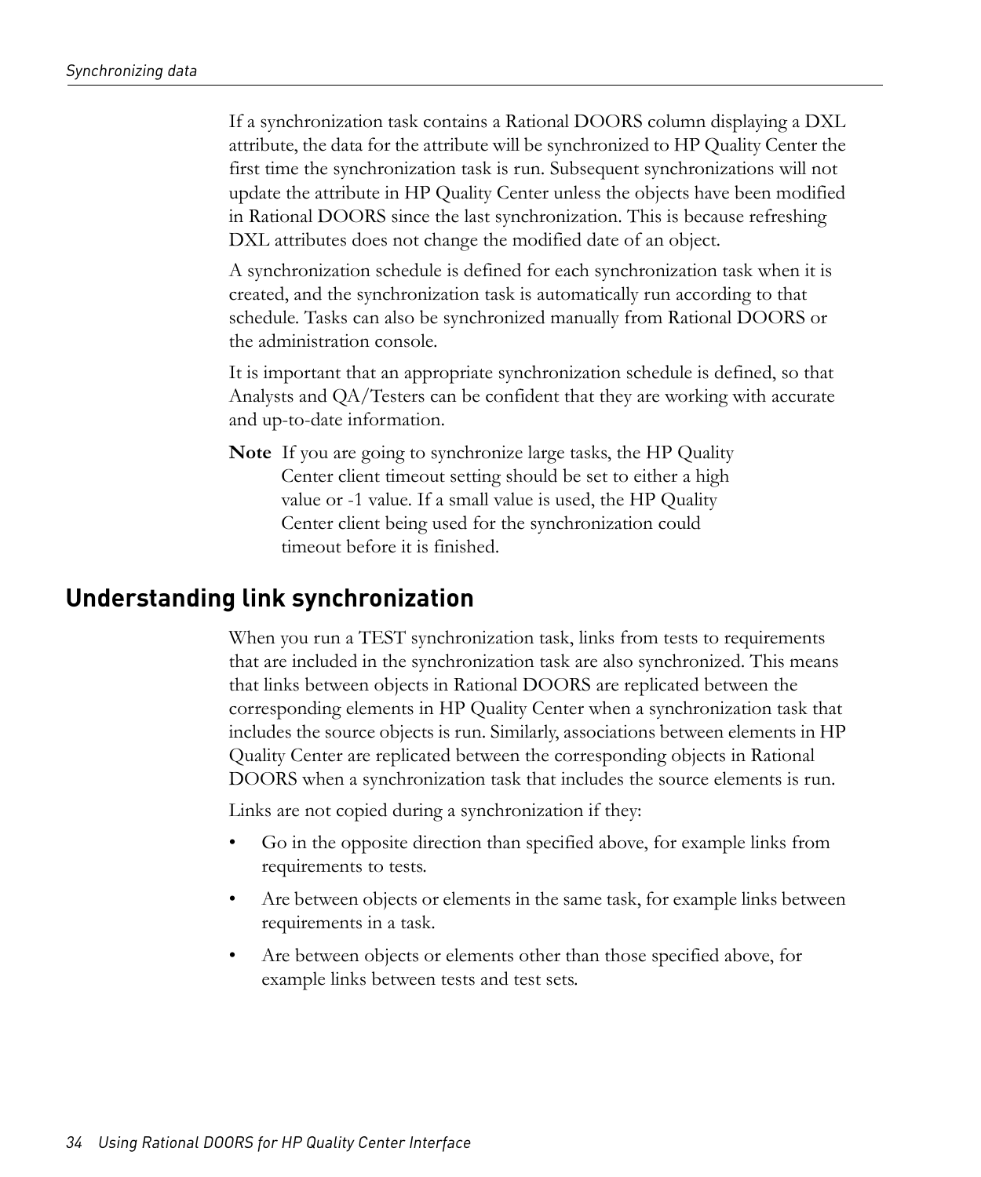If a synchronization task contains a Rational DOORS column displaying a DXL attribute, the data for the attribute will be synchronized to HP Quality Center the first time the synchronization task is run. Subsequent synchronizations will not update the attribute in HP Quality Center unless the objects have been modified in Rational DOORS since the last synchronization. This is because refreshing DXL attributes does not change the modified date of an object.

A synchronization schedule is defined for each synchronization task when it is created, and the synchronization task is automatically run according to that schedule. Tasks can also be synchronized manually from Rational DOORS or the administration console.

It is important that an appropriate synchronization schedule is defined, so that Analysts and QA/Testers can be confident that they are working with accurate and up-to-date information.

**Note** If you are going to synchronize large tasks, the HP Quality Center client timeout setting should be set to either a high value or -1 value. If a small value is used, the HP Quality Center client being used for the synchronization could timeout before it is finished.

## Understanding link synchronization

When you run a TEST synchronization task, links from tests to requirements that are included in the synchronization task are also synchronized. This means that links between objects in Rational DOORS are replicated between the corresponding elements in HP Quality Center when a synchronization task that includes the source objects is run. Similarly, associations between elements in HP Quality Center are replicated between the corresponding objects in Rational DOORS when a synchronization task that includes the source elements is run.

Links are not copied during a synchronization if they:

- Go in the opposite direction than specified above, for example links from requirements to tests.
- Are between objects or elements in the same task, for example links between requirements in a task.
- Are between objects or elements other than those specified above, for example links between tests and test sets.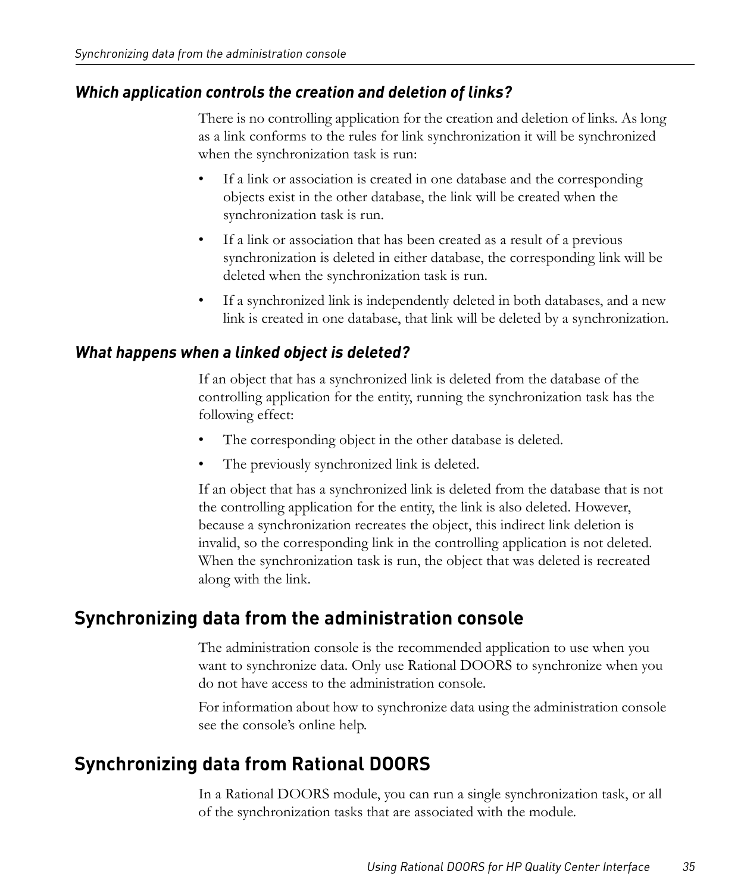### *Which application controls the creation and deletion of links?*

There is no controlling application for the creation and deletion of links. As long as a link conforms to the rules for link synchronization it will be synchronized when the synchronization task is run:

- If a link or association is created in one database and the corresponding objects exist in the other database, the link will be created when the synchronization task is run.
- If a link or association that has been created as a result of a previous synchronization is deleted in either database, the corresponding link will be deleted when the synchronization task is run.
- If a synchronized link is independently deleted in both databases, and a new link is created in one database, that link will be deleted by a synchronization.

### *What happens when a linked object is deleted?*

If an object that has a synchronized link is deleted from the database of the controlling application for the entity, running the synchronization task has the following effect:

- The corresponding object in the other database is deleted.
- The previously synchronized link is deleted.

If an object that has a synchronized link is deleted from the database that is not the controlling application for the entity, the link is also deleted. However, because a synchronization recreates the object, this indirect link deletion is invalid, so the corresponding link in the controlling application is not deleted. When the synchronization task is run, the object that was deleted is recreated along with the link.

## Synchronizing data from the administration console

The administration console is the recommended application to use when you want to synchronize data. Only use Rational DOORS to synchronize when you do not have access to the administration console.

For information about how to synchronize data using the administration console see the console's online help.

## Synchronizing data from Rational DOORS

In a Rational DOORS module, you can run a single synchronization task, or all of the synchronization tasks that are associated with the module.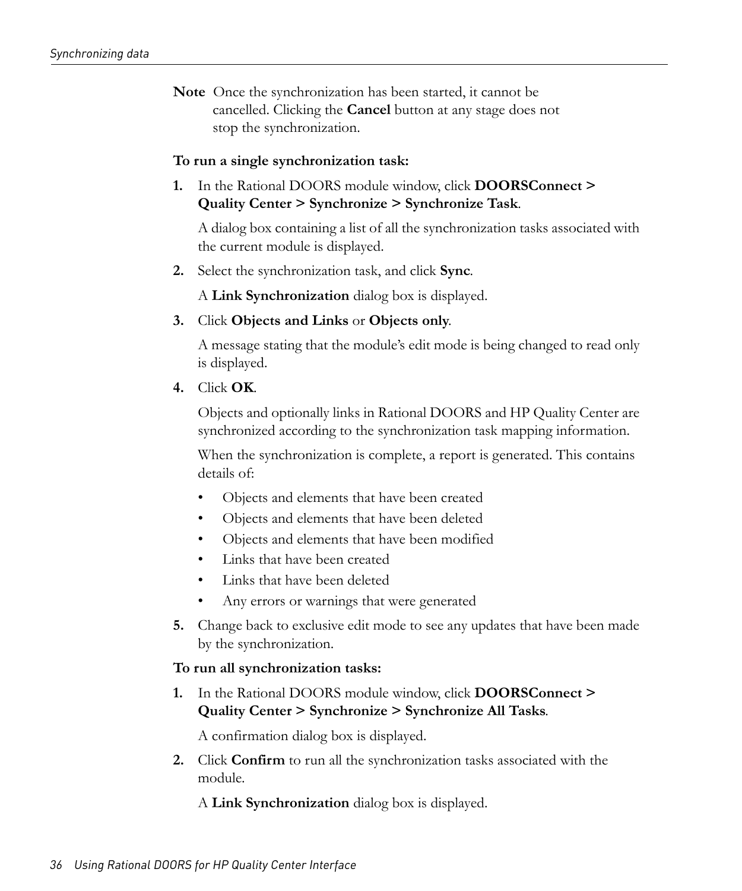**Note** Once the synchronization has been started, it cannot be cancelled. Clicking the **Cancel** button at any stage does not stop the synchronization.

**To run a single synchronization task:**

1. In the Rational DOORS module window, click **DOORSConnect > Quality Center > Synchronize > Synchronize Task**.

   A dialog box containing a list of all the synchronization tasks associated with the current module is displayed.

2. Select the synchronization task, and click **Sync**.

   A **Link Synchronization** dialog box is displayed.

3. Click **Objects and Links** or **Objects only**.

   A message stating that the module's edit mode is being changed to read only is displayed.

4. Click **OK**.

   Objects and optionally links in Rational DOORS and HP Quality Center are synchronized according to the synchronization task mapping information.

   When the synchronization is complete, a report is generated. This contains details of:

   - Objects and elements that have been created
   - Objects and elements that have been deleted
   - Objects and elements that have been modified
   - Links that have been created
   - Links that have been deleted
   - Any errors or warnings that were generated

5. Change back to exclusive edit mode to see any updates that have been made by the synchronization.

**To run all synchronization tasks:**

1. In the Rational DOORS module window, click **DOORSConnect > Quality Center > Synchronize > Synchronize All Tasks**.

   A confirmation dialog box is displayed.

2. Click **Confirm** to run all the synchronization tasks associated with the module.

   A **Link Synchronization** dialog box is displayed.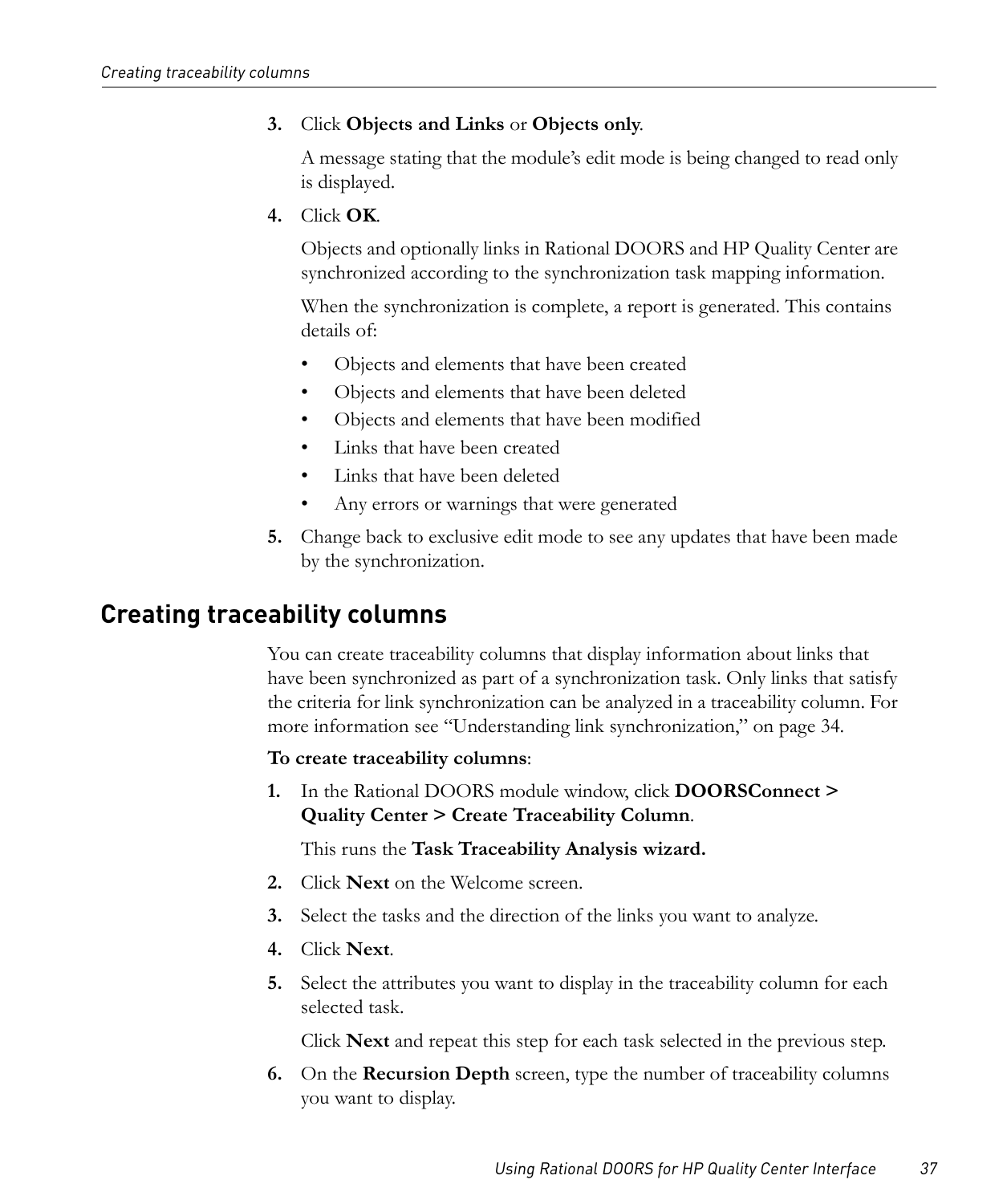3. Click **Objects and Links** or **Objects only**.

   A message stating that the module's edit mode is being changed to read only is displayed.

4. Click **OK**.

   Objects and optionally links in Rational DOORS and HP Quality Center are synchronized according to the synchronization task mapping information.

   When the synchronization is complete, a report is generated. This contains details of:

   - Objects and elements that have been created
   - Objects and elements that have been deleted
   - Objects and elements that have been modified
   - Links that have been created
   - Links that have been deleted
   - Any errors or warnings that were generated

5. Change back to exclusive edit mode to see any updates that have been made by the synchronization.

## Creating traceability columns

You can create traceability columns that display information about links that have been synchronized as part of a synchronization task. Only links that satisfy the criteria for link synchronization can be analyzed in a traceability column. For more information see "Understanding link synchronization," on page 34.

**To create traceability columns**:

1. In the Rational DOORS module window, click **DOORSConnect > Quality Center > Create Traceability Column**.

   This runs the **Task Traceability Analysis wizard.**

2. Click **Next** on the Welcome screen.
3. Select the tasks and the direction of the links you want to analyze.
4. Click **Next**.
5. Select the attributes you want to display in the traceability column for each selected task.

   Click **Next** and repeat this step for each task selected in the previous step.

6. On the **Recursion Depth** screen, type the number of traceability columns you want to display.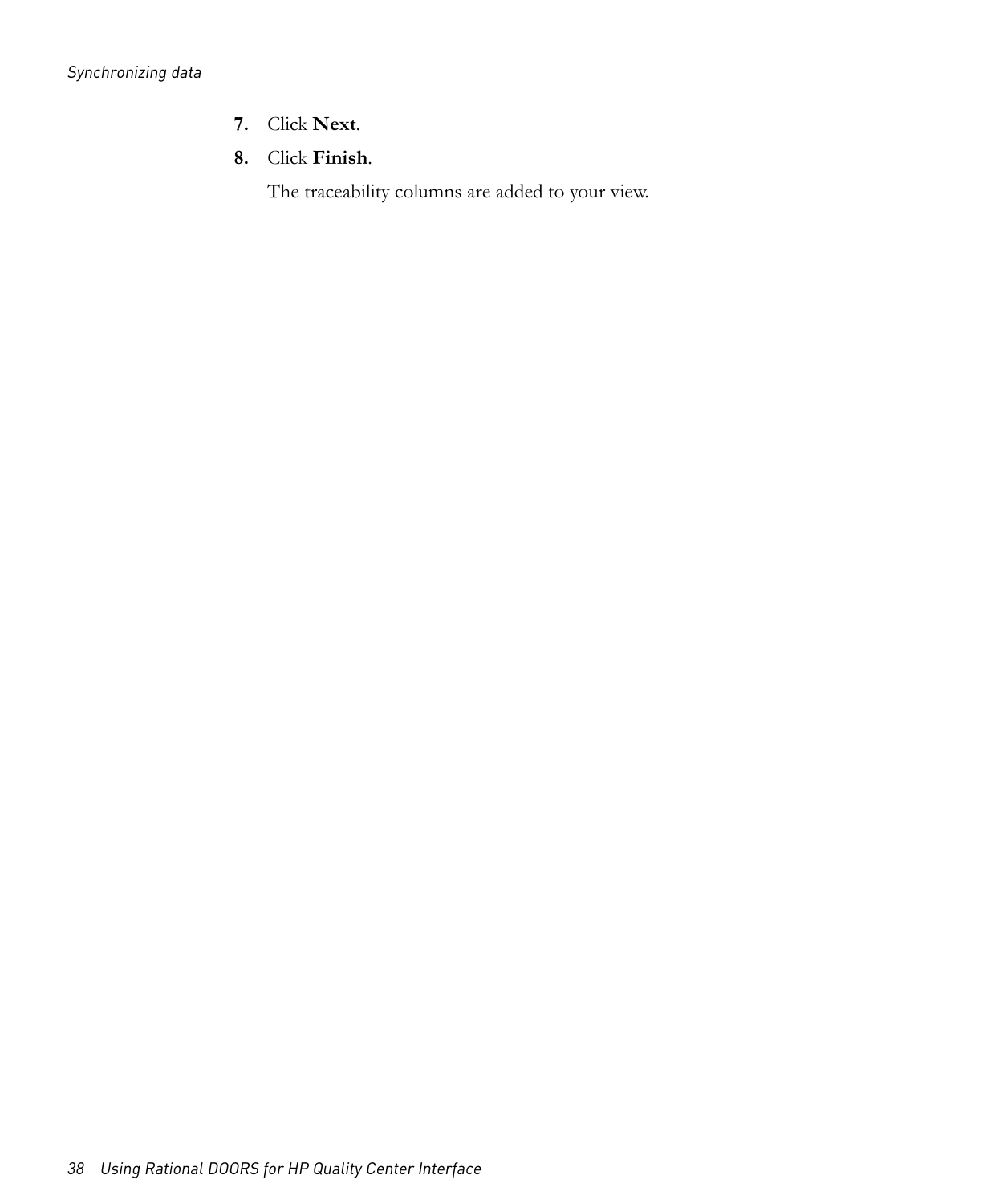7. Click **Next**.
8. Click **Finish**.

   The traceability columns are added to your view.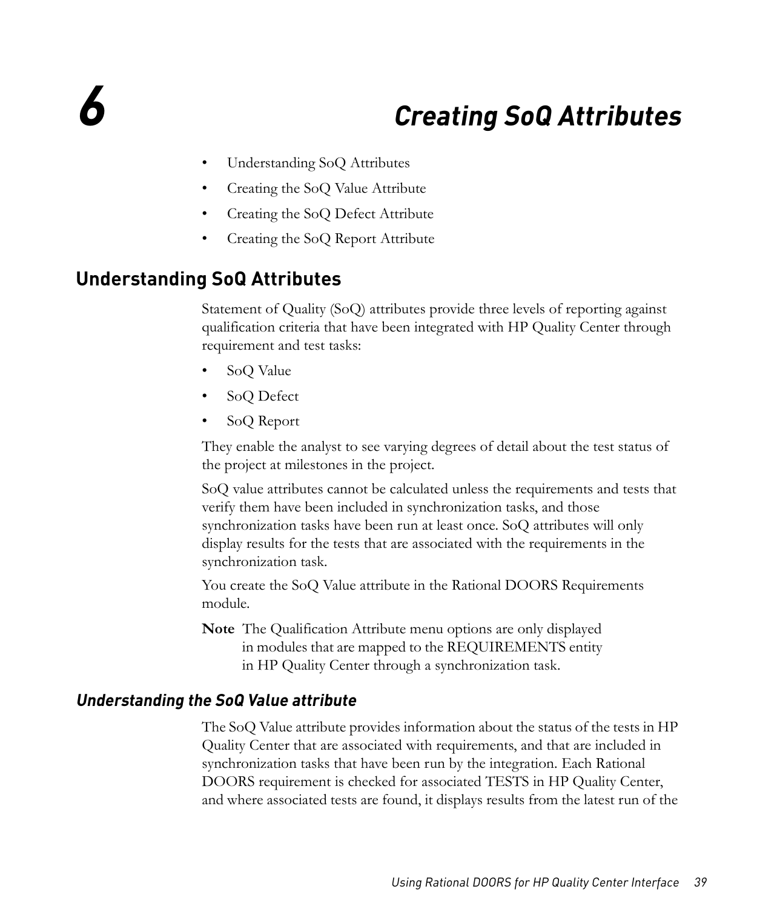# 6 Creating SoQ Attributes

- Understanding SoQ Attributes
- Creating the SoQ Value Attribute
- Creating the SoQ Defect Attribute
- Creating the SoQ Report Attribute

## Understanding SoQ Attributes

Statement of Quality (SoQ) attributes provide three levels of reporting against qualification criteria that have been integrated with HP Quality Center through requirement and test tasks:

- SoQ Value
- SoQ Defect
- SoQ Report

They enable the analyst to see varying degrees of detail about the test status of the project at milestones in the project.

SoQ value attributes cannot be calculated unless the requirements and tests that verify them have been included in synchronization tasks, and those synchronization tasks have been run at least once. SoQ attributes will only display results for the tests that are associated with the requirements in the synchronization task.

You create the SoQ Value attribute in the Rational DOORS Requirements module.

**Note** The Qualification Attribute menu options are only displayed in modules that are mapped to the REQUIREMENTS entity in HP Quality Center through a synchronization task.

### *Understanding the SoQ Value attribute*

The SoQ Value attribute provides information about the status of the tests in HP Quality Center that are associated with requirements, and that are included in synchronization tasks that have been run by the integration. Each Rational DOORS requirement is checked for associated TESTS in HP Quality Center, and where associated tests are found, it displays results from the latest run of the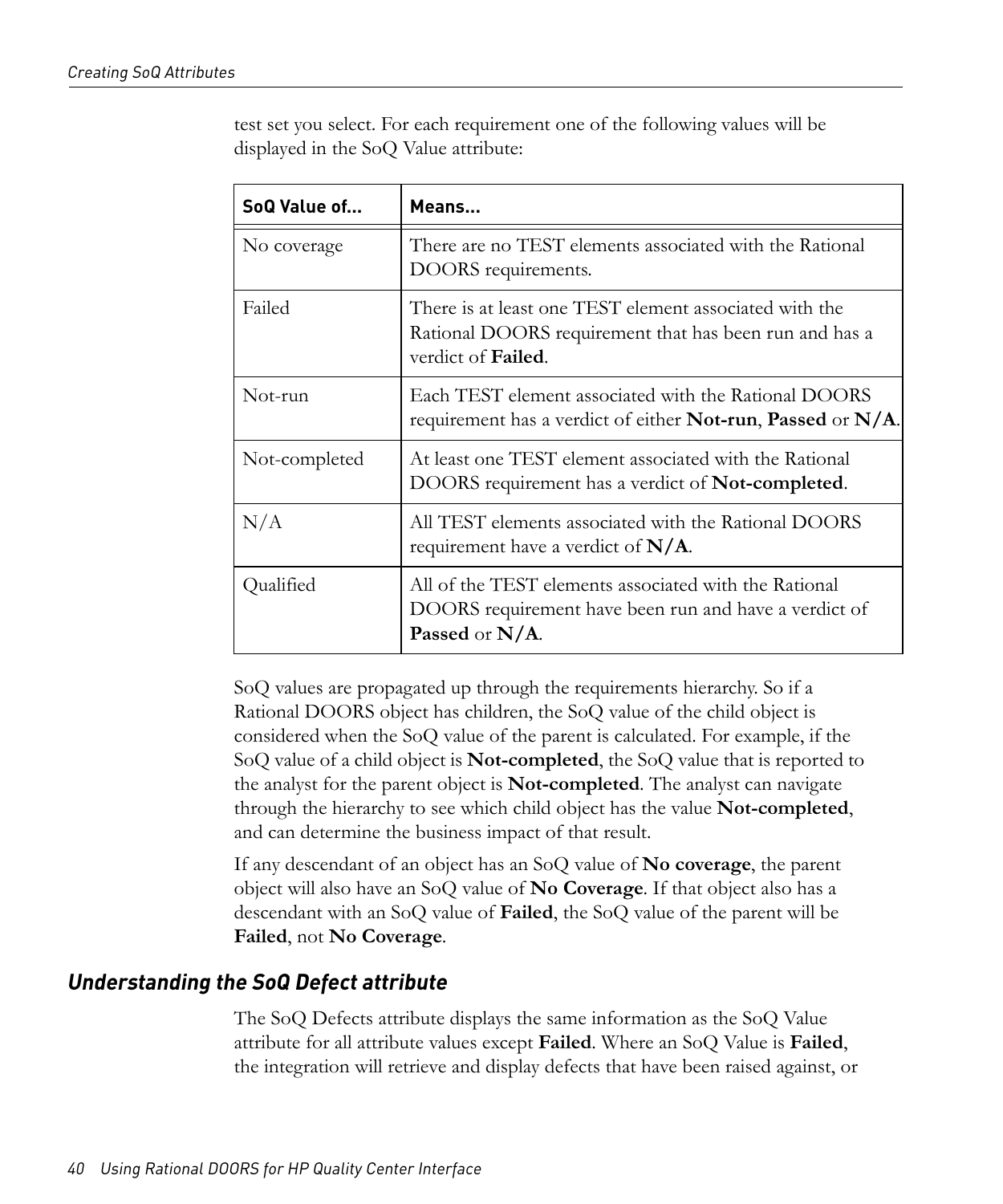test set you select. For each requirement one of the following values will be displayed in the SoQ Value attribute:

| SoQ Value of... | Means... |
| --- | --- |
| No coverage | There are no TEST elements associated with the Rational DOORS requirements. |
| Failed | There is at least one TEST element associated with the Rational DOORS requirement that has been run and has a verdict of **Failed**. |
| Not-run | Each TEST element associated with the Rational DOORS requirement has a verdict of either **Not-run**, **Passed** or **N/A**. |
| Not-completed | At least one TEST element associated with the Rational DOORS requirement has a verdict of **Not-completed**. |
| N/A | All TEST elements associated with the Rational DOORS requirement have a verdict of **N/A**. |
| Qualified | All of the TEST elements associated with the Rational DOORS requirement have been run and have a verdict of **Passed** or **N/A**. |

SoQ values are propagated up through the requirements hierarchy. So if a Rational DOORS object has children, the SoQ value of the child object is considered when the SoQ value of the parent is calculated. For example, if the SoQ value of a child object is **Not-completed**, the SoQ value that is reported to the analyst for the parent object is **Not-completed**. The analyst can navigate through the hierarchy to see which child object has the value **Not-completed**, and can determine the business impact of that result.

If any descendant of an object has an SoQ value of **No coverage**, the parent object will also have an SoQ value of **No Coverage**. If that object also has a descendant with an SoQ value of **Failed**, the SoQ value of the parent will be **Failed**, not **No Coverage**.

## *Understanding the SoQ Defect attribute*

The SoQ Defects attribute displays the same information as the SoQ Value attribute for all attribute values except **Failed**. Where an SoQ Value is **Failed**, the integration will retrieve and display defects that have been raised against, or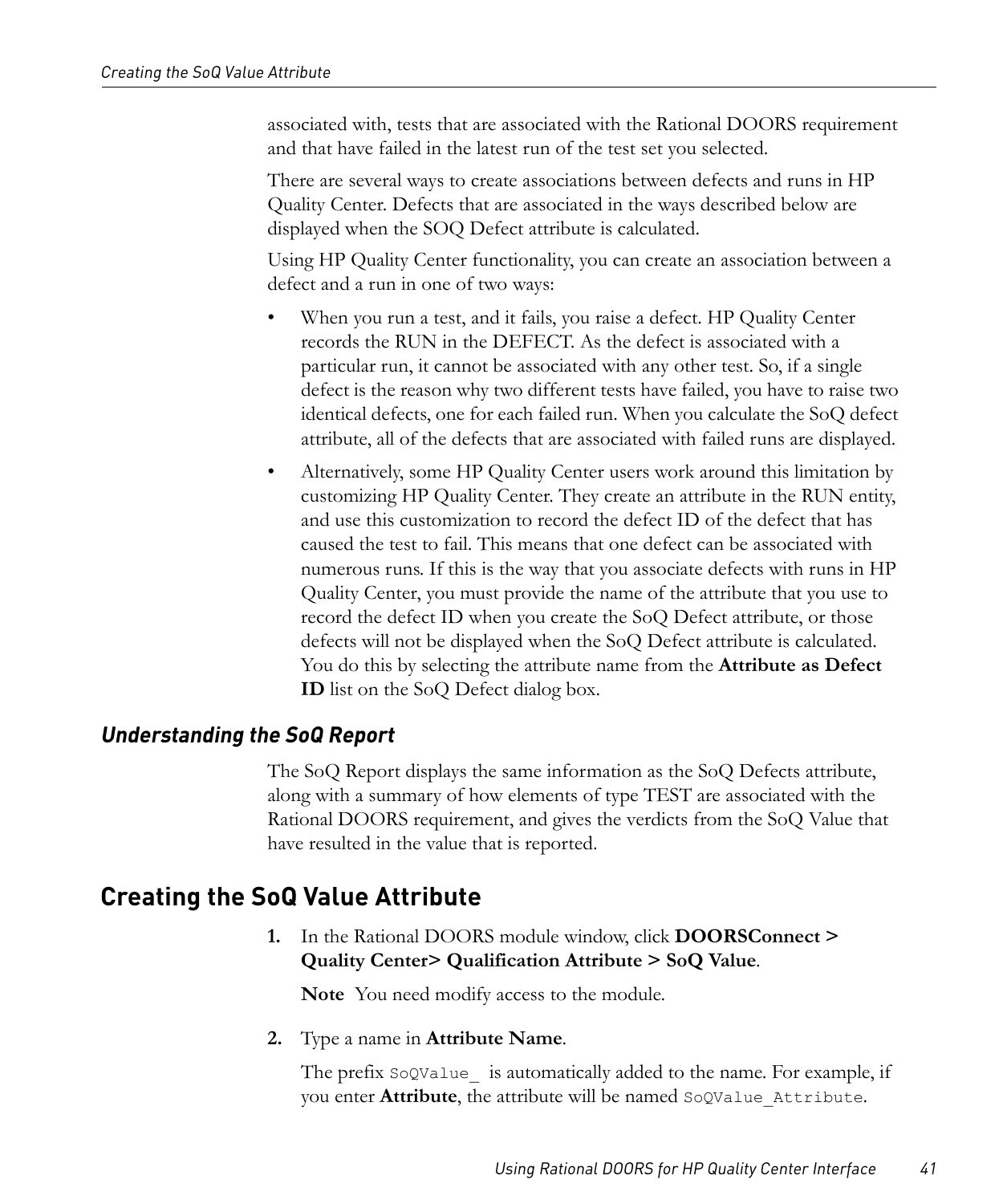associated with, tests that are associated with the Rational DOORS requirement and that have failed in the latest run of the test set you selected.

There are several ways to create associations between defects and runs in HP Quality Center. Defects that are associated in the ways described below are displayed when the SOQ Defect attribute is calculated.

Using HP Quality Center functionality, you can create an association between a defect and a run in one of two ways:

- When you run a test, and it fails, you raise a defect. HP Quality Center records the RUN in the DEFECT. As the defect is associated with a particular run, it cannot be associated with any other test. So, if a single defect is the reason why two different tests have failed, you have to raise two identical defects, one for each failed run. When you calculate the SoQ defect attribute, all of the defects that are associated with failed runs are displayed.
- Alternatively, some HP Quality Center users work around this limitation by customizing HP Quality Center. They create an attribute in the RUN entity, and use this customization to record the defect ID of the defect that has caused the test to fail. This means that one defect can be associated with numerous runs. If this is the way that you associate defects with runs in HP Quality Center, you must provide the name of the attribute that you use to record the defect ID when you create the SoQ Defect attribute, or those defects will not be displayed when the SoQ Defect attribute is calculated. You do this by selecting the attribute name from the **Attribute as Defect ID** list on the SoQ Defect dialog box.

### *Understanding the SoQ Report*

The SoQ Report displays the same information as the SoQ Defects attribute, along with a summary of how elements of type TEST are associated with the Rational DOORS requirement, and gives the verdicts from the SoQ Value that have resulted in the value that is reported.

## Creating the SoQ Value Attribute

1. In the Rational DOORS module window, click **DOORSConnect > Quality Center> Qualification Attribute > SoQ Value**.

   **Note** You need modify access to the module.

2. Type a name in **Attribute Name**.

   The prefix `SoQValue_` is automatically added to the name. For example, if you enter **Attribute**, the attribute will be named `SoQValue_Attribute`.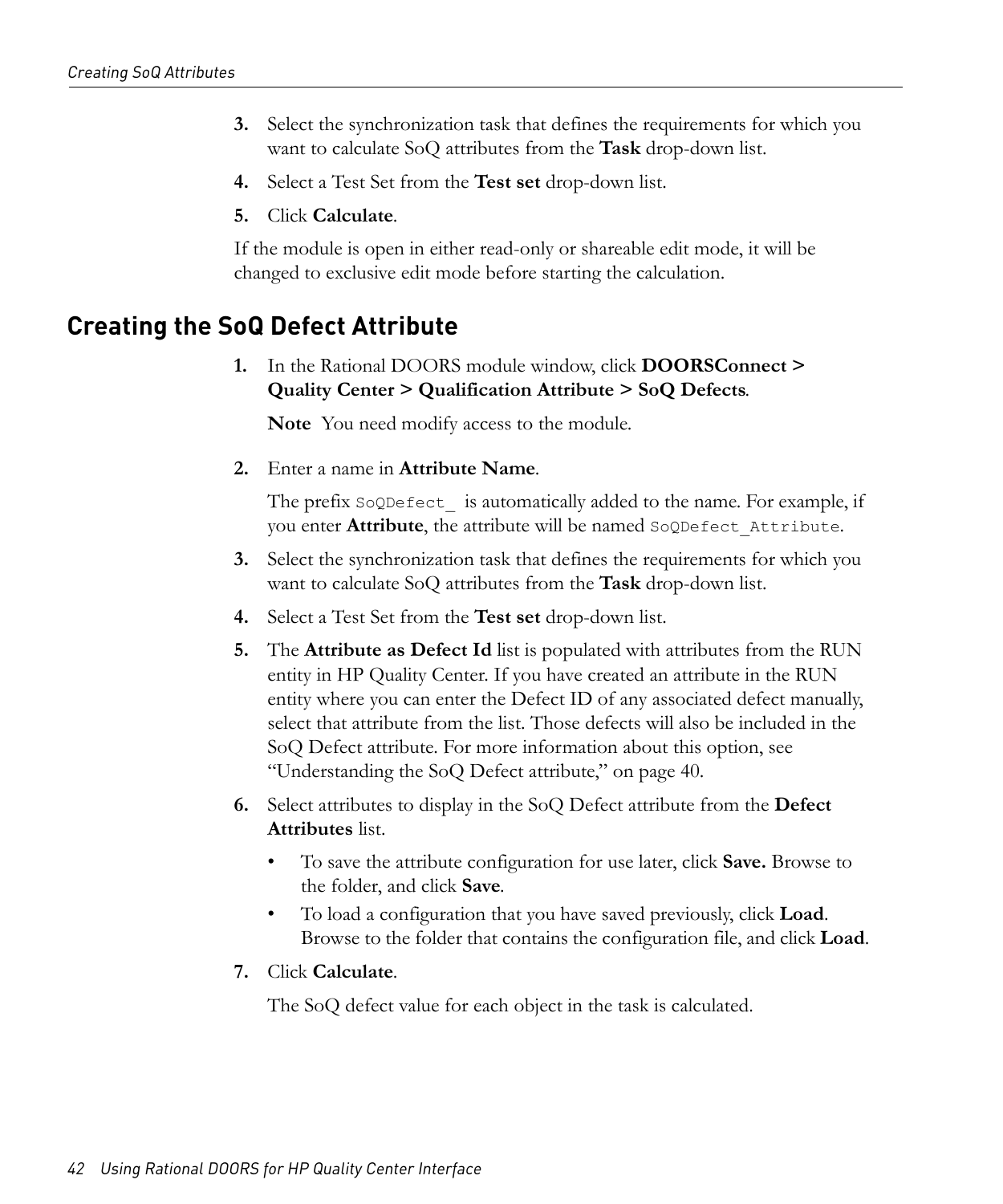3. Select the synchronization task that defines the requirements for which you want to calculate SoQ attributes from the **Task** drop-down list.
4. Select a Test Set from the **Test set** drop-down list.
5. Click **Calculate**.

If the module is open in either read-only or shareable edit mode, it will be changed to exclusive edit mode before starting the calculation.

## Creating the SoQ Defect Attribute

1. In the Rational DOORS module window, click **DOORSConnect > Quality Center > Qualification Attribute > SoQ Defects**.

   **Note** You need modify access to the module.

2. Enter a name in **Attribute Name**.

   The prefix `SoQDefect_` is automatically added to the name. For example, if you enter **Attribute**, the attribute will be named `SoQDefect_Attribute`.

3. Select the synchronization task that defines the requirements for which you want to calculate SoQ attributes from the **Task** drop-down list.
4. Select a Test Set from the **Test set** drop-down list.
5. The **Attribute as Defect Id** list is populated with attributes from the RUN entity in HP Quality Center. If you have created an attribute in the RUN entity where you can enter the Defect ID of any associated defect manually, select that attribute from the list. Those defects will also be included in the SoQ Defect attribute. For more information about this option, see "Understanding the SoQ Defect attribute," on page 40.
6. Select attributes to display in the SoQ Defect attribute from the **Defect Attributes** list.
   - To save the attribute configuration for use later, click **Save.** Browse to the folder, and click **Save**.
   - To load a configuration that you have saved previously, click **Load**. Browse to the folder that contains the configuration file, and click **Load**.
7. Click **Calculate**.

   The SoQ defect value for each object in the task is calculated.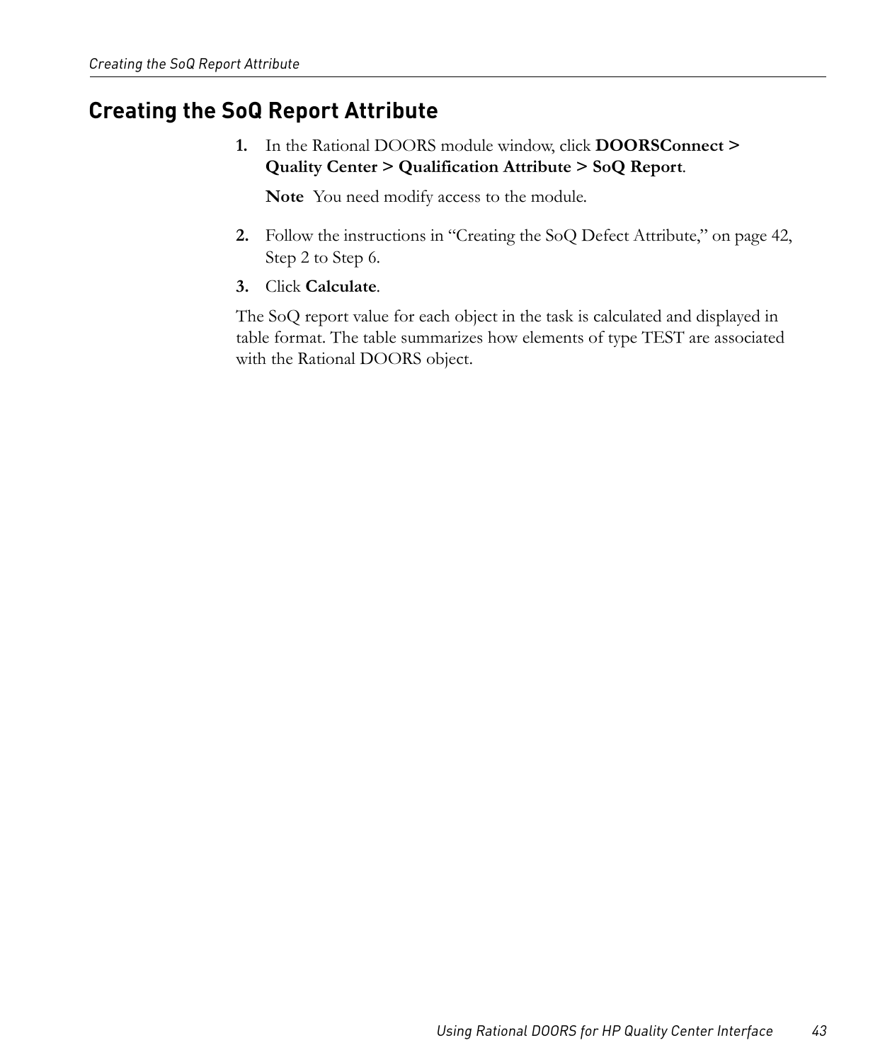## Creating the SoQ Report Attribute

1. In the Rational DOORS module window, click **DOORSConnect > Quality Center > Qualification Attribute > SoQ Report**.

   **Note** You need modify access to the module.

2. Follow the instructions in "Creating the SoQ Defect Attribute," on page 42, Step 2 to Step 6.
3. Click **Calculate**.

The SoQ report value for each object in the task is calculated and displayed in table format. The table summarizes how elements of type TEST are associated with the Rational DOORS object.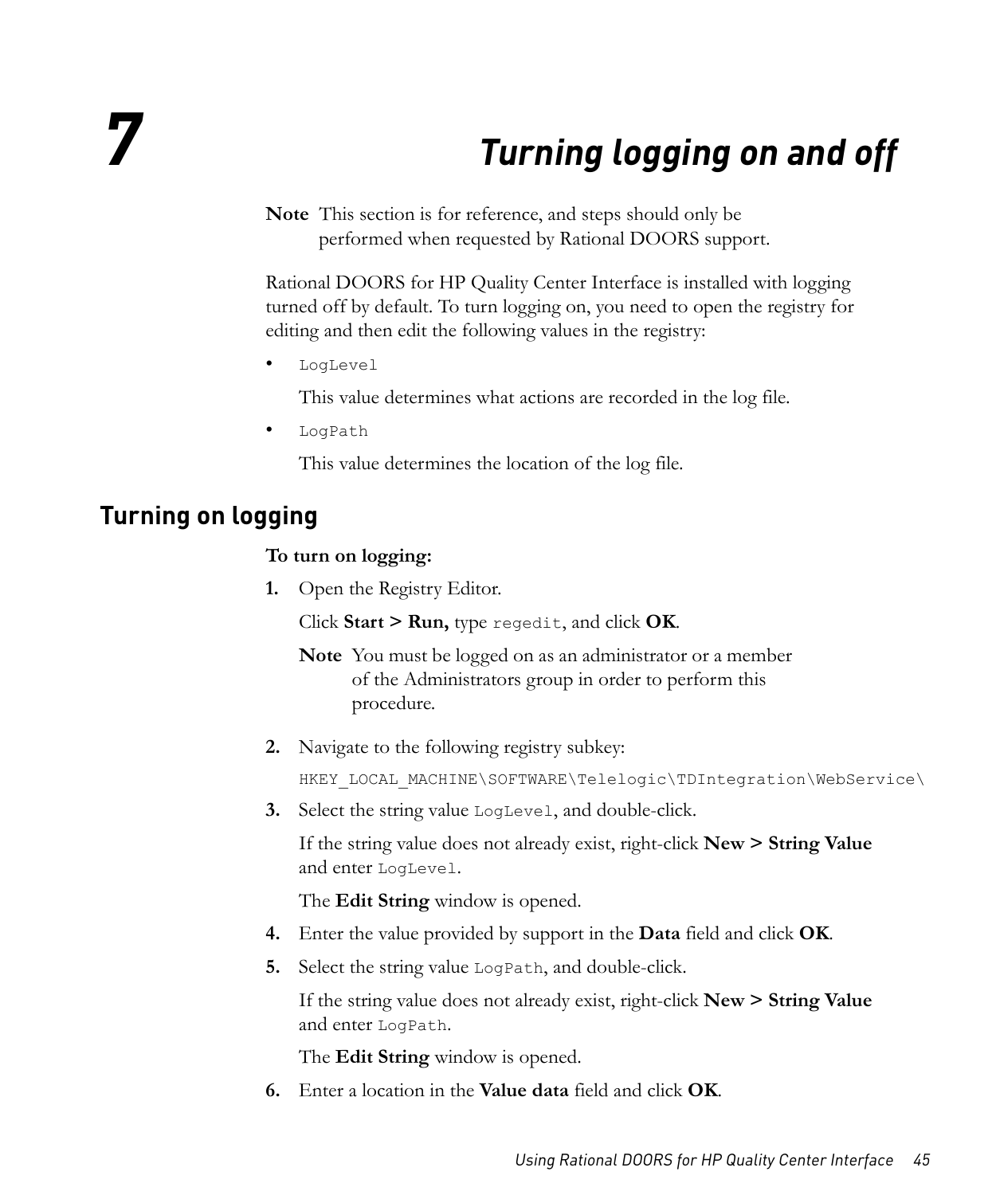# 7 Turning logging on and off

**Note** This section is for reference, and steps should only be performed when requested by Rational DOORS support.

Rational DOORS for HP Quality Center Interface is installed with logging turned off by default. To turn logging on, you need to open the registry for editing and then edit the following values in the registry:

- `LogLevel`

  This value determines what actions are recorded in the log file.

- `LogPath`

  This value determines the location of the log file.

## Turning on logging

**To turn on logging:**

1. Open the Registry Editor.

   Click **Start > Run,** type `regedit`, and click **OK**.

   **Note** You must be logged on as an administrator or a member of the Administrators group in order to perform this procedure.

2. Navigate to the following registry subkey:

   `HKEY_LOCAL_MACHINE\SOFTWARE\Telelogic\TDIntegration\WebService\`

3. Select the string value `LogLevel`, and double-click.

   If the string value does not already exist, right-click **New > String Value** and enter `LogLevel`.

   The **Edit String** window is opened.

4. Enter the value provided by support in the **Data** field and click **OK**.

5. Select the string value `LogPath`, and double-click.

   If the string value does not already exist, right-click **New > String Value** and enter `LogPath`.

   The **Edit String** window is opened.

6. Enter a location in the **Value data** field and click **OK**.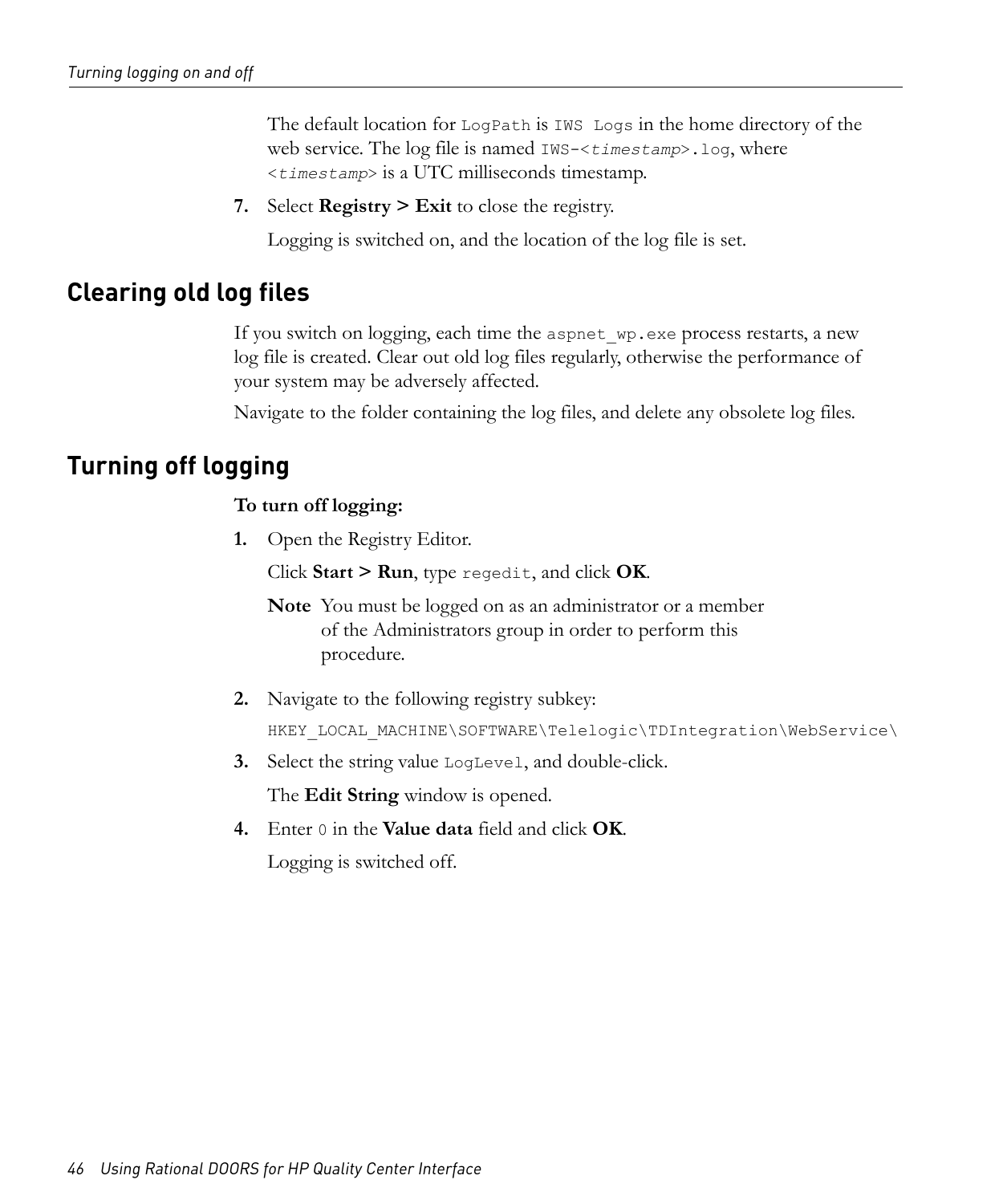The default location for `LogPath` is `IWS Logs` in the home directory of the web service. The log file is named `IWS-<timestamp>.log`, where `<timestamp>` is a UTC milliseconds timestamp.

7. Select **Registry > Exit** to close the registry.

   Logging is switched on, and the location of the log file is set.

## Clearing old log files

If you switch on logging, each time the `aspnet_wp.exe` process restarts, a new log file is created. Clear out old log files regularly, otherwise the performance of your system may be adversely affected.

Navigate to the folder containing the log files, and delete any obsolete log files.

## Turning off logging

**To turn off logging:**

1. Open the Registry Editor.

   Click **Start > Run**, type `regedit`, and click **OK**.

   **Note** You must be logged on as an administrator or a member of the Administrators group in order to perform this procedure.

2. Navigate to the following registry subkey:

   `HKEY_LOCAL_MACHINE\SOFTWARE\Telelogic\TDIntegration\WebService\`

3. Select the string value `LogLevel`, and double-click.

   The **Edit String** window is opened.

4. Enter `0` in the **Value data** field and click **OK**.

   Logging is switched off.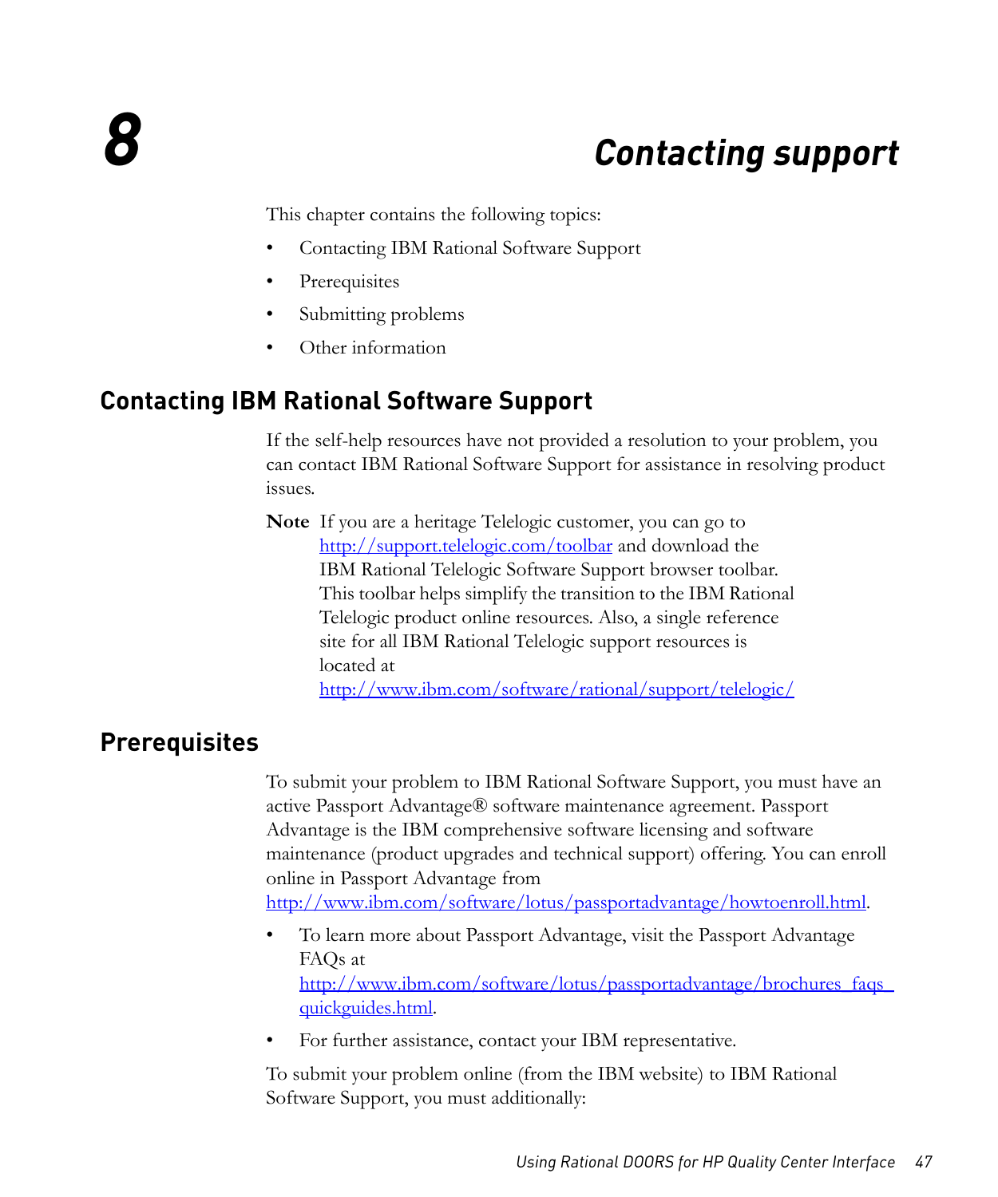# 8 Contacting support

This chapter contains the following topics:

- Contacting IBM Rational Software Support
- Prerequisites
- Submitting problems
- Other information

## Contacting IBM Rational Software Support

If the self-help resources have not provided a resolution to your problem, you can contact IBM Rational Software Support for assistance in resolving product issues.

**Note** If you are a heritage Telelogic customer, you can go to http://support.telelogic.com/toolbar and download the IBM Rational Telelogic Software Support browser toolbar. This toolbar helps simplify the transition to the IBM Rational Telelogic product online resources. Also, a single reference site for all IBM Rational Telelogic support resources is located at http://www.ibm.com/software/rational/support/telelogic/

## Prerequisites

To submit your problem to IBM Rational Software Support, you must have an active Passport Advantage® software maintenance agreement. Passport Advantage is the IBM comprehensive software licensing and software maintenance (product upgrades and technical support) offering. You can enroll online in Passport Advantage from http://www.ibm.com/software/lotus/passportadvantage/howtoenroll.html.

- To learn more about Passport Advantage, visit the Passport Advantage FAQs at http://www.ibm.com/software/lotus/passportadvantage/brochures_faqs_quickguides.html.
- For further assistance, contact your IBM representative.

To submit your problem online (from the IBM website) to IBM Rational Software Support, you must additionally: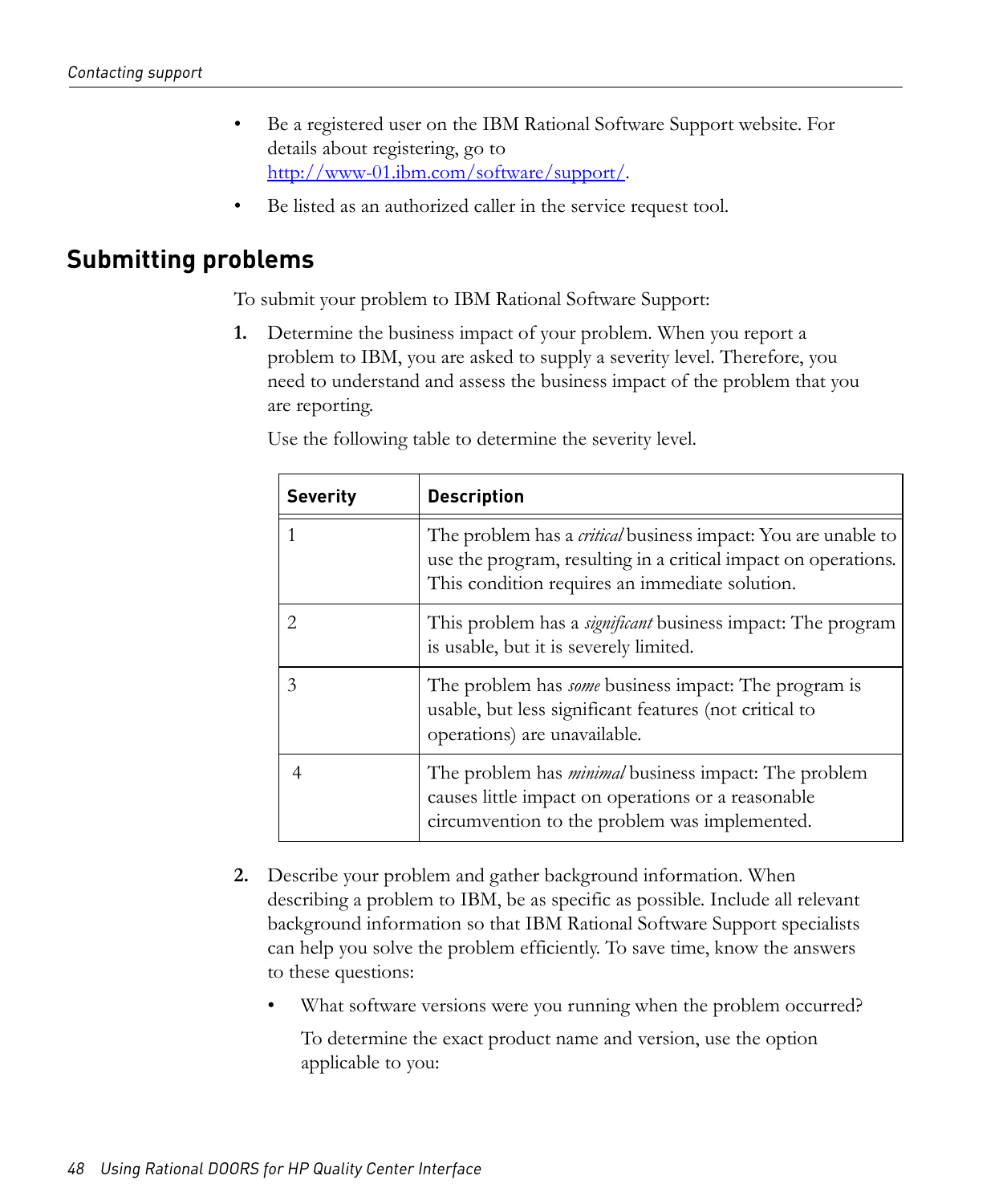- Be a registered user on the IBM Rational Software Support website. For details about registering, go to [http://www-01.ibm.com/software/support/](http://www-01.ibm.com/software/support/).
- Be listed as an authorized caller in the service request tool.

## Submitting problems

To submit your problem to IBM Rational Software Support:

1. Determine the business impact of your problem. When you report a problem to IBM, you are asked to supply a severity level. Therefore, you need to understand and assess the business impact of the problem that you are reporting.

   Use the following table to determine the severity level.

   | Severity | Description |
   |---|---|
   | 1 | The problem has a *critical* business impact: You are unable to use the program, resulting in a critical impact on operations. This condition requires an immediate solution. |
   | 2 | This problem has a *significant* business impact: The program is usable, but it is severely limited. |
   | 3 | The problem has *some* business impact: The program is usable, but less significant features (not critical to operations) are unavailable. |
   | 4 | The problem has *minimal* business impact: The problem causes little impact on operations or a reasonable circumvention to the problem was implemented. |

2. Describe your problem and gather background information. When describing a problem to IBM, be as specific as possible. Include all relevant background information so that IBM Rational Software Support specialists can help you solve the problem efficiently. To save time, know the answers to these questions:

   - What software versions were you running when the problem occurred?

     To determine the exact product name and version, use the option applicable to you: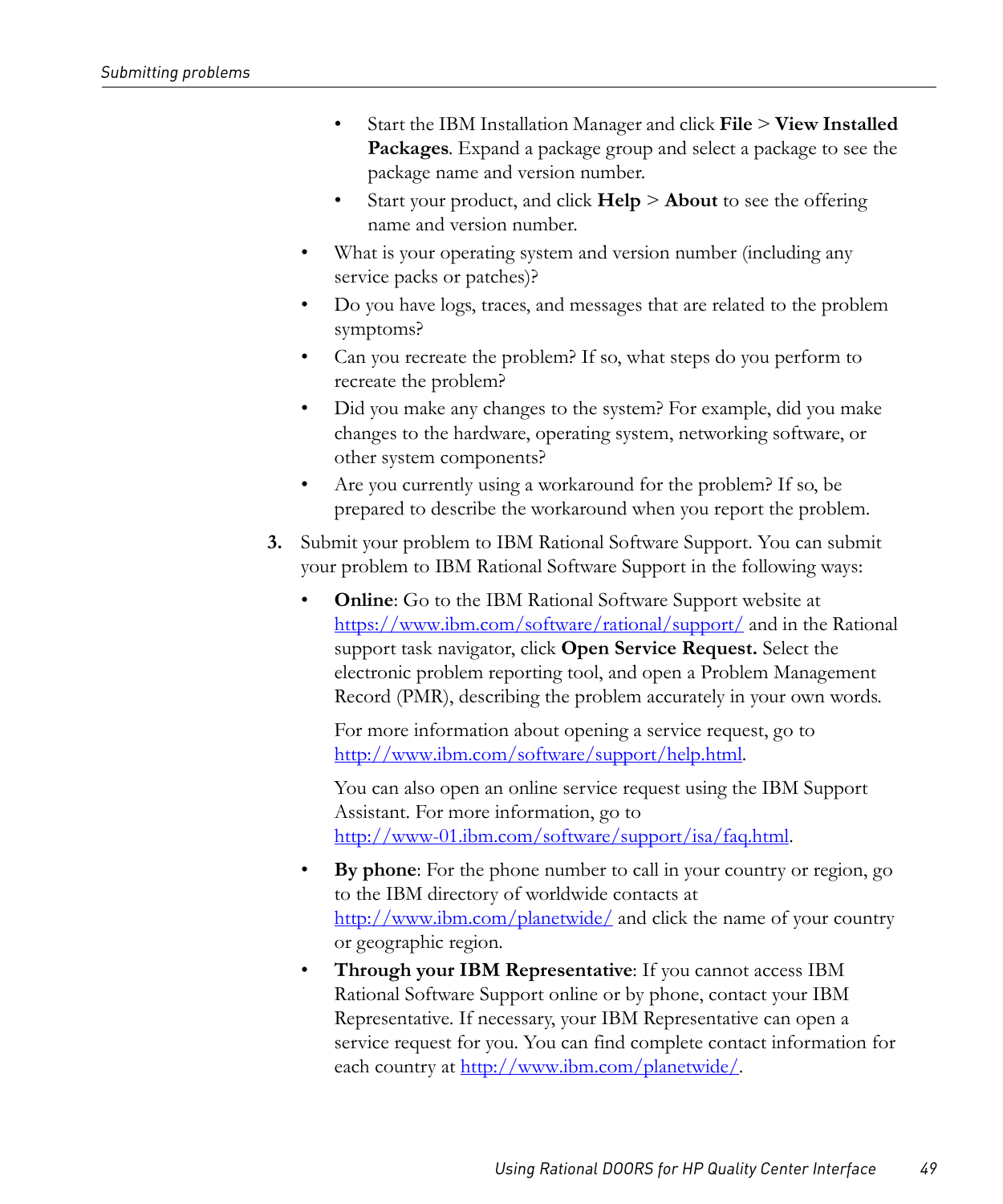- Start the IBM Installation Manager and click **File** > **View Installed Packages**. Expand a package group and select a package to see the package name and version number.
    - Start your product, and click **Help** > **About** to see the offering name and version number.
  - What is your operating system and version number (including any service packs or patches)?
  - Do you have logs, traces, and messages that are related to the problem symptoms?
  - Can you recreate the problem? If so, what steps do you perform to recreate the problem?
  - Did you make any changes to the system? For example, did you make changes to the hardware, operating system, networking software, or other system components?
  - Are you currently using a workaround for the problem? If so, be prepared to describe the workaround when you report the problem.

3. Submit your problem to IBM Rational Software Support. You can submit your problem to IBM Rational Software Support in the following ways:

   - **Online**: Go to the IBM Rational Software Support website at https://www.ibm.com/software/rational/support/ and in the Rational support task navigator, click **Open Service Request.** Select the electronic problem reporting tool, and open a Problem Management Record (PMR), describing the problem accurately in your own words.

     For more information about opening a service request, go to http://www.ibm.com/software/support/help.html.

     You can also open an online service request using the IBM Support Assistant. For more information, go to http://www-01.ibm.com/software/support/isa/faq.html.

   - **By phone**: For the phone number to call in your country or region, go to the IBM directory of worldwide contacts at http://www.ibm.com/planetwide/ and click the name of your country or geographic region.
   - **Through your IBM Representative**: If you cannot access IBM Rational Software Support online or by phone, contact your IBM Representative. If necessary, your IBM Representative can open a service request for you. You can find complete contact information for each country at http://www.ibm.com/planetwide/.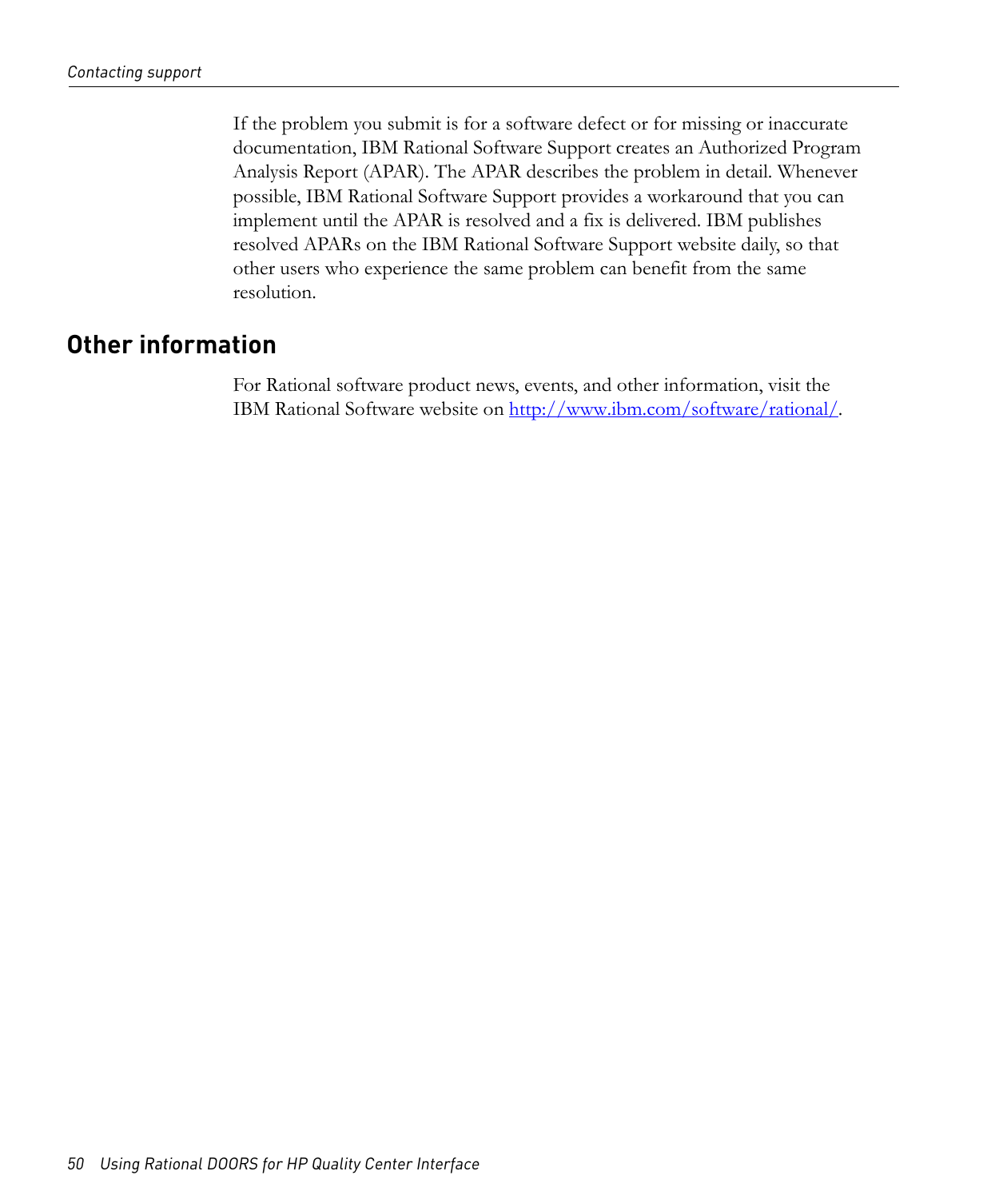If the problem you submit is for a software defect or for missing or inaccurate documentation, IBM Rational Software Support creates an Authorized Program Analysis Report (APAR). The APAR describes the problem in detail. Whenever possible, IBM Rational Software Support provides a workaround that you can implement until the APAR is resolved and a fix is delivered. IBM publishes resolved APARs on the IBM Rational Software Support website daily, so that other users who experience the same problem can benefit from the same resolution.

## Other information

For Rational software product news, events, and other information, visit the IBM Rational Software website on http://www.ibm.com/software/rational/.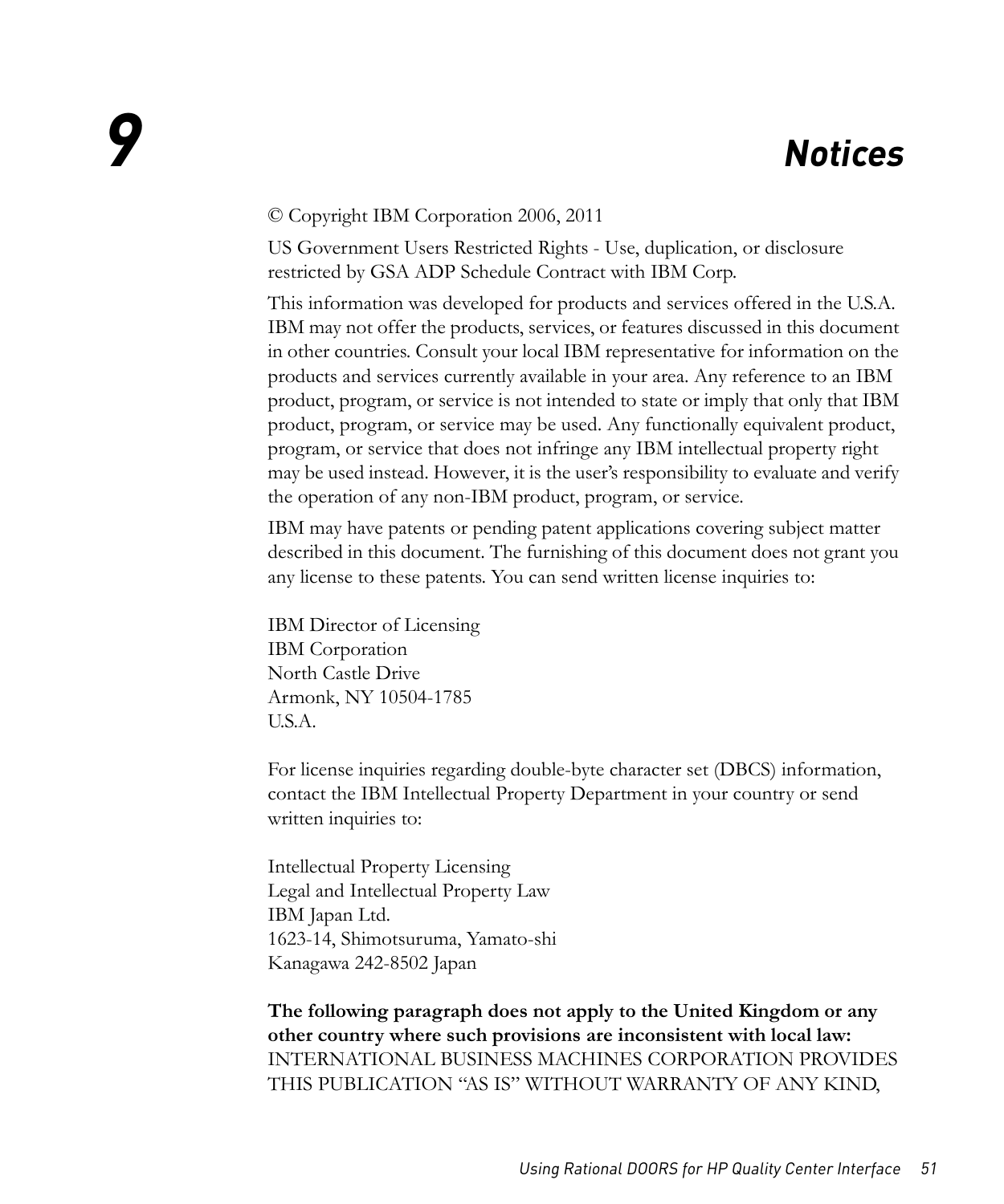# 9 Notices

© Copyright IBM Corporation 2006, 2011

US Government Users Restricted Rights - Use, duplication, or disclosure restricted by GSA ADP Schedule Contract with IBM Corp.

This information was developed for products and services offered in the U.S.A. IBM may not offer the products, services, or features discussed in this document in other countries. Consult your local IBM representative for information on the products and services currently available in your area. Any reference to an IBM product, program, or service is not intended to state or imply that only that IBM product, program, or service may be used. Any functionally equivalent product, program, or service that does not infringe any IBM intellectual property right may be used instead. However, it is the user's responsibility to evaluate and verify the operation of any non-IBM product, program, or service.

IBM may have patents or pending patent applications covering subject matter described in this document. The furnishing of this document does not grant you any license to these patents. You can send written license inquiries to:

IBM Director of Licensing
IBM Corporation
North Castle Drive
Armonk, NY 10504-1785
U.S.A.

For license inquiries regarding double-byte character set (DBCS) information, contact the IBM Intellectual Property Department in your country or send written inquiries to:

Intellectual Property Licensing
Legal and Intellectual Property Law
IBM Japan Ltd.
1623-14, Shimotsuruma, Yamato-shi
Kanagawa 242-8502 Japan

**The following paragraph does not apply to the United Kingdom or any other country where such provisions are inconsistent with local law:** INTERNATIONAL BUSINESS MACHINES CORPORATION PROVIDES THIS PUBLICATION "AS IS" WITHOUT WARRANTY OF ANY KIND,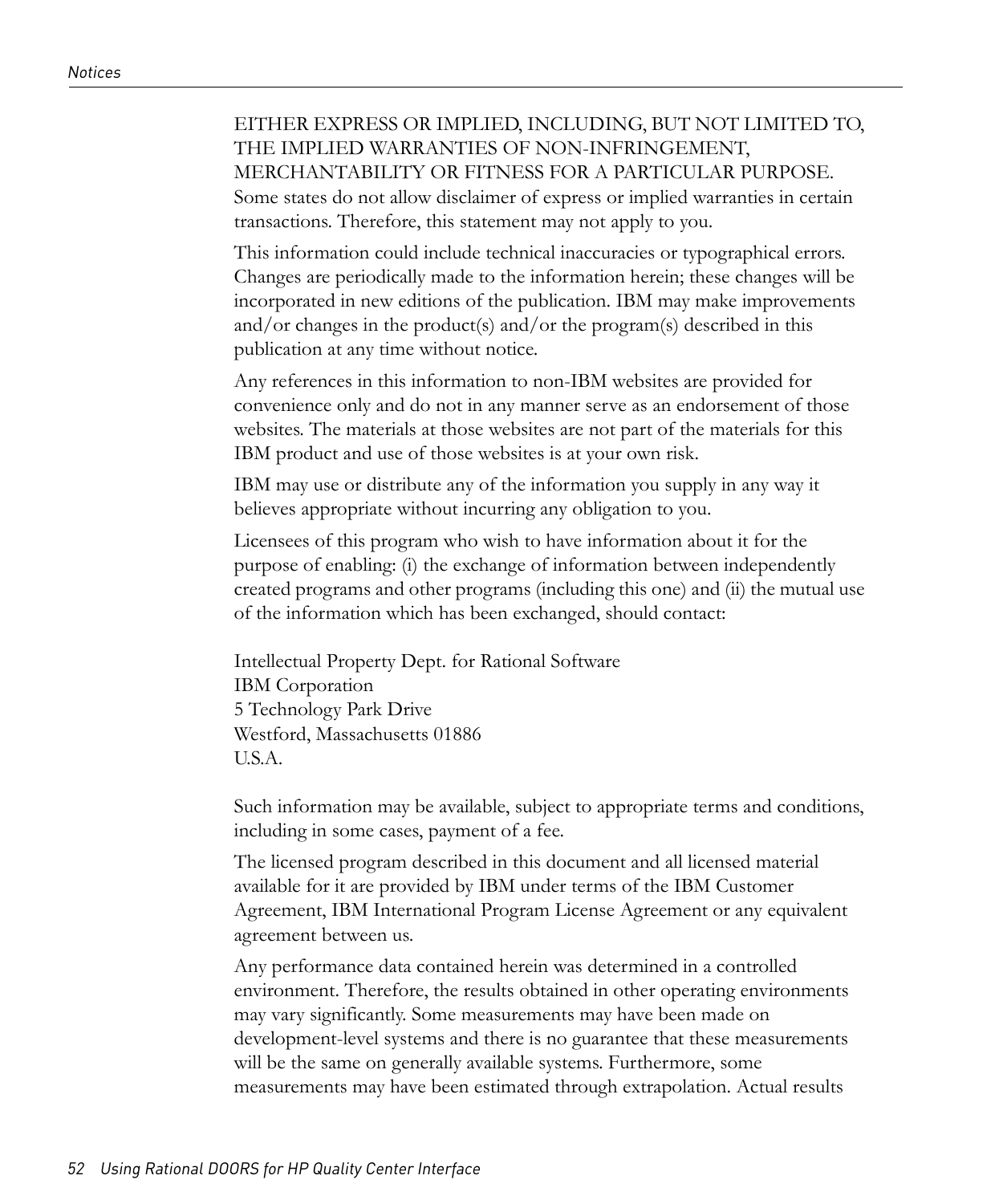EITHER EXPRESS OR IMPLIED, INCLUDING, BUT NOT LIMITED TO, THE IMPLIED WARRANTIES OF NON-INFRINGEMENT, MERCHANTABILITY OR FITNESS FOR A PARTICULAR PURPOSE. Some states do not allow disclaimer of express or implied warranties in certain transactions. Therefore, this statement may not apply to you.

This information could include technical inaccuracies or typographical errors. Changes are periodically made to the information herein; these changes will be incorporated in new editions of the publication. IBM may make improvements and/or changes in the product(s) and/or the program(s) described in this publication at any time without notice.

Any references in this information to non-IBM websites are provided for convenience only and do not in any manner serve as an endorsement of those websites. The materials at those websites are not part of the materials for this IBM product and use of those websites is at your own risk.

IBM may use or distribute any of the information you supply in any way it believes appropriate without incurring any obligation to you.

Licensees of this program who wish to have information about it for the purpose of enabling: (i) the exchange of information between independently created programs and other programs (including this one) and (ii) the mutual use of the information which has been exchanged, should contact:

Intellectual Property Dept. for Rational Software  
IBM Corporation  
5 Technology Park Drive  
Westford, Massachusetts 01886  
U.S.A.

Such information may be available, subject to appropriate terms and conditions, including in some cases, payment of a fee.

The licensed program described in this document and all licensed material available for it are provided by IBM under terms of the IBM Customer Agreement, IBM International Program License Agreement or any equivalent agreement between us.

Any performance data contained herein was determined in a controlled environment. Therefore, the results obtained in other operating environments may vary significantly. Some measurements may have been made on development-level systems and there is no guarantee that these measurements will be the same on generally available systems. Furthermore, some measurements may have been estimated through extrapolation. Actual results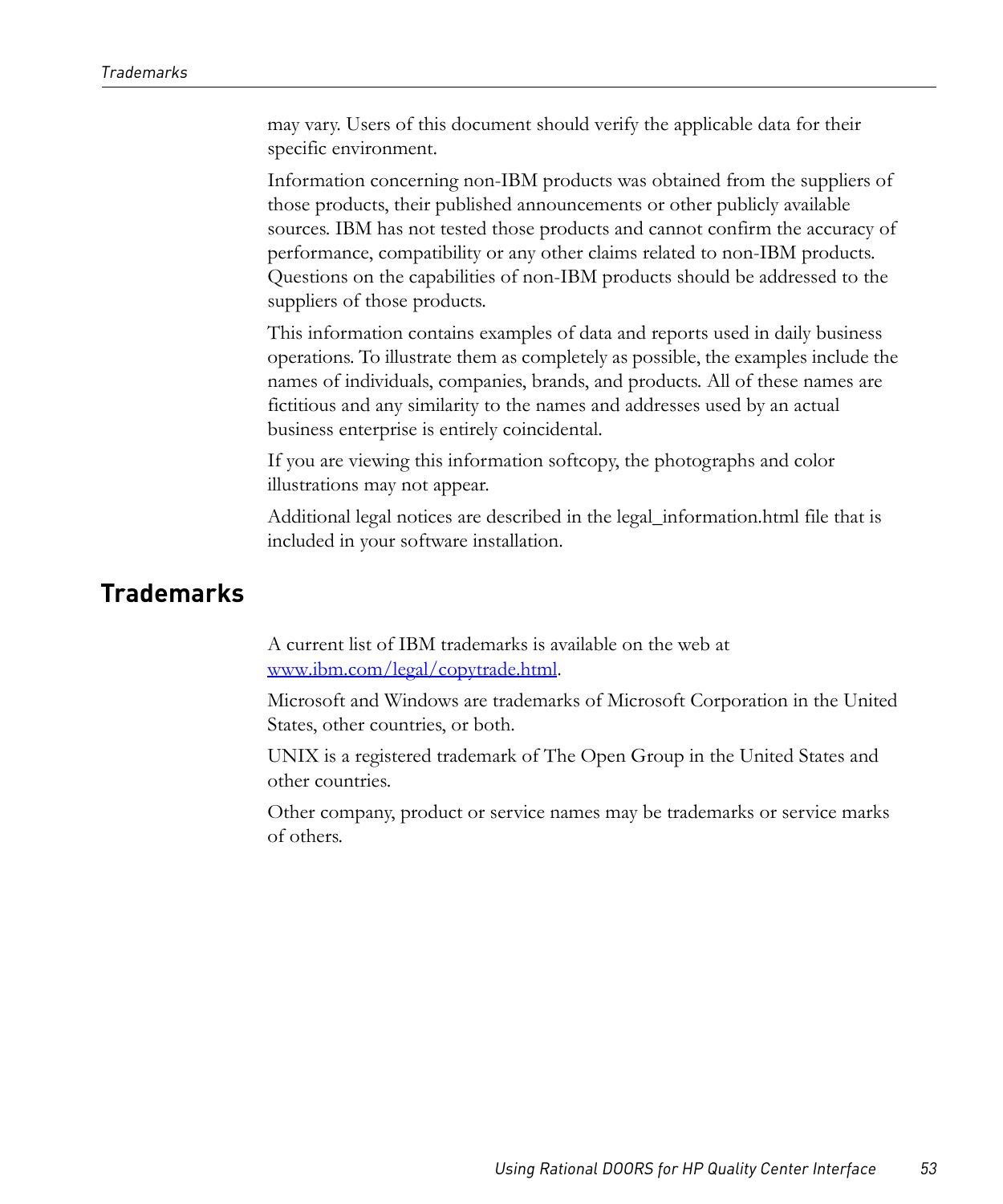may vary. Users of this document should verify the applicable data for their specific environment.

Information concerning non-IBM products was obtained from the suppliers of those products, their published announcements or other publicly available sources. IBM has not tested those products and cannot confirm the accuracy of performance, compatibility or any other claims related to non-IBM products. Questions on the capabilities of non-IBM products should be addressed to the suppliers of those products.

This information contains examples of data and reports used in daily business operations. To illustrate them as completely as possible, the examples include the names of individuals, companies, brands, and products. All of these names are fictitious and any similarity to the names and addresses used by an actual business enterprise is entirely coincidental.

If you are viewing this information softcopy, the photographs and color illustrations may not appear.

Additional legal notices are described in the legal_information.html file that is included in your software installation.

## Trademarks

A current list of IBM trademarks is available on the web at [www.ibm.com/legal/copytrade.html](www.ibm.com/legal/copytrade.html).

Microsoft and Windows are trademarks of Microsoft Corporation in the United States, other countries, or both.

UNIX is a registered trademark of The Open Group in the United States and other countries.

Other company, product or service names may be trademarks or service marks of others.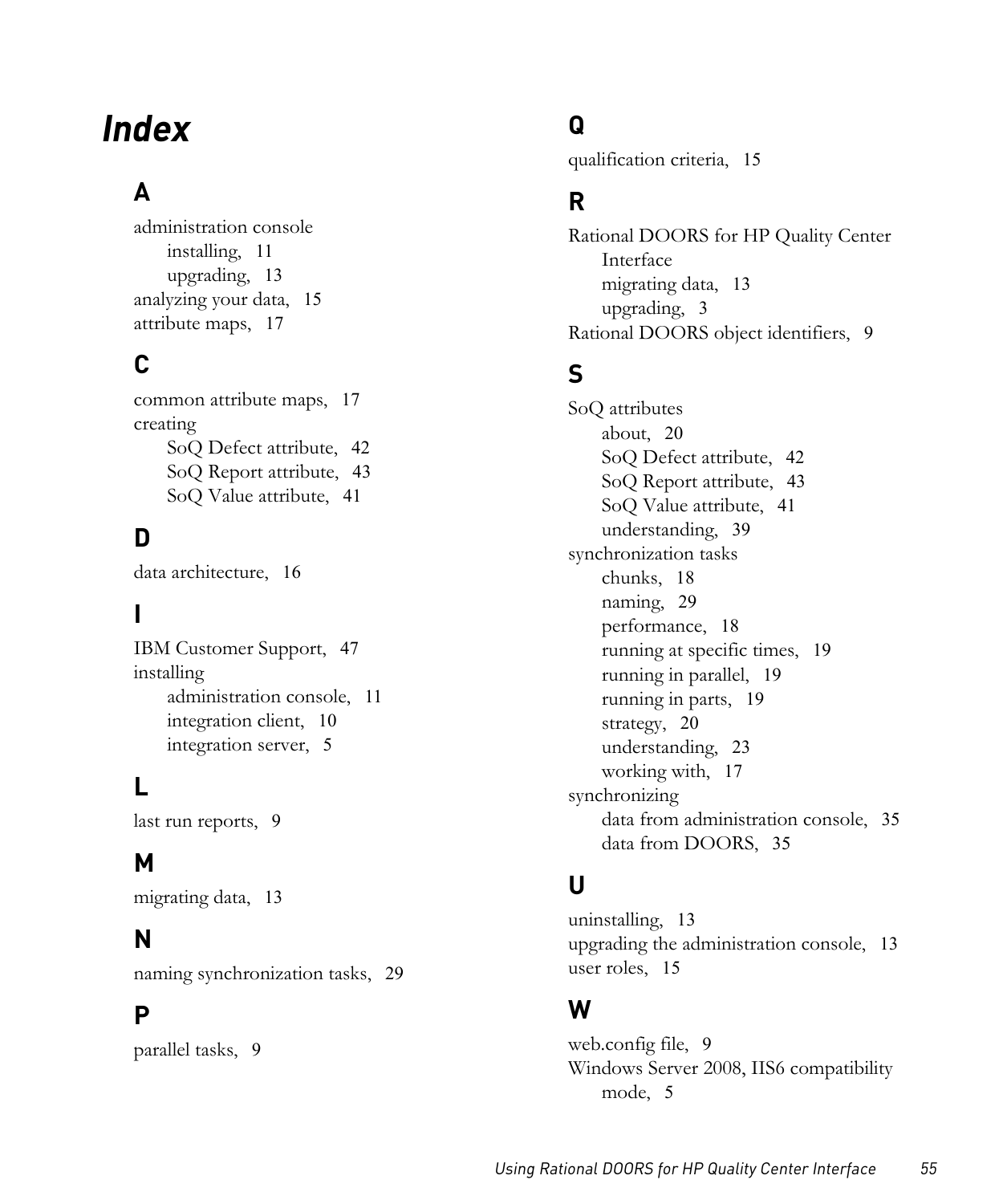# Index

## A

administration console
- installing, 11
- upgrading, 13

analyzing your data, 15
attribute maps, 17

## C

common attribute maps, 17
creating
- SoQ Defect attribute, 42
- SoQ Report attribute, 43
- SoQ Value attribute, 41

## D

data architecture, 16

## I

IBM Customer Support, 47
installing
- administration console, 11
- integration client, 10
- integration server, 5

## L

last run reports, 9

## M

migrating data, 13

## N

naming synchronization tasks, 29

## P

parallel tasks, 9

## Q

qualification criteria, 15

## R

Rational DOORS for HP Quality Center Interface
- migrating data, 13
- upgrading, 3

Rational DOORS object identifiers, 9

## S

SoQ attributes
- about, 20
- SoQ Defect attribute, 42
- SoQ Report attribute, 43
- SoQ Value attribute, 41
- understanding, 39

synchronization tasks
- chunks, 18
- naming, 29
- performance, 18
- running at specific times, 19
- running in parallel, 19
- running in parts, 19
- strategy, 20
- understanding, 23
- working with, 17

synchronizing
- data from administration console, 35
- data from DOORS, 35

## U

uninstalling, 13
upgrading the administration console, 13
user roles, 15

## W

web.config file, 9
Windows Server 2008, IIS6 compatibility mode, 5